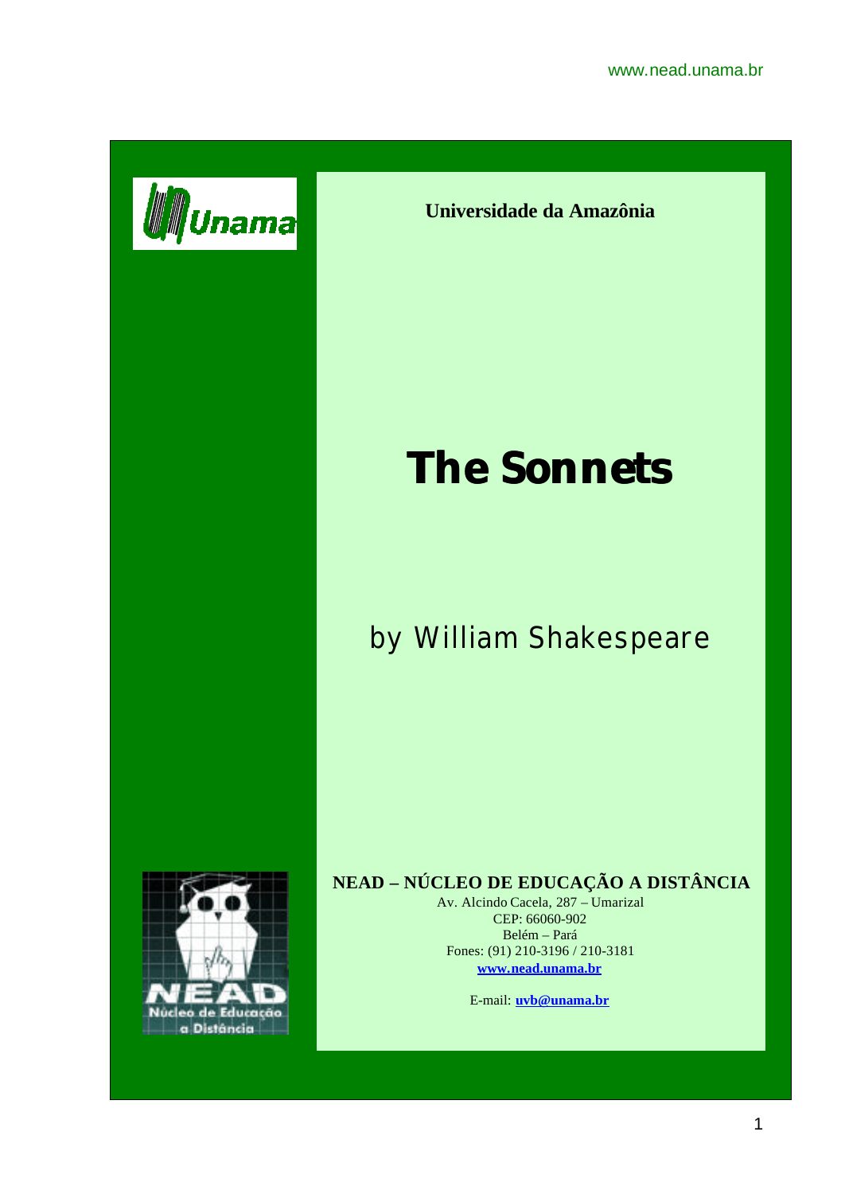Universidade da Amazônia

# The Sonnets

## by William Shakespeare

**NEAD – NÚCLEO DE EDUCAÇÃO A DISTÂNCIA**

Av. Alcindo Cacela, 287 – Umarizal
CEP: 66060-902
Belém – Pará
Fones: (91) 210-3196 / 210-3181
**www.nead.unama.br**

E-mail: **uvb@unama.br**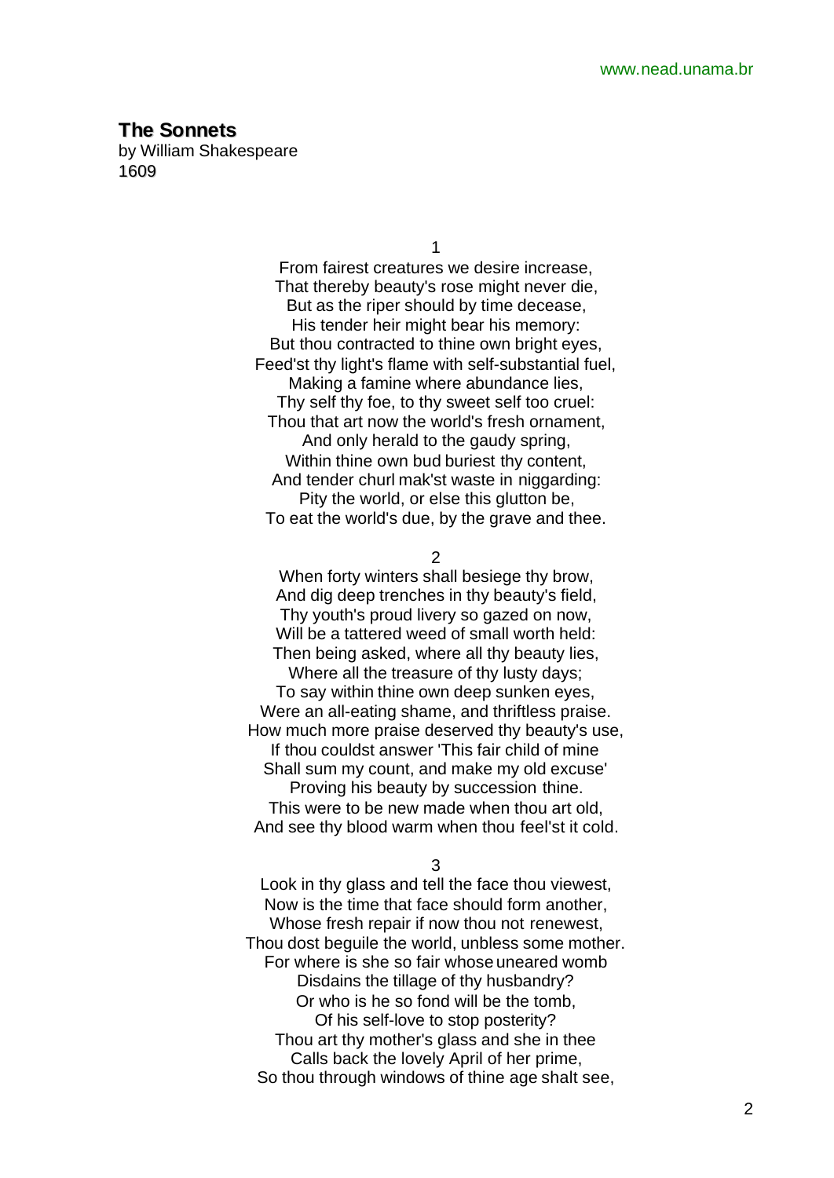## The Sonnets

by William Shakespeare
1609

1

From fairest creatures we desire increase,
That thereby beauty's rose might never die,
But as the riper should by time decease,
His tender heir might bear his memory:
But thou contracted to thine own bright eyes,
Feed'st thy light's flame with self-substantial fuel,
Making a famine where abundance lies,
Thy self thy foe, to thy sweet self too cruel:
Thou that art now the world's fresh ornament,
And only herald to the gaudy spring,
Within thine own bud buriest thy content,
And tender churl mak'st waste in niggarding:
Pity the world, or else this glutton be,
To eat the world's due, by the grave and thee.

2

When forty winters shall besiege thy brow,
And dig deep trenches in thy beauty's field,
Thy youth's proud livery so gazed on now,
Will be a tattered weed of small worth held:
Then being asked, where all thy beauty lies,
Where all the treasure of thy lusty days;
To say within thine own deep sunken eyes,
Were an all-eating shame, and thriftless praise.
How much more praise deserved thy beauty's use,
If thou couldst answer 'This fair child of mine
Shall sum my count, and make my old excuse'
Proving his beauty by succession thine.
This were to be new made when thou art old,
And see thy blood warm when thou feel'st it cold.

3

Look in thy glass and tell the face thou viewest,
Now is the time that face should form another,
Whose fresh repair if now thou not renewest,
Thou dost beguile the world, unbless some mother.
For where is she so fair whose uneared womb
Disdains the tillage of thy husbandry?
Or who is he so fond will be the tomb,
Of his self-love to stop posterity?
Thou art thy mother's glass and she in thee
Calls back the lovely April of her prime,
So thou through windows of thine age shalt see,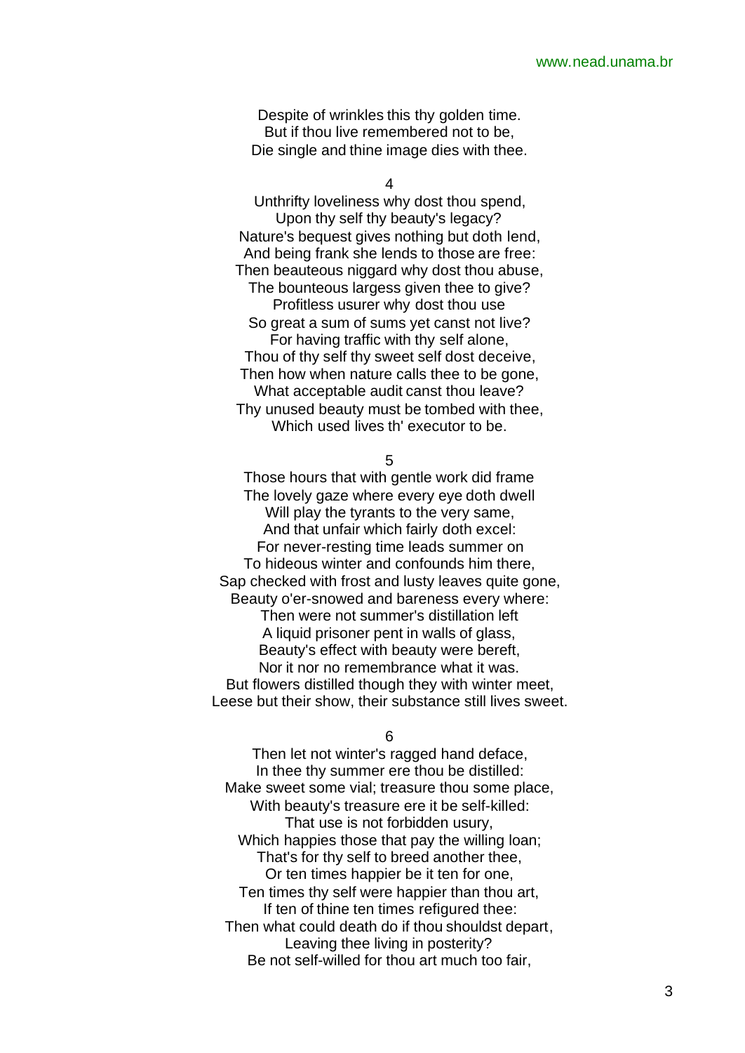Despite of wrinkles this thy golden time.
But if thou live remembered not to be,
Die single and thine image dies with thee.

4

Unthrifty loveliness why dost thou spend,
Upon thy self thy beauty's legacy?
Nature's bequest gives nothing but doth lend,
And being frank she lends to those are free:
Then beauteous niggard why dost thou abuse,
The bounteous largess given thee to give?
Profitless usurer why dost thou use
So great a sum of sums yet canst not live?
For having traffic with thy self alone,
Thou of thy self thy sweet self dost deceive,
Then how when nature calls thee to be gone,
What acceptable audit canst thou leave?
Thy unused beauty must be tombed with thee,
Which used lives th' executor to be.

5

Those hours that with gentle work did frame
The lovely gaze where every eye doth dwell
Will play the tyrants to the very same,
And that unfair which fairly doth excel:
For never-resting time leads summer on
To hideous winter and confounds him there,
Sap checked with frost and lusty leaves quite gone,
Beauty o'er-snowed and bareness every where:
Then were not summer's distillation left
A liquid prisoner pent in walls of glass,
Beauty's effect with beauty were bereft,
Nor it nor no remembrance what it was.
But flowers distilled though they with winter meet,
Leese but their show, their substance still lives sweet.

6

Then let not winter's ragged hand deface,
In thee thy summer ere thou be distilled:
Make sweet some vial; treasure thou some place,
With beauty's treasure ere it be self-killed:
That use is not forbidden usury,
Which happies those that pay the willing loan;
That's for thy self to breed another thee,
Or ten times happier be it ten for one,
Ten times thy self were happier than thou art,
If ten of thine ten times refigured thee:
Then what could death do if thou shouldst depart,
Leaving thee living in posterity?
Be not self-willed for thou art much too fair,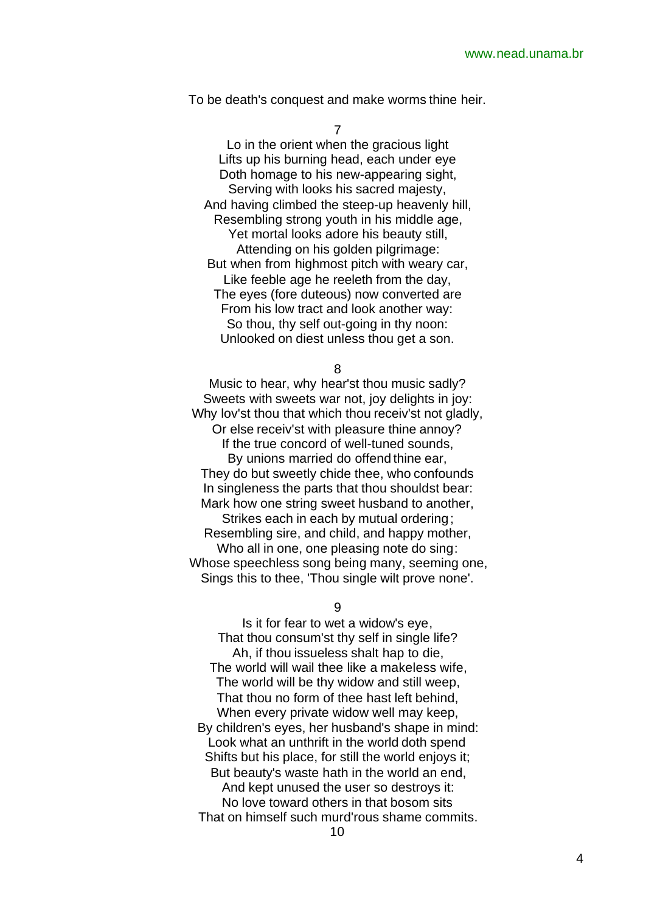To be death's conquest and make worms thine heir.

7

Lo in the orient when the gracious light  
Lifts up his burning head, each under eye  
Doth homage to his new-appearing sight,  
Serving with looks his sacred majesty,  
And having climbed the steep-up heavenly hill,  
Resembling strong youth in his middle age,  
Yet mortal looks adore his beauty still,  
Attending on his golden pilgrimage:  
But when from highmost pitch with weary car,  
Like feeble age he reeleth from the day,  
The eyes (fore duteous) now converted are  
From his low tract and look another way:  
So thou, thy self out-going in thy noon:  
Unlooked on diest unless thou get a son.

8

Music to hear, why hear'st thou music sadly?  
Sweets with sweets war not, joy delights in joy:  
Why lov'st thou that which thou receiv'st not gladly,  
Or else receiv'st with pleasure thine annoy?  
If the true concord of well-tuned sounds,  
By unions married do offend thine ear,  
They do but sweetly chide thee, who confounds  
In singleness the parts that thou shouldst bear:  
Mark how one string sweet husband to another,  
Strikes each in each by mutual ordering;  
Resembling sire, and child, and happy mother,  
Who all in one, one pleasing note do sing:  
Whose speechless song being many, seeming one,  
Sings this to thee, 'Thou single wilt prove none'.

9

Is it for fear to wet a widow's eye,  
That thou consum'st thy self in single life?  
Ah, if thou issueless shalt hap to die,  
The world will wail thee like a makeless wife,  
The world will be thy widow and still weep,  
That thou no form of thee hast left behind,  
When every private widow well may keep,  
By children's eyes, her husband's shape in mind:  
Look what an unthrift in the world doth spend  
Shifts but his place, for still the world enjoys it;  
But beauty's waste hath in the world an end,  
And kept unused the user so destroys it:  
No love toward others in that bosom sits  
That on himself such murd'rous shame commits.

10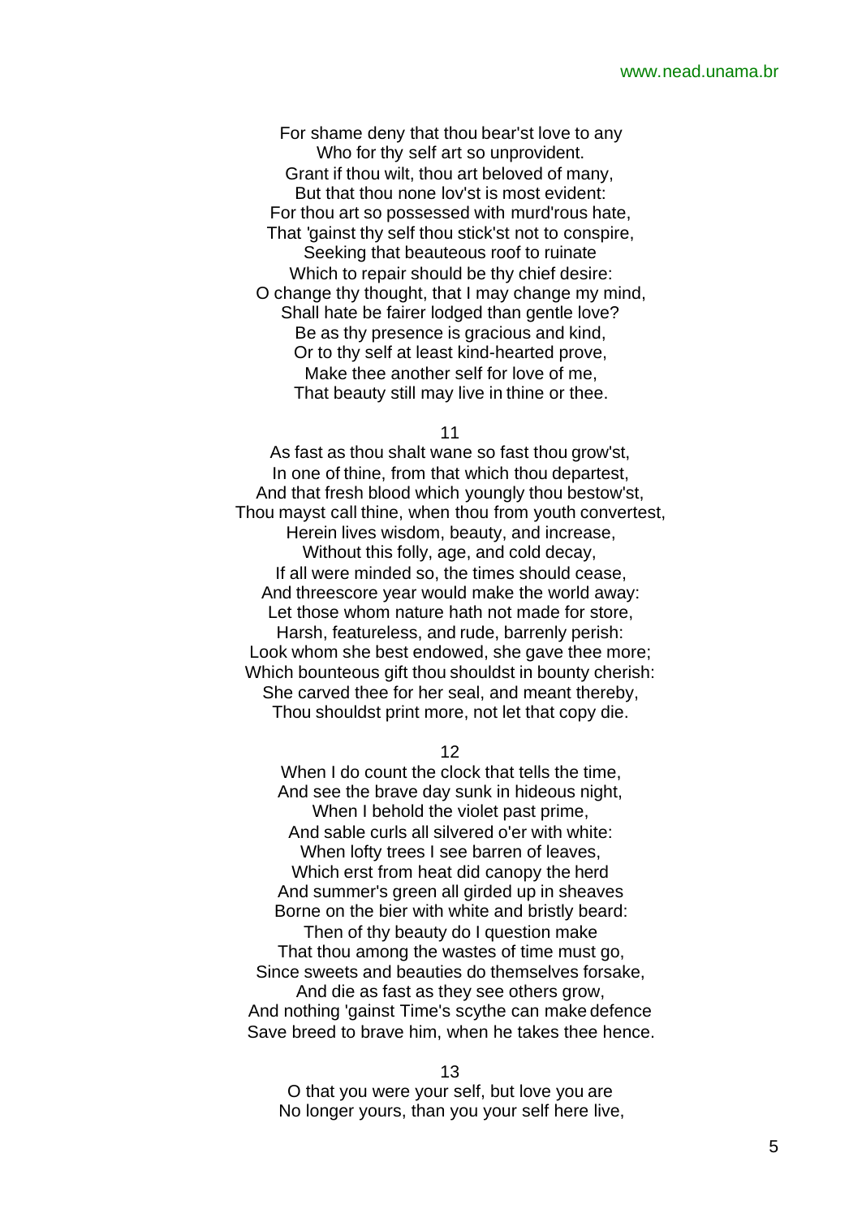For shame deny that thou bear'st love to any  
Who for thy self art so unprovident.  
Grant if thou wilt, thou art beloved of many,  
But that thou none lov'st is most evident:  
For thou art so possessed with murd'rous hate,  
That 'gainst thy self thou stick'st not to conspire,  
Seeking that beauteous roof to ruinate  
Which to repair should be thy chief desire:  
O change thy thought, that I may change my mind,  
Shall hate be fairer lodged than gentle love?  
Be as thy presence is gracious and kind,  
Or to thy self at least kind-hearted prove,  
Make thee another self for love of me,  
That beauty still may live in thine or thee.

11

As fast as thou shalt wane so fast thou grow'st,  
In one of thine, from that which thou departest,  
And that fresh blood which youngly thou bestow'st,  
Thou mayst call thine, when thou from youth convertest,  
Herein lives wisdom, beauty, and increase,  
Without this folly, age, and cold decay,  
If all were minded so, the times should cease,  
And threescore year would make the world away:  
Let those whom nature hath not made for store,  
Harsh, featureless, and rude, barrenly perish:  
Look whom she best endowed, she gave thee more;  
Which bounteous gift thou shouldst in bounty cherish:  
She carved thee for her seal, and meant thereby,  
Thou shouldst print more, not let that copy die.

12

When I do count the clock that tells the time,  
And see the brave day sunk in hideous night,  
When I behold the violet past prime,  
And sable curls all silvered o'er with white:  
When lofty trees I see barren of leaves,  
Which erst from heat did canopy the herd  
And summer's green all girded up in sheaves  
Borne on the bier with white and bristly beard:  
Then of thy beauty do I question make  
That thou among the wastes of time must go,  
Since sweets and beauties do themselves forsake,  
And die as fast as they see others grow,  
And nothing 'gainst Time's scythe can make defence  
Save breed to brave him, when he takes thee hence.

13

O that you were your self, but love you are  
No longer yours, than you your self here live,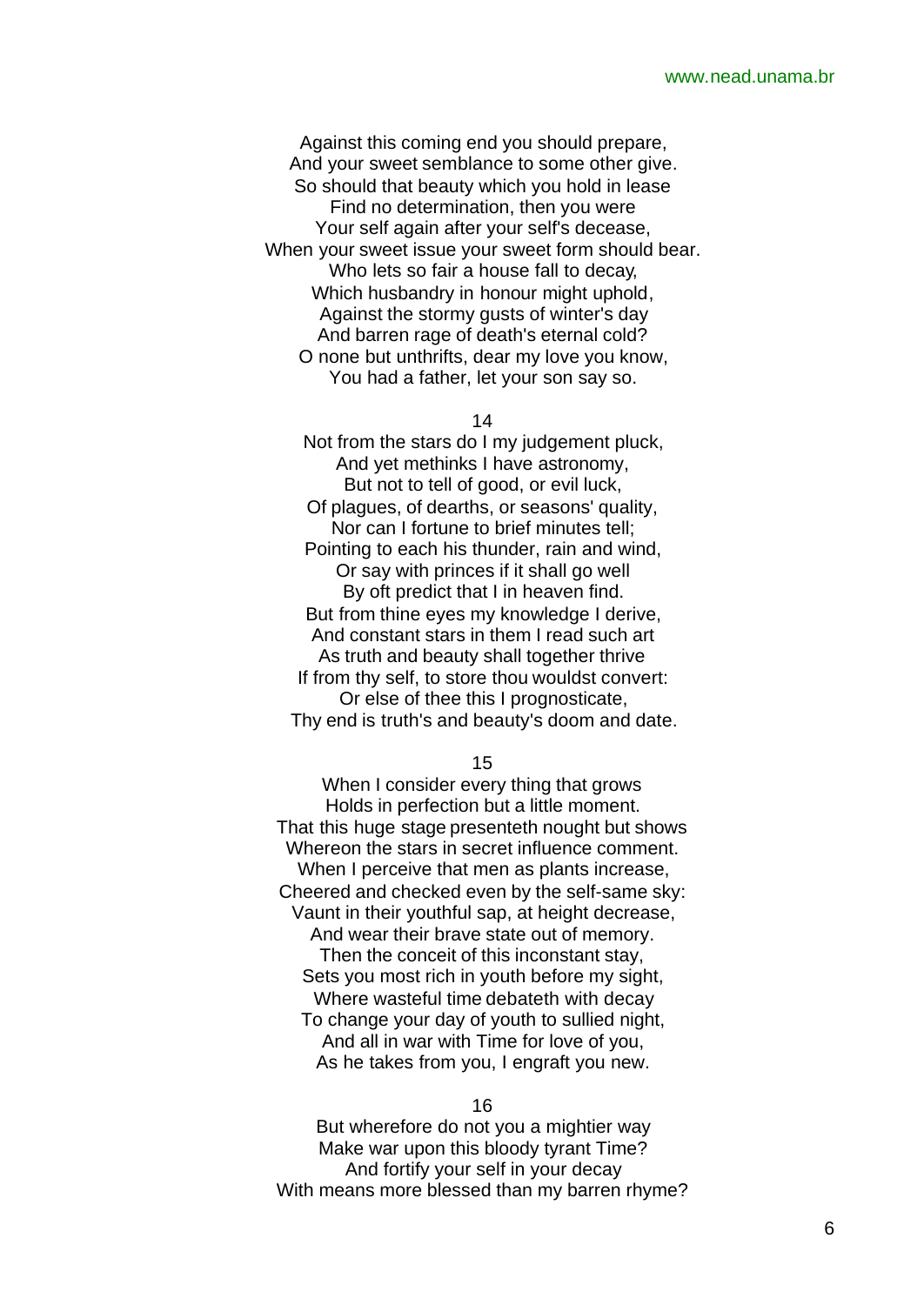Against this coming end you should prepare,
And your sweet semblance to some other give.
So should that beauty which you hold in lease
Find no determination, then you were
Your self again after your self's decease,
When your sweet issue your sweet form should bear.
Who lets so fair a house fall to decay,
Which husbandry in honour might uphold,
Against the stormy gusts of winter's day
And barren rage of death's eternal cold?
O none but unthrifts, dear my love you know,
You had a father, let your son say so.

14

Not from the stars do I my judgement pluck,
And yet methinks I have astronomy,
But not to tell of good, or evil luck,
Of plagues, of dearths, or seasons' quality,
Nor can I fortune to brief minutes tell;
Pointing to each his thunder, rain and wind,
Or say with princes if it shall go well
By oft predict that I in heaven find.
But from thine eyes my knowledge I derive,
And constant stars in them I read such art
As truth and beauty shall together thrive
If from thy self, to store thou wouldst convert:
Or else of thee this I prognosticate,
Thy end is truth's and beauty's doom and date.

15

When I consider every thing that grows
Holds in perfection but a little moment.
That this huge stage presenteth nought but shows
Whereon the stars in secret influence comment.
When I perceive that men as plants increase,
Cheered and checked even by the self-same sky:
Vaunt in their youthful sap, at height decrease,
And wear their brave state out of memory.
Then the conceit of this inconstant stay,
Sets you most rich in youth before my sight,
Where wasteful time debateth with decay
To change your day of youth to sullied night,
And all in war with Time for love of you,
As he takes from you, I engraft you new.

16

But wherefore do not you a mightier way
Make war upon this bloody tyrant Time?
And fortify your self in your decay
With means more blessed than my barren rhyme?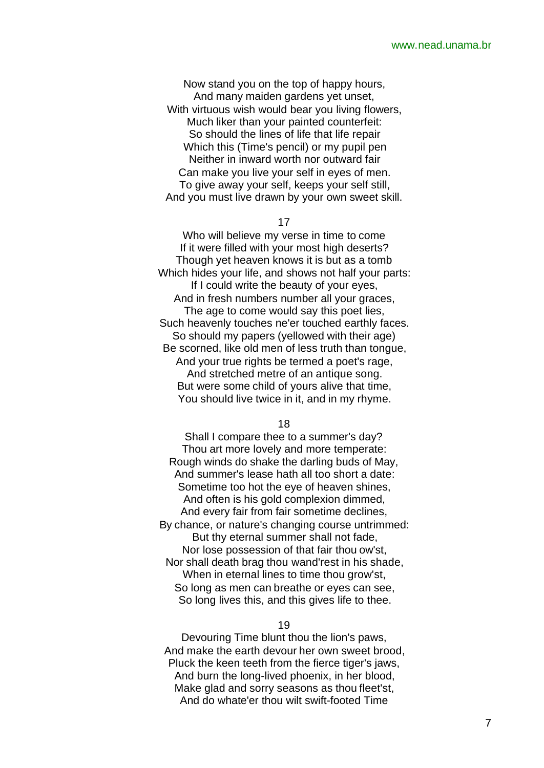Now stand you on the top of happy hours,
And many maiden gardens yet unset,
With virtuous wish would bear you living flowers,
Much liker than your painted counterfeit:
So should the lines of life that life repair
Which this (Time's pencil) or my pupil pen
Neither in inward worth nor outward fair
Can make you live your self in eyes of men.
To give away your self, keeps your self still,
And you must live drawn by your own sweet skill.

17

Who will believe my verse in time to come
If it were filled with your most high deserts?
Though yet heaven knows it is but as a tomb
Which hides your life, and shows not half your parts:
If I could write the beauty of your eyes,
And in fresh numbers number all your graces,
The age to come would say this poet lies,
Such heavenly touches ne'er touched earthly faces.
So should my papers (yellowed with their age)
Be scorned, like old men of less truth than tongue,
And your true rights be termed a poet's rage,
And stretched metre of an antique song.
But were some child of yours alive that time,
You should live twice in it, and in my rhyme.

18

Shall I compare thee to a summer's day?
Thou art more lovely and more temperate:
Rough winds do shake the darling buds of May,
And summer's lease hath all too short a date:
Sometime too hot the eye of heaven shines,
And often is his gold complexion dimmed,
And every fair from fair sometime declines,
By chance, or nature's changing course untrimmed:
But thy eternal summer shall not fade,
Nor lose possession of that fair thou ow'st,
Nor shall death brag thou wand'rest in his shade,
When in eternal lines to time thou grow'st,
So long as men can breathe or eyes can see,
So long lives this, and this gives life to thee.

19

Devouring Time blunt thou the lion's paws,
And make the earth devour her own sweet brood,
Pluck the keen teeth from the fierce tiger's jaws,
And burn the long-lived phoenix, in her blood,
Make glad and sorry seasons as thou fleet'st,
And do whate'er thou wilt swift-footed Time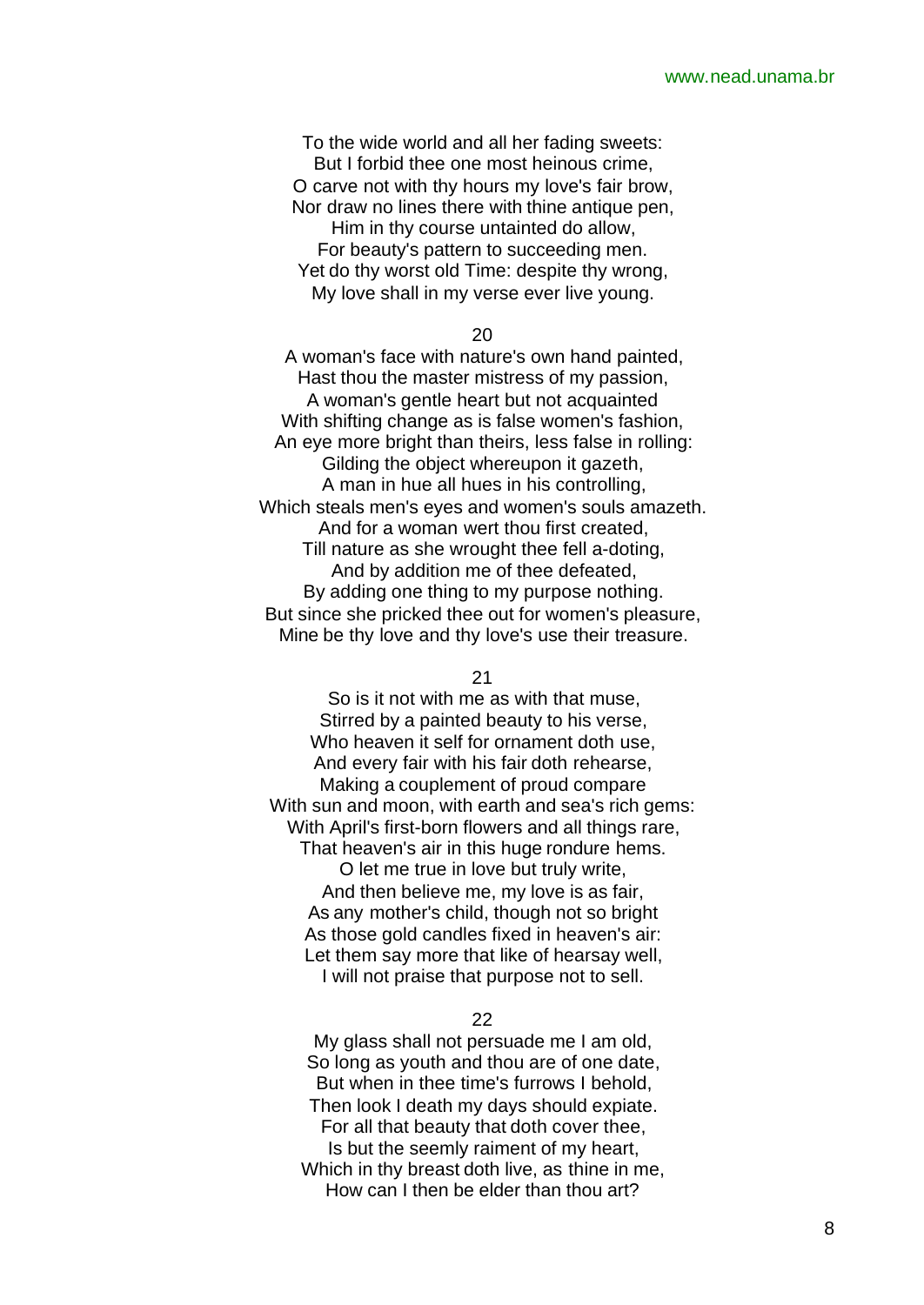To the wide world and all her fading sweets:
But I forbid thee one most heinous crime,
O carve not with thy hours my love's fair brow,
Nor draw no lines there with thine antique pen,
Him in thy course untainted do allow,
For beauty's pattern to succeeding men.
Yet do thy worst old Time: despite thy wrong,
My love shall in my verse ever live young.

20

A woman's face with nature's own hand painted,
Hast thou the master mistress of my passion,
A woman's gentle heart but not acquainted
With shifting change as is false women's fashion,
An eye more bright than theirs, less false in rolling:
Gilding the object whereupon it gazeth,
A man in hue all hues in his controlling,
Which steals men's eyes and women's souls amazeth.
And for a woman wert thou first created,
Till nature as she wrought thee fell a-doting,
And by addition me of thee defeated,
By adding one thing to my purpose nothing.
But since she pricked thee out for women's pleasure,
Mine be thy love and thy love's use their treasure.

21

So is it not with me as with that muse,
Stirred by a painted beauty to his verse,
Who heaven it self for ornament doth use,
And every fair with his fair doth rehearse,
Making a couplement of proud compare
With sun and moon, with earth and sea's rich gems:
With April's first-born flowers and all things rare,
That heaven's air in this huge rondure hems.
O let me true in love but truly write,
And then believe me, my love is as fair,
As any mother's child, though not so bright
As those gold candles fixed in heaven's air:
Let them say more that like of hearsay well,
I will not praise that purpose not to sell.

22

My glass shall not persuade me I am old,
So long as youth and thou are of one date,
But when in thee time's furrows I behold,
Then look I death my days should expiate.
For all that beauty that doth cover thee,
Is but the seemly raiment of my heart,
Which in thy breast doth live, as thine in me,
How can I then be elder than thou art?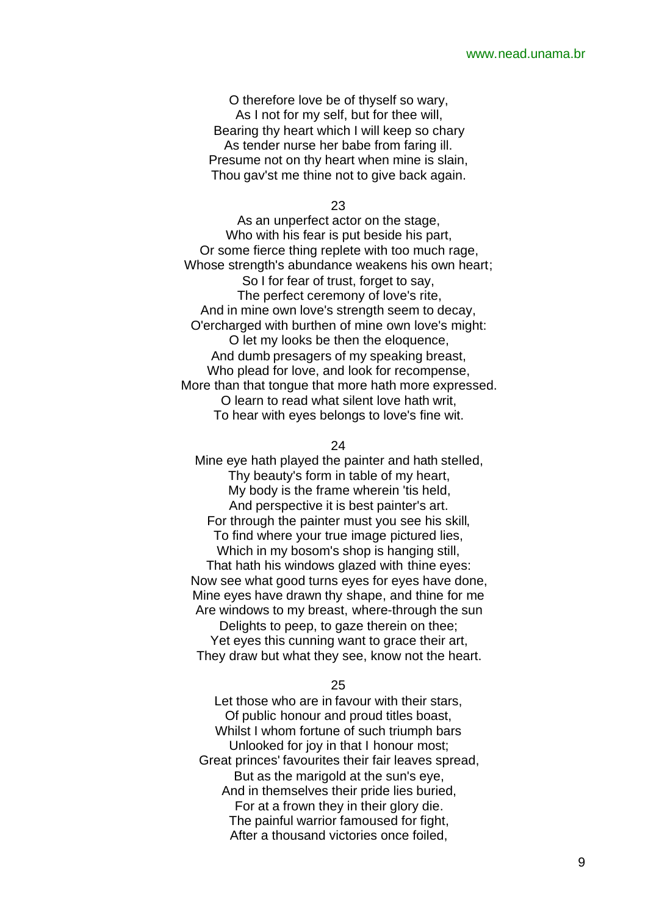O therefore love be of thyself so wary,  
As I not for my self, but for thee will,  
Bearing thy heart which I will keep so chary  
As tender nurse her babe from faring ill.  
Presume not on thy heart when mine is slain,  
Thou gav'st me thine not to give back again.

23

As an unperfect actor on the stage,  
Who with his fear is put beside his part,  
Or some fierce thing replete with too much rage,  
Whose strength's abundance weakens his own heart;  
So I for fear of trust, forget to say,  
The perfect ceremony of love's rite,  
And in mine own love's strength seem to decay,  
O'ercharged with burthen of mine own love's might:  
O let my looks be then the eloquence,  
And dumb presagers of my speaking breast,  
Who plead for love, and look for recompense,  
More than that tongue that more hath more expressed.  
O learn to read what silent love hath writ,  
To hear with eyes belongs to love's fine wit.

24

Mine eye hath played the painter and hath stelled,  
Thy beauty's form in table of my heart,  
My body is the frame wherein 'tis held,  
And perspective it is best painter's art.  
For through the painter must you see his skill,  
To find where your true image pictured lies,  
Which in my bosom's shop is hanging still,  
That hath his windows glazed with thine eyes:  
Now see what good turns eyes for eyes have done,  
Mine eyes have drawn thy shape, and thine for me  
Are windows to my breast, where-through the sun  
Delights to peep, to gaze therein on thee;  
Yet eyes this cunning want to grace their art,  
They draw but what they see, know not the heart.

25

Let those who are in favour with their stars,  
Of public honour and proud titles boast,  
Whilst I whom fortune of such triumph bars  
Unlooked for joy in that I honour most;  
Great princes' favourites their fair leaves spread,  
But as the marigold at the sun's eye,  
And in themselves their pride lies buried,  
For at a frown they in their glory die.  
The painful warrior famoused for fight,  
After a thousand victories once foiled,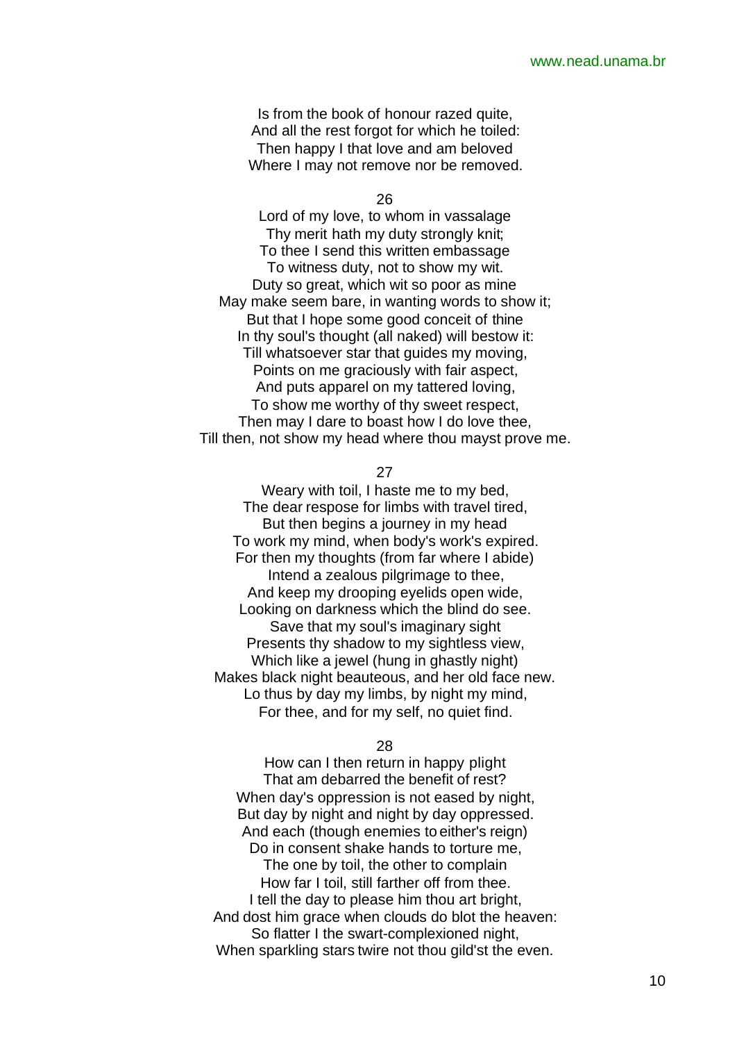Is from the book of honour razed quite,
And all the rest forgot for which he toiled:
Then happy I that love and am beloved
Where I may not remove nor be removed.

26

Lord of my love, to whom in vassalage
Thy merit hath my duty strongly knit;
To thee I send this written embassage
To witness duty, not to show my wit.
Duty so great, which wit so poor as mine
May make seem bare, in wanting words to show it;
But that I hope some good conceit of thine
In thy soul's thought (all naked) will bestow it:
Till whatsoever star that guides my moving,
Points on me graciously with fair aspect,
And puts apparel on my tattered loving,
To show me worthy of thy sweet respect,
Then may I dare to boast how I do love thee,
Till then, not show my head where thou mayst prove me.

27

Weary with toil, I haste me to my bed,
The dear respose for limbs with travel tired,
But then begins a journey in my head
To work my mind, when body's work's expired.
For then my thoughts (from far where I abide)
Intend a zealous pilgrimage to thee,
And keep my drooping eyelids open wide,
Looking on darkness which the blind do see.
Save that my soul's imaginary sight
Presents thy shadow to my sightless view,
Which like a jewel (hung in ghastly night)
Makes black night beauteous, and her old face new.
Lo thus by day my limbs, by night my mind,
For thee, and for my self, no quiet find.

28

How can I then return in happy plight
That am debarred the benefit of rest?
When day's oppression is not eased by night,
But day by night and night by day oppressed.
And each (though enemies to either's reign)
Do in consent shake hands to torture me,
The one by toil, the other to complain
How far I toil, still farther off from thee.
I tell the day to please him thou art bright,
And dost him grace when clouds do blot the heaven:
So flatter I the swart-complexioned night,
When sparkling stars twire not thou gild'st the even.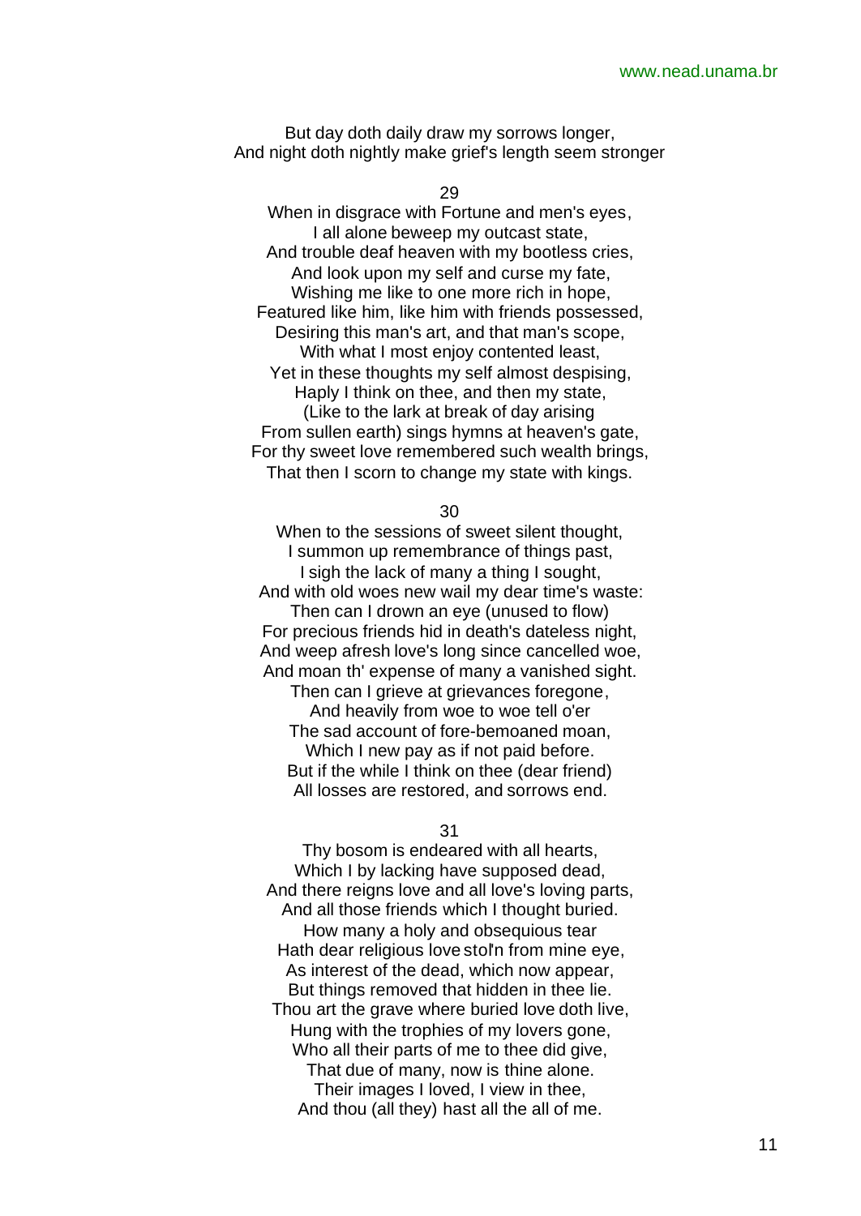But day doth daily draw my sorrows longer,
And night doth nightly make grief's length seem stronger

29

When in disgrace with Fortune and men's eyes,
I all alone beweep my outcast state,
And trouble deaf heaven with my bootless cries,
And look upon my self and curse my fate,
Wishing me like to one more rich in hope,
Featured like him, like him with friends possessed,
Desiring this man's art, and that man's scope,
With what I most enjoy contented least,
Yet in these thoughts my self almost despising,
Haply I think on thee, and then my state,
(Like to the lark at break of day arising
From sullen earth) sings hymns at heaven's gate,
For thy sweet love remembered such wealth brings,
That then I scorn to change my state with kings.

30

When to the sessions of sweet silent thought,
I summon up remembrance of things past,
I sigh the lack of many a thing I sought,
And with old woes new wail my dear time's waste:
Then can I drown an eye (unused to flow)
For precious friends hid in death's dateless night,
And weep afresh love's long since cancelled woe,
And moan th' expense of many a vanished sight.
Then can I grieve at grievances foregone,
And heavily from woe to woe tell o'er
The sad account of fore-bemoaned moan,
Which I new pay as if not paid before.
But if the while I think on thee (dear friend)
All losses are restored, and sorrows end.

31

Thy bosom is endeared with all hearts,
Which I by lacking have supposed dead,
And there reigns love and all love's loving parts,
And all those friends which I thought buried.
How many a holy and obsequious tear
Hath dear religious love stol'n from mine eye,
As interest of the dead, which now appear,
But things removed that hidden in thee lie.
Thou art the grave where buried love doth live,
Hung with the trophies of my lovers gone,
Who all their parts of me to thee did give,
That due of many, now is thine alone.
Their images I loved, I view in thee,
And thou (all they) hast all the all of me.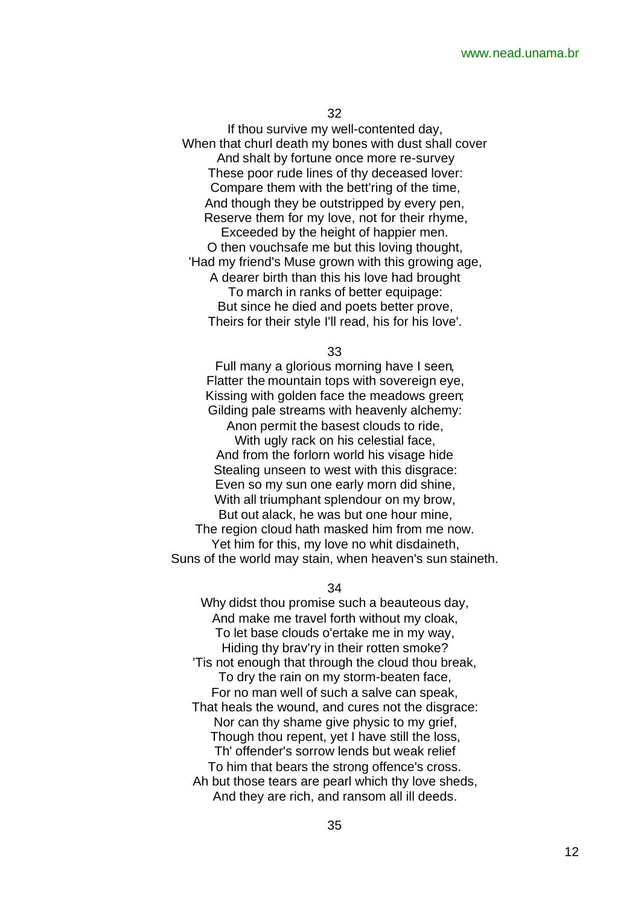32

If thou survive my well-contented day,
When that churl death my bones with dust shall cover
And shalt by fortune once more re-survey
These poor rude lines of thy deceased lover:
Compare them with the bett'ring of the time,
And though they be outstripped by every pen,
Reserve them for my love, not for their rhyme,
Exceeded by the height of happier men.
O then vouchsafe me but this loving thought,
'Had my friend's Muse grown with this growing age,
A dearer birth than this his love had brought
To march in ranks of better equipage:
But since he died and poets better prove,
Theirs for their style I'll read, his for his love'.

33

Full many a glorious morning have I seen,
Flatter the mountain tops with sovereign eye,
Kissing with golden face the meadows green;
Gilding pale streams with heavenly alchemy:
Anon permit the basest clouds to ride,
With ugly rack on his celestial face,
And from the forlorn world his visage hide
Stealing unseen to west with this disgrace:
Even so my sun one early morn did shine,
With all triumphant splendour on my brow,
But out alack, he was but one hour mine,
The region cloud hath masked him from me now.
Yet him for this, my love no whit disdaineth,
Suns of the world may stain, when heaven's sun staineth.

34

Why didst thou promise such a beauteous day,
And make me travel forth without my cloak,
To let base clouds o'ertake me in my way,
Hiding thy brav'ry in their rotten smoke?
'Tis not enough that through the cloud thou break,
To dry the rain on my storm-beaten face,
For no man well of such a salve can speak,
That heals the wound, and cures not the disgrace:
Nor can thy shame give physic to my grief,
Though thou repent, yet I have still the loss,
Th' offender's sorrow lends but weak relief
To him that bears the strong offence's cross.
Ah but those tears are pearl which thy love sheds,
And they are rich, and ransom all ill deeds.

35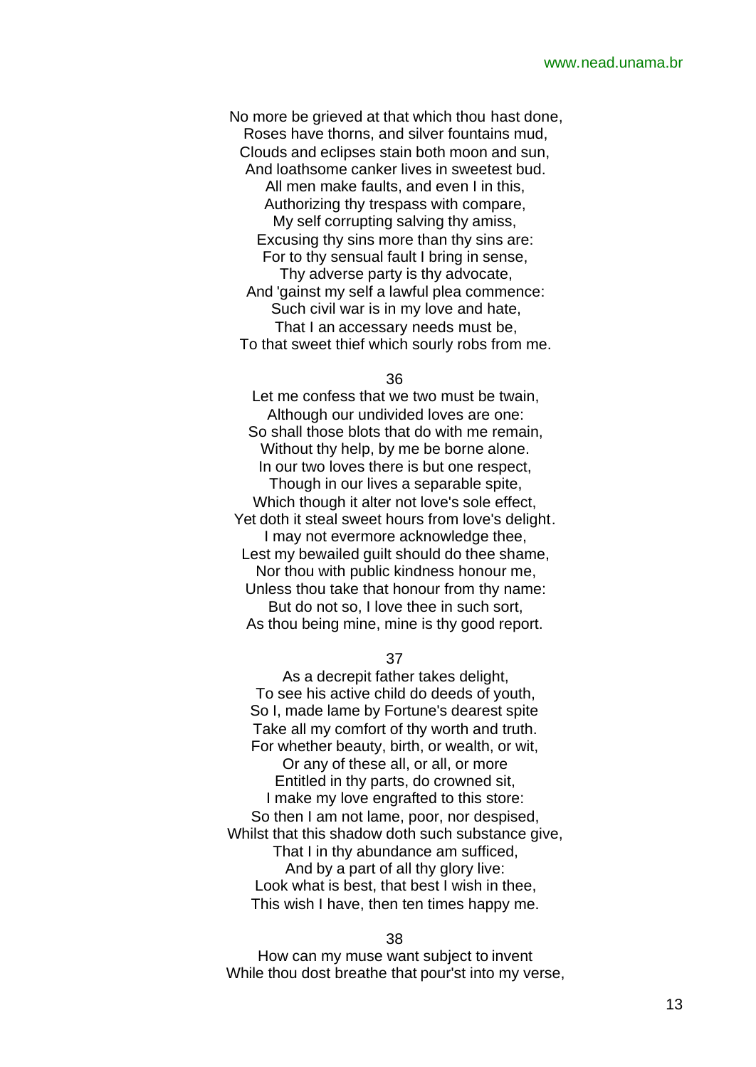No more be grieved at that which thou hast done,
Roses have thorns, and silver fountains mud,
Clouds and eclipses stain both moon and sun,
And loathsome canker lives in sweetest bud.
All men make faults, and even I in this,
Authorizing thy trespass with compare,
My self corrupting salving thy amiss,
Excusing thy sins more than thy sins are:
For to thy sensual fault I bring in sense,
Thy adverse party is thy advocate,
And 'gainst my self a lawful plea commence:
Such civil war is in my love and hate,
That I an accessary needs must be,
To that sweet thief which sourly robs from me.

36

Let me confess that we two must be twain,
Although our undivided loves are one:
So shall those blots that do with me remain,
Without thy help, by me be borne alone.
In our two loves there is but one respect,
Though in our lives a separable spite,
Which though it alter not love's sole effect,
Yet doth it steal sweet hours from love's delight.
I may not evermore acknowledge thee,
Lest my bewailed guilt should do thee shame,
Nor thou with public kindness honour me,
Unless thou take that honour from thy name:
But do not so, I love thee in such sort,
As thou being mine, mine is thy good report.

37

As a decrepit father takes delight,
To see his active child do deeds of youth,
So I, made lame by Fortune's dearest spite
Take all my comfort of thy worth and truth.
For whether beauty, birth, or wealth, or wit,
Or any of these all, or all, or more
Entitled in thy parts, do crowned sit,
I make my love engrafted to this store:
So then I am not lame, poor, nor despised,
Whilst that this shadow doth such substance give,
That I in thy abundance am sufficed,
And by a part of all thy glory live:
Look what is best, that best I wish in thee,
This wish I have, then ten times happy me.

38

How can my muse want subject to invent
While thou dost breathe that pour'st into my verse,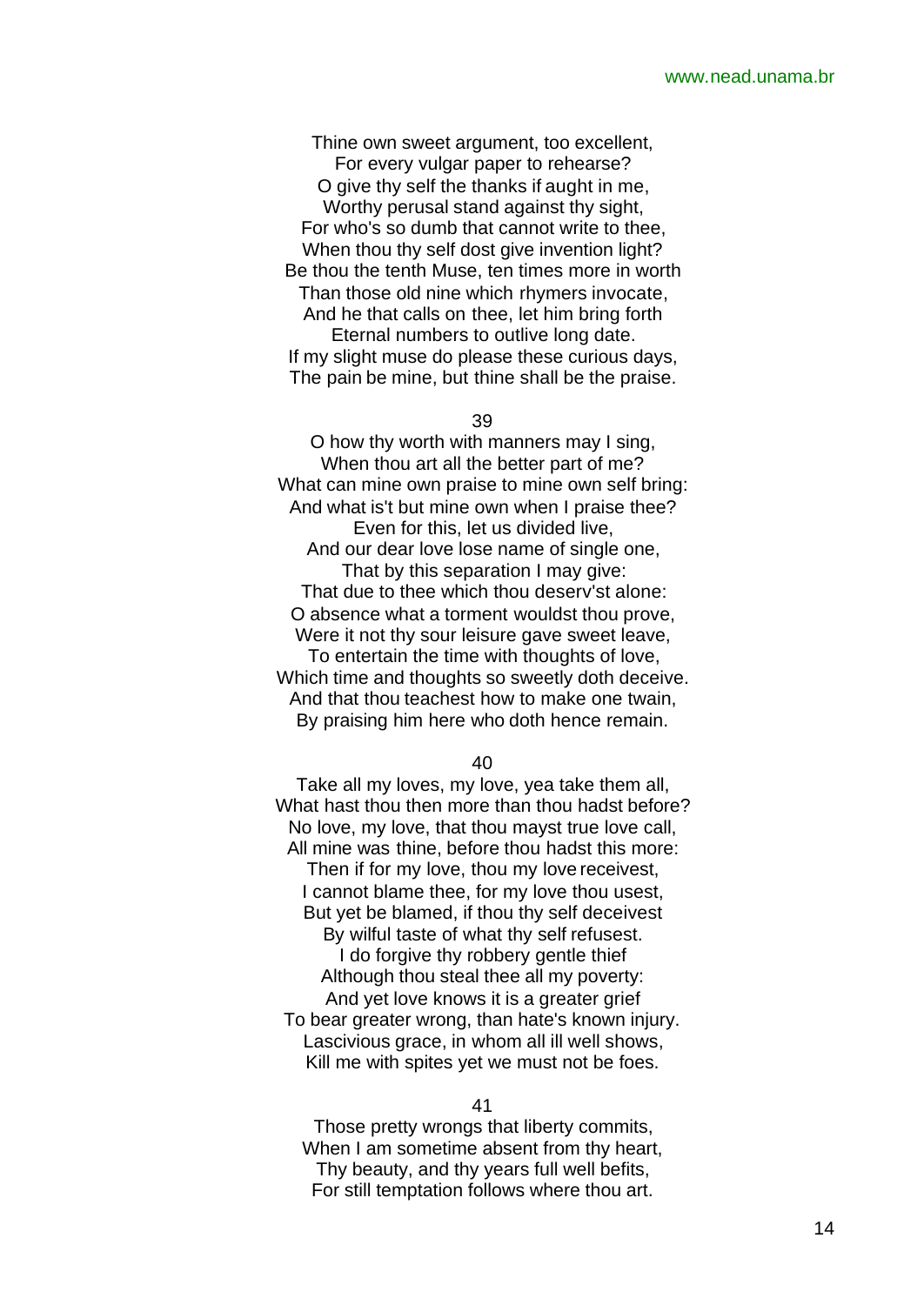Thine own sweet argument, too excellent,
For every vulgar paper to rehearse?
O give thy self the thanks if aught in me,
Worthy perusal stand against thy sight,
For who's so dumb that cannot write to thee,
When thou thy self dost give invention light?
Be thou the tenth Muse, ten times more in worth
Than those old nine which rhymers invocate,
And he that calls on thee, let him bring forth
Eternal numbers to outlive long date.
If my slight muse do please these curious days,
The pain be mine, but thine shall be the praise.

39

O how thy worth with manners may I sing,
When thou art all the better part of me?
What can mine own praise to mine own self bring:
And what is't but mine own when I praise thee?
Even for this, let us divided live,
And our dear love lose name of single one,
That by this separation I may give:
That due to thee which thou deserv'st alone:
O absence what a torment wouldst thou prove,
Were it not thy sour leisure gave sweet leave,
To entertain the time with thoughts of love,
Which time and thoughts so sweetly doth deceive.
And that thou teachest how to make one twain,
By praising him here who doth hence remain.

40

Take all my loves, my love, yea take them all,
What hast thou then more than thou hadst before?
No love, my love, that thou mayst true love call,
All mine was thine, before thou hadst this more:
Then if for my love, thou my love receivest,
I cannot blame thee, for my love thou usest,
But yet be blamed, if thou thy self deceivest
By wilful taste of what thy self refusest.
I do forgive thy robbery gentle thief
Although thou steal thee all my poverty:
And yet love knows it is a greater grief
To bear greater wrong, than hate's known injury.
Lascivious grace, in whom all ill well shows,
Kill me with spites yet we must not be foes.

41

Those pretty wrongs that liberty commits,
When I am sometime absent from thy heart,
Thy beauty, and thy years full well befits,
For still temptation follows where thou art.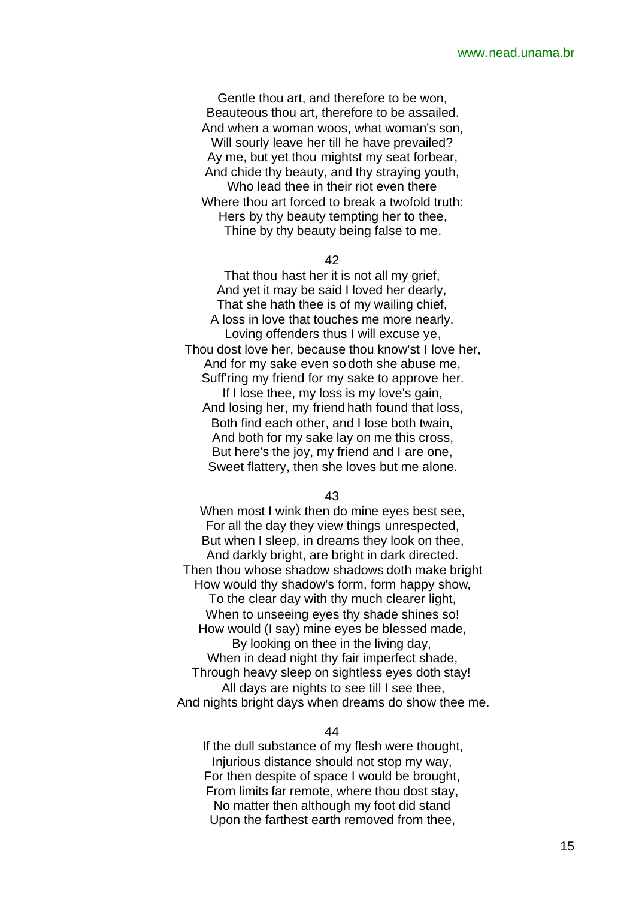Gentle thou art, and therefore to be won,  
Beauteous thou art, therefore to be assailed.  
And when a woman woos, what woman's son,  
Will sourly leave her till he have prevailed?  
Ay me, but yet thou mightst my seat forbear,  
And chide thy beauty, and thy straying youth,  
Who lead thee in their riot even there  
Where thou art forced to break a twofold truth:  
Hers by thy beauty tempting her to thee,  
Thine by thy beauty being false to me.

42

That thou hast her it is not all my grief,  
And yet it may be said I loved her dearly,  
That she hath thee is of my wailing chief,  
A loss in love that touches me more nearly.  
Loving offenders thus I will excuse ye,  
Thou dost love her, because thou know'st I love her,  
And for my sake even so doth she abuse me,  
Suff'ring my friend for my sake to approve her.  
If I lose thee, my loss is my love's gain,  
And losing her, my friend hath found that loss,  
Both find each other, and I lose both twain,  
And both for my sake lay on me this cross,  
But here's the joy, my friend and I are one,  
Sweet flattery, then she loves but me alone.

43

When most I wink then do mine eyes best see,  
For all the day they view things unrespected,  
But when I sleep, in dreams they look on thee,  
And darkly bright, are bright in dark directed.  
Then thou whose shadow shadows doth make bright  
How would thy shadow's form, form happy show,  
To the clear day with thy much clearer light,  
When to unseeing eyes thy shade shines so!  
How would (I say) mine eyes be blessed made,  
By looking on thee in the living day,  
When in dead night thy fair imperfect shade,  
Through heavy sleep on sightless eyes doth stay!  
All days are nights to see till I see thee,  
And nights bright days when dreams do show thee me.

44

If the dull substance of my flesh were thought,  
Injurious distance should not stop my way,  
For then despite of space I would be brought,  
From limits far remote, where thou dost stay,  
No matter then although my foot did stand  
Upon the farthest earth removed from thee,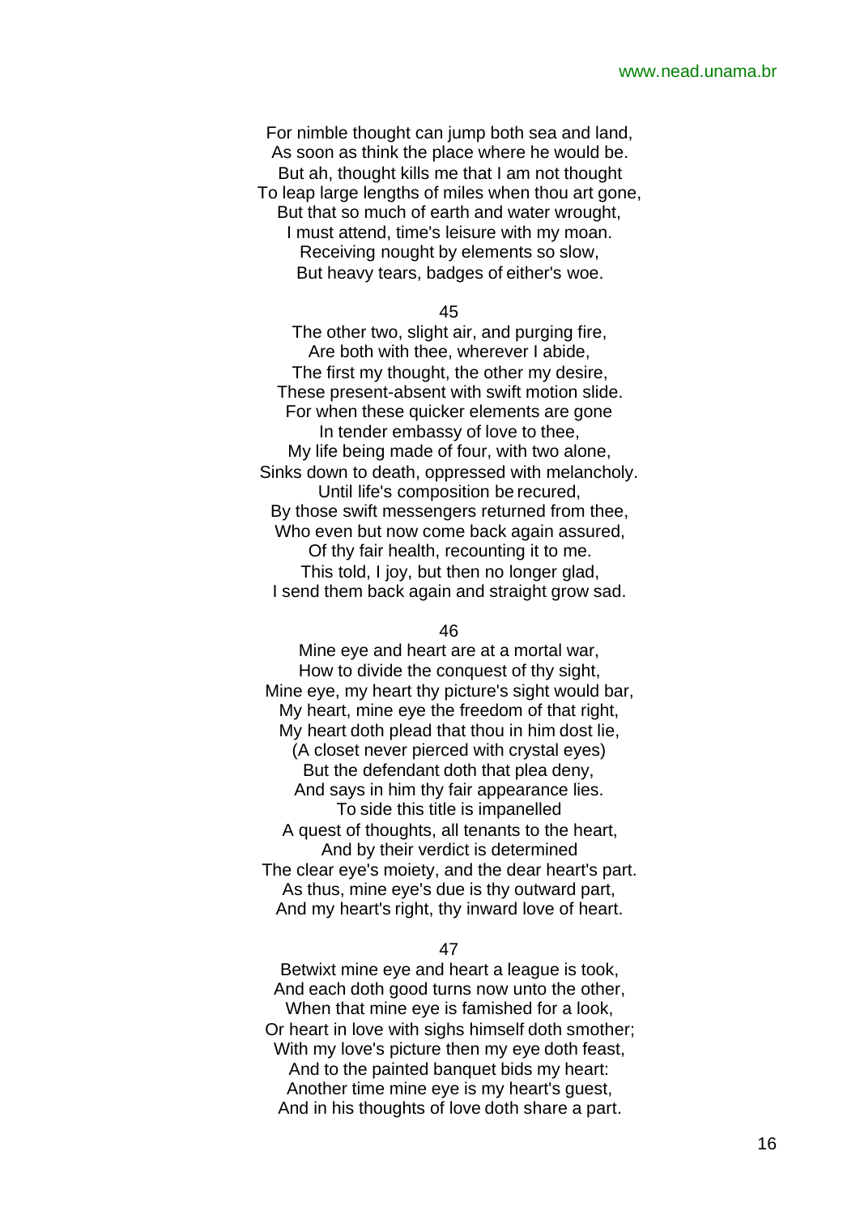For nimble thought can jump both sea and land,  
As soon as think the place where he would be.  
But ah, thought kills me that I am not thought  
To leap large lengths of miles when thou art gone,  
But that so much of earth and water wrought,  
I must attend, time's leisure with my moan.  
Receiving nought by elements so slow,  
But heavy tears, badges of either's woe.

45

The other two, slight air, and purging fire,  
Are both with thee, wherever I abide,  
The first my thought, the other my desire,  
These present-absent with swift motion slide.  
For when these quicker elements are gone  
In tender embassy of love to thee,  
My life being made of four, with two alone,  
Sinks down to death, oppressed with melancholy.  
Until life's composition be recured,  
By those swift messengers returned from thee,  
Who even but now come back again assured,  
Of thy fair health, recounting it to me.  
This told, I joy, but then no longer glad,  
I send them back again and straight grow sad.

46

Mine eye and heart are at a mortal war,  
How to divide the conquest of thy sight,  
Mine eye, my heart thy picture's sight would bar,  
My heart, mine eye the freedom of that right,  
My heart doth plead that thou in him dost lie,  
(A closet never pierced with crystal eyes)  
But the defendant doth that plea deny,  
And says in him thy fair appearance lies.  
To side this title is impanelled  
A quest of thoughts, all tenants to the heart,  
And by their verdict is determined  
The clear eye's moiety, and the dear heart's part.  
As thus, mine eye's due is thy outward part,  
And my heart's right, thy inward love of heart.

47

Betwixt mine eye and heart a league is took,  
And each doth good turns now unto the other,  
When that mine eye is famished for a look,  
Or heart in love with sighs himself doth smother;  
With my love's picture then my eye doth feast,  
And to the painted banquet bids my heart:  
Another time mine eye is my heart's guest,  
And in his thoughts of love doth share a part.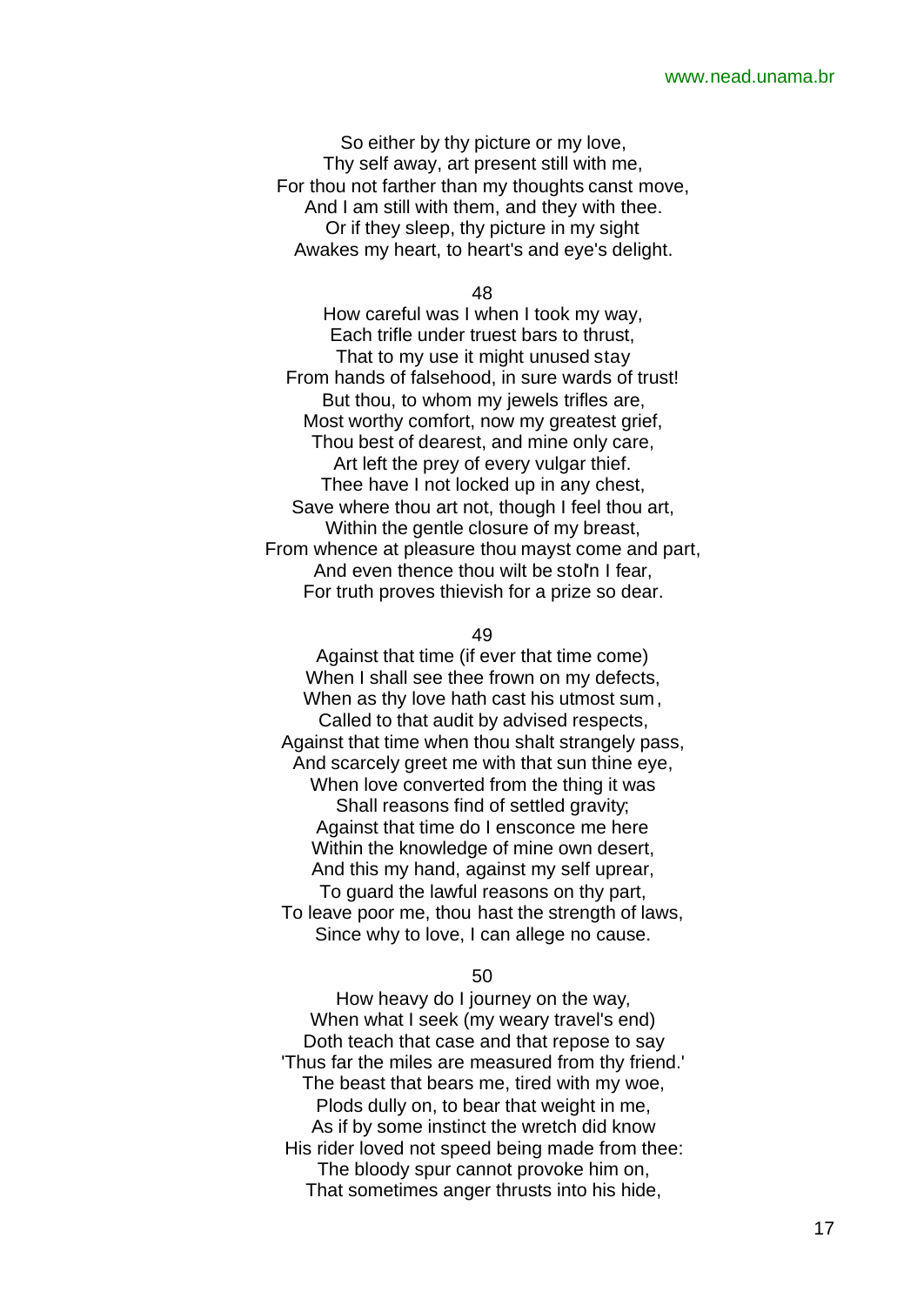So either by thy picture or my love,  
Thy self away, art present still with me,  
For thou not farther than my thoughts canst move,  
And I am still with them, and they with thee.  
Or if they sleep, thy picture in my sight  
Awakes my heart, to heart's and eye's delight.

48

How careful was I when I took my way,  
Each trifle under truest bars to thrust,  
That to my use it might unused stay  
From hands of falsehood, in sure wards of trust!  
But thou, to whom my jewels trifles are,  
Most worthy comfort, now my greatest grief,  
Thou best of dearest, and mine only care,  
Art left the prey of every vulgar thief.  
Thee have I not locked up in any chest,  
Save where thou art not, though I feel thou art,  
Within the gentle closure of my breast,  
From whence at pleasure thou mayst come and part,  
And even thence thou wilt be stol'n I fear,  
For truth proves thievish for a prize so dear.

49

Against that time (if ever that time come)  
When I shall see thee frown on my defects,  
When as thy love hath cast his utmost sum,  
Called to that audit by advised respects,  
Against that time when thou shalt strangely pass,  
And scarcely greet me with that sun thine eye,  
When love converted from the thing it was  
Shall reasons find of settled gravity;  
Against that time do I ensconce me here  
Within the knowledge of mine own desert,  
And this my hand, against my self uprear,  
To guard the lawful reasons on thy part,  
To leave poor me, thou hast the strength of laws,  
Since why to love, I can allege no cause.

50

How heavy do I journey on the way,  
When what I seek (my weary travel's end)  
Doth teach that case and that repose to say  
'Thus far the miles are measured from thy friend.'  
The beast that bears me, tired with my woe,  
Plods dully on, to bear that weight in me,  
As if by some instinct the wretch did know  
His rider loved not speed being made from thee:  
The bloody spur cannot provoke him on,  
That sometimes anger thrusts into his hide,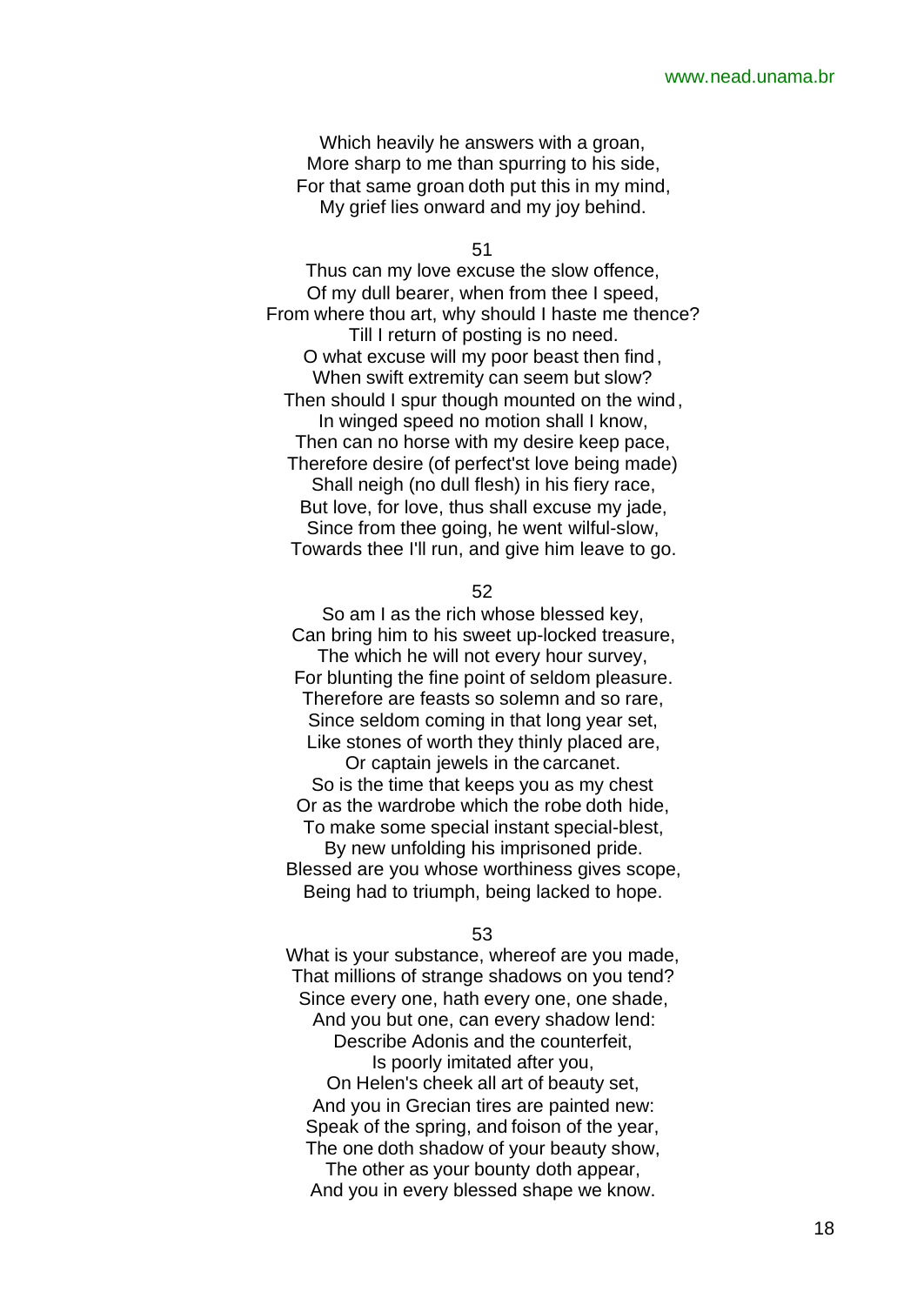Which heavily he answers with a groan,
More sharp to me than spurring to his side,
For that same groan doth put this in my mind,
My grief lies onward and my joy behind.

51

Thus can my love excuse the slow offence,
Of my dull bearer, when from thee I speed,
From where thou art, why should I haste me thence?
Till I return of posting is no need.
O what excuse will my poor beast then find,
When swift extremity can seem but slow?
Then should I spur though mounted on the wind,
In winged speed no motion shall I know,
Then can no horse with my desire keep pace,
Therefore desire (of perfect'st love being made)
Shall neigh (no dull flesh) in his fiery race,
But love, for love, thus shall excuse my jade,
Since from thee going, he went wilful-slow,
Towards thee I'll run, and give him leave to go.

52

So am I as the rich whose blessed key,
Can bring him to his sweet up-locked treasure,
The which he will not every hour survey,
For blunting the fine point of seldom pleasure.
Therefore are feasts so solemn and so rare,
Since seldom coming in that long year set,
Like stones of worth they thinly placed are,
Or captain jewels in the carcanet.
So is the time that keeps you as my chest
Or as the wardrobe which the robe doth hide,
To make some special instant special-blest,
By new unfolding his imprisoned pride.
Blessed are you whose worthiness gives scope,
Being had to triumph, being lacked to hope.

53

What is your substance, whereof are you made,
That millions of strange shadows on you tend?
Since every one, hath every one, one shade,
And you but one, can every shadow lend:
Describe Adonis and the counterfeit,
Is poorly imitated after you,
On Helen's cheek all art of beauty set,
And you in Grecian tires are painted new:
Speak of the spring, and foison of the year,
The one doth shadow of your beauty show,
The other as your bounty doth appear,
And you in every blessed shape we know.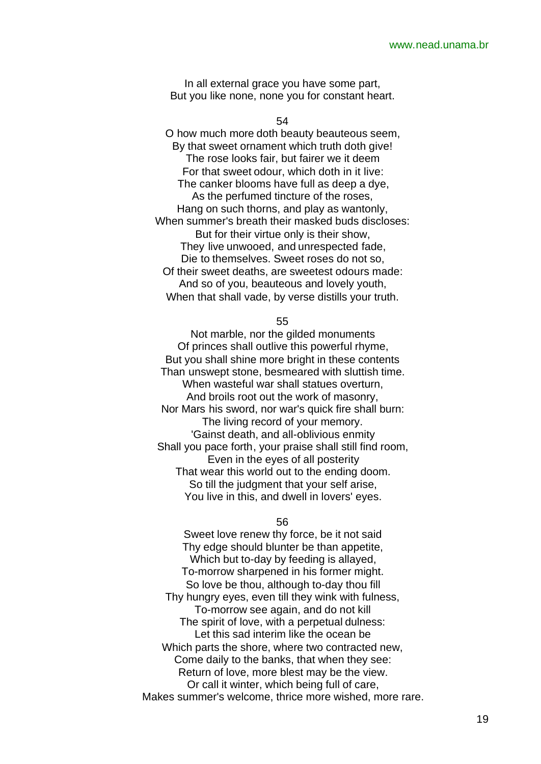In all external grace you have some part,
But you like none, none you for constant heart.

54

O how much more doth beauty beauteous seem,
By that sweet ornament which truth doth give!
The rose looks fair, but fairer we it deem
For that sweet odour, which doth in it live:
The canker blooms have full as deep a dye,
As the perfumed tincture of the roses,
Hang on such thorns, and play as wantonly,
When summer's breath their masked buds discloses:
But for their virtue only is their show,
They live unwooed, and unrespected fade,
Die to themselves. Sweet roses do not so,
Of their sweet deaths, are sweetest odours made:
And so of you, beauteous and lovely youth,
When that shall vade, by verse distills your truth.

55

Not marble, nor the gilded monuments
Of princes shall outlive this powerful rhyme,
But you shall shine more bright in these contents
Than unswept stone, besmeared with sluttish time.
When wasteful war shall statues overturn,
And broils root out the work of masonry,
Nor Mars his sword, nor war's quick fire shall burn:
The living record of your memory.
'Gainst death, and all-oblivious enmity
Shall you pace forth, your praise shall still find room,
Even in the eyes of all posterity
That wear this world out to the ending doom.
So till the judgment that your self arise,
You live in this, and dwell in lovers' eyes.

56

Sweet love renew thy force, be it not said
Thy edge should blunter be than appetite,
Which but to-day by feeding is allayed,
To-morrow sharpened in his former might.
So love be thou, although to-day thou fill
Thy hungry eyes, even till they wink with fulness,
To-morrow see again, and do not kill
The spirit of love, with a perpetual dulness:
Let this sad interim like the ocean be
Which parts the shore, where two contracted new,
Come daily to the banks, that when they see:
Return of love, more blest may be the view.
Or call it winter, which being full of care,
Makes summer's welcome, thrice more wished, more rare.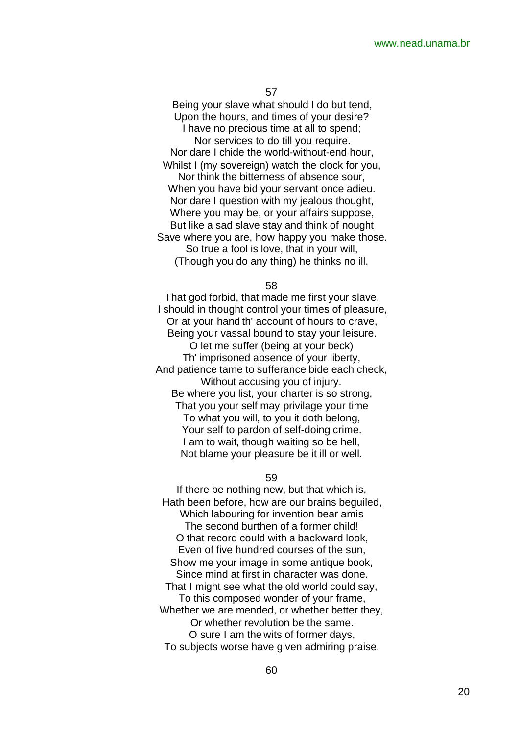57

Being your slave what should I do but tend,
Upon the hours, and times of your desire?
I have no precious time at all to spend;
Nor services to do till you require.
Nor dare I chide the world-without-end hour,
Whilst I (my sovereign) watch the clock for you,
Nor think the bitterness of absence sour,
When you have bid your servant once adieu.
Nor dare I question with my jealous thought,
Where you may be, or your affairs suppose,
But like a sad slave stay and think of nought
Save where you are, how happy you make those.
So true a fool is love, that in your will,
(Though you do any thing) he thinks no ill.

58

That god forbid, that made me first your slave,
I should in thought control your times of pleasure,
Or at your hand th' account of hours to crave,
Being your vassal bound to stay your leisure.
O let me suffer (being at your beck)
Th' imprisoned absence of your liberty,
And patience tame to sufferance bide each check,
Without accusing you of injury.
Be where you list, your charter is so strong,
That you your self may privilage your time
To what you will, to you it doth belong,
Your self to pardon of self-doing crime.
I am to wait, though waiting so be hell,
Not blame your pleasure be it ill or well.

59

If there be nothing new, but that which is,
Hath been before, how are our brains beguiled,
Which labouring for invention bear amis
The second burthen of a former child!
O that record could with a backward look,
Even of five hundred courses of the sun,
Show me your image in some antique book,
Since mind at first in character was done.
That I might see what the old world could say,
To this composed wonder of your frame,
Whether we are mended, or whether better they,
Or whether revolution be the same.
O sure I am the wits of former days,
To subjects worse have given admiring praise.

60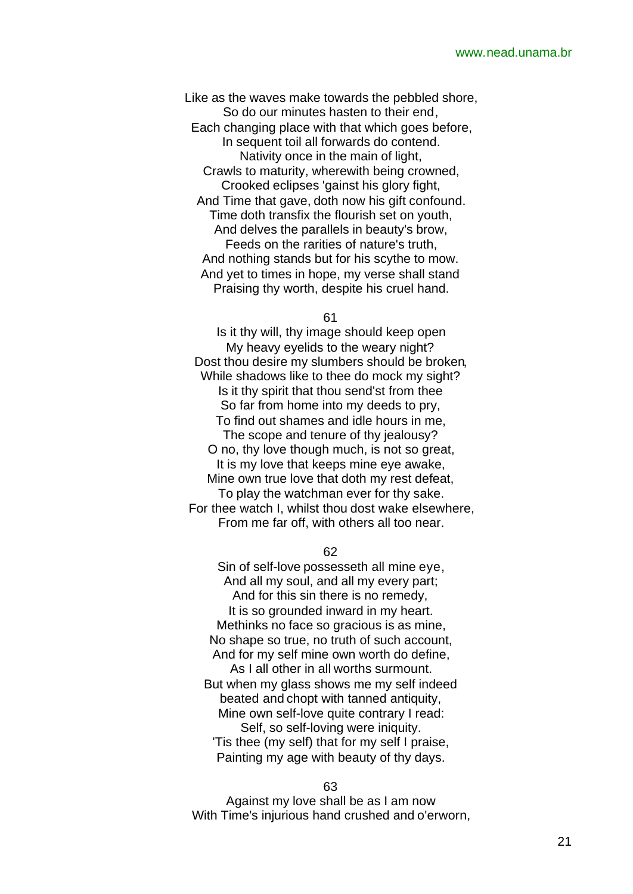Like as the waves make towards the pebbled shore,
So do our minutes hasten to their end,
Each changing place with that which goes before,
In sequent toil all forwards do contend.
Nativity once in the main of light,
Crawls to maturity, wherewith being crowned,
Crooked eclipses 'gainst his glory fight,
And Time that gave, doth now his gift confound.
Time doth transfix the flourish set on youth,
And delves the parallels in beauty's brow,
Feeds on the rarities of nature's truth,
And nothing stands but for his scythe to mow.
And yet to times in hope, my verse shall stand
Praising thy worth, despite his cruel hand.

61

Is it thy will, thy image should keep open
My heavy eyelids to the weary night?
Dost thou desire my slumbers should be broken,
While shadows like to thee do mock my sight?
Is it thy spirit that thou send'st from thee
So far from home into my deeds to pry,
To find out shames and idle hours in me,
The scope and tenure of thy jealousy?
O no, thy love though much, is not so great,
It is my love that keeps mine eye awake,
Mine own true love that doth my rest defeat,
To play the watchman ever for thy sake.
For thee watch I, whilst thou dost wake elsewhere,
From me far off, with others all too near.

62

Sin of self-love possesseth all mine eye,
And all my soul, and all my every part;
And for this sin there is no remedy,
It is so grounded inward in my heart.
Methinks no face so gracious is as mine,
No shape so true, no truth of such account,
And for my self mine own worth do define,
As I all other in all worths surmount.
But when my glass shows me my self indeed
beated and chopt with tanned antiquity,
Mine own self-love quite contrary I read:
Self, so self-loving were iniquity.
'Tis thee (my self) that for my self I praise,
Painting my age with beauty of thy days.

63

Against my love shall be as I am now
With Time's injurious hand crushed and o'erworn,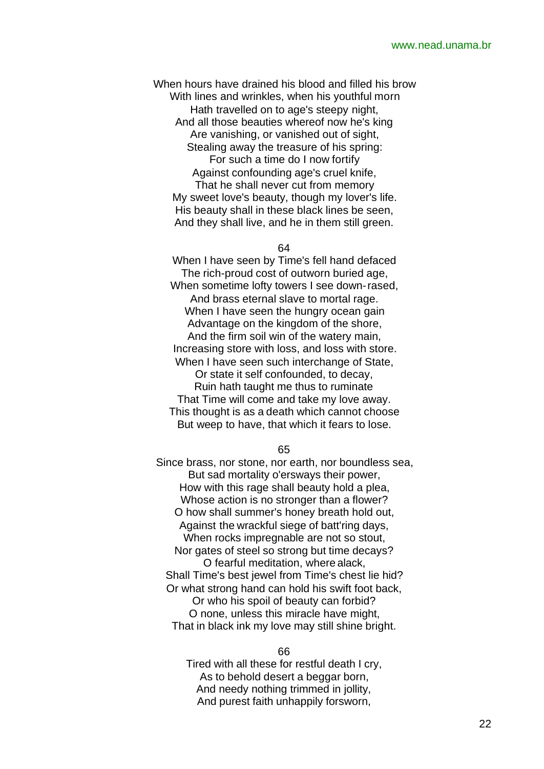When hours have drained his blood and filled his brow
With lines and wrinkles, when his youthful morn
Hath travelled on to age's steepy night,
And all those beauties whereof now he's king
Are vanishing, or vanished out of sight,
Stealing away the treasure of his spring:
For such a time do I now fortify
Against confounding age's cruel knife,
That he shall never cut from memory
My sweet love's beauty, though my lover's life.
His beauty shall in these black lines be seen,
And they shall live, and he in them still green.

64

When I have seen by Time's fell hand defaced
The rich-proud cost of outworn buried age,
When sometime lofty towers I see down-rased,
And brass eternal slave to mortal rage.
When I have seen the hungry ocean gain
Advantage on the kingdom of the shore,
And the firm soil win of the watery main,
Increasing store with loss, and loss with store.
When I have seen such interchange of State,
Or state it self confounded, to decay,
Ruin hath taught me thus to ruminate
That Time will come and take my love away.
This thought is as a death which cannot choose
But weep to have, that which it fears to lose.

65

Since brass, nor stone, nor earth, nor boundless sea,
But sad mortality o'ersways their power,
How with this rage shall beauty hold a plea,
Whose action is no stronger than a flower?
O how shall summer's honey breath hold out,
Against the wrackful siege of batt'ring days,
When rocks impregnable are not so stout,
Nor gates of steel so strong but time decays?
O fearful meditation, where alack,
Shall Time's best jewel from Time's chest lie hid?
Or what strong hand can hold his swift foot back,
Or who his spoil of beauty can forbid?
O none, unless this miracle have might,
That in black ink my love may still shine bright.

66

Tired with all these for restful death I cry,
As to behold desert a beggar born,
And needy nothing trimmed in jollity,
And purest faith unhappily forsworn,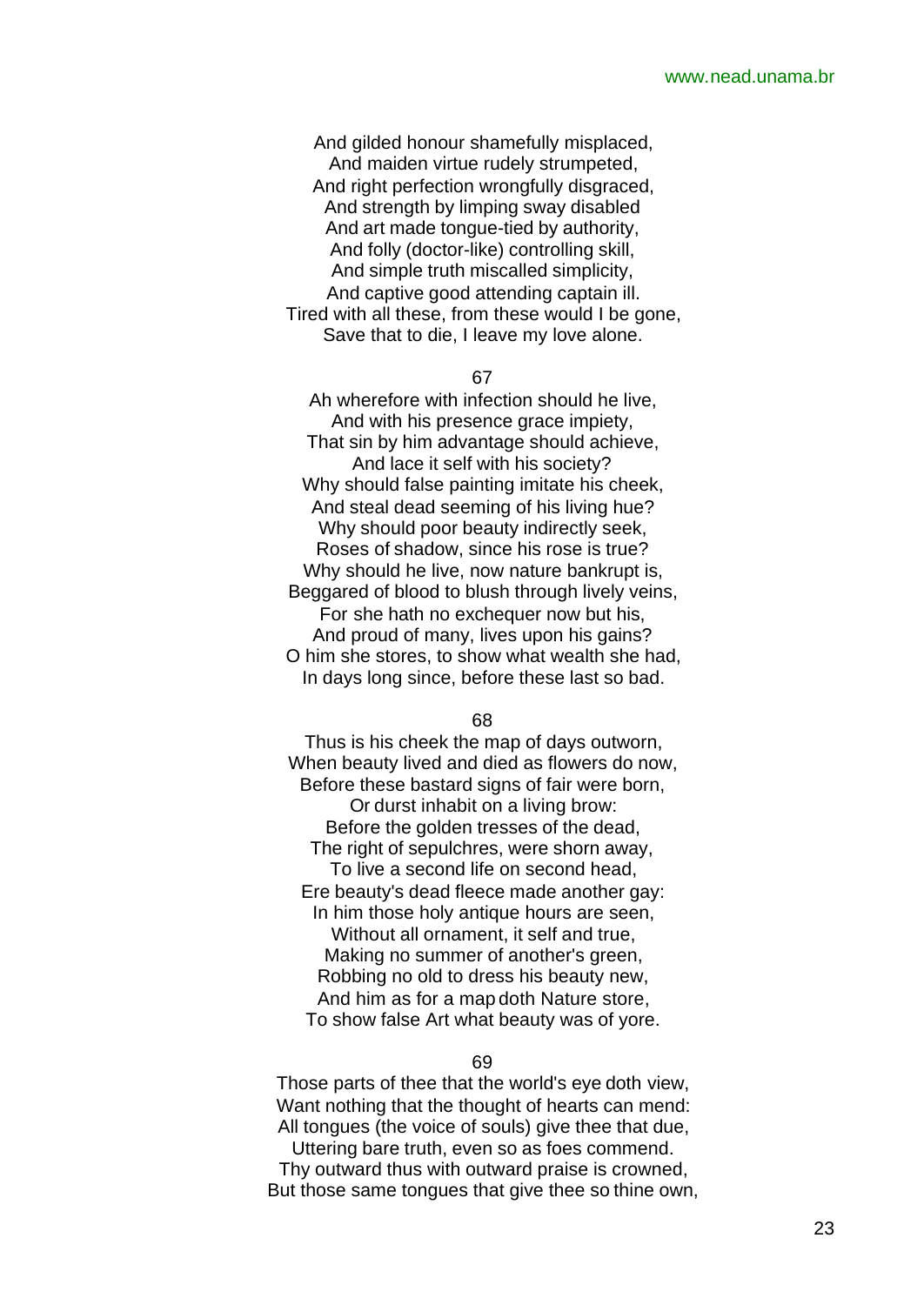And gilded honour shamefully misplaced,
And maiden virtue rudely strumpeted,
And right perfection wrongfully disgraced,
And strength by limping sway disabled
And art made tongue-tied by authority,
And folly (doctor-like) controlling skill,
And simple truth miscalled simplicity,
And captive good attending captain ill.
Tired with all these, from these would I be gone,
Save that to die, I leave my love alone.

67

Ah wherefore with infection should he live,
And with his presence grace impiety,
That sin by him advantage should achieve,
And lace it self with his society?
Why should false painting imitate his cheek,
And steal dead seeming of his living hue?
Why should poor beauty indirectly seek,
Roses of shadow, since his rose is true?
Why should he live, now nature bankrupt is,
Beggared of blood to blush through lively veins,
For she hath no exchequer now but his,
And proud of many, lives upon his gains?
O him she stores, to show what wealth she had,
In days long since, before these last so bad.

68

Thus is his cheek the map of days outworn,
When beauty lived and died as flowers do now,
Before these bastard signs of fair were born,
Or durst inhabit on a living brow:
Before the golden tresses of the dead,
The right of sepulchres, were shorn away,
To live a second life on second head,
Ere beauty's dead fleece made another gay:
In him those holy antique hours are seen,
Without all ornament, it self and true,
Making no summer of another's green,
Robbing no old to dress his beauty new,
And him as for a map doth Nature store,
To show false Art what beauty was of yore.

69

Those parts of thee that the world's eye doth view,
Want nothing that the thought of hearts can mend:
All tongues (the voice of souls) give thee that due,
Uttering bare truth, even so as foes commend.
Thy outward thus with outward praise is crowned,
But those same tongues that give thee so thine own,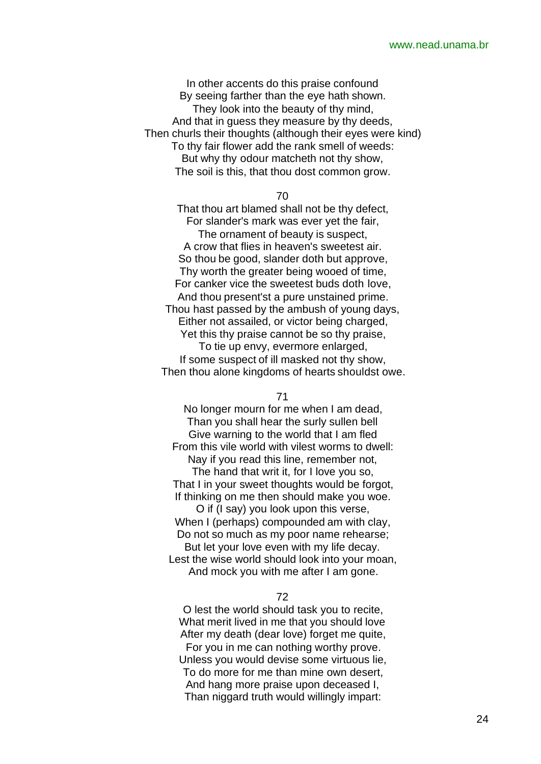In other accents do this praise confound
By seeing farther than the eye hath shown.
They look into the beauty of thy mind,
And that in guess they measure by thy deeds,
Then churls their thoughts (although their eyes were kind)
To thy fair flower add the rank smell of weeds:
But why thy odour matcheth not thy show,
The soil is this, that thou dost common grow.

70

That thou art blamed shall not be thy defect,
For slander's mark was ever yet the fair,
The ornament of beauty is suspect,
A crow that flies in heaven's sweetest air.
So thou be good, slander doth but approve,
Thy worth the greater being wooed of time,
For canker vice the sweetest buds doth love,
And thou present'st a pure unstained prime.
Thou hast passed by the ambush of young days,
Either not assailed, or victor being charged,
Yet this thy praise cannot be so thy praise,
To tie up envy, evermore enlarged,
If some suspect of ill masked not thy show,
Then thou alone kingdoms of hearts shouldst owe.

71

No longer mourn for me when I am dead,
Than you shall hear the surly sullen bell
Give warning to the world that I am fled
From this vile world with vilest worms to dwell:
Nay if you read this line, remember not,
The hand that writ it, for I love you so,
That I in your sweet thoughts would be forgot,
If thinking on me then should make you woe.
O if (I say) you look upon this verse,
When I (perhaps) compounded am with clay,
Do not so much as my poor name rehearse;
But let your love even with my life decay.
Lest the wise world should look into your moan,
And mock you with me after I am gone.

72

O lest the world should task you to recite,
What merit lived in me that you should love
After my death (dear love) forget me quite,
For you in me can nothing worthy prove.
Unless you would devise some virtuous lie,
To do more for me than mine own desert,
And hang more praise upon deceased I,
Than niggard truth would willingly impart: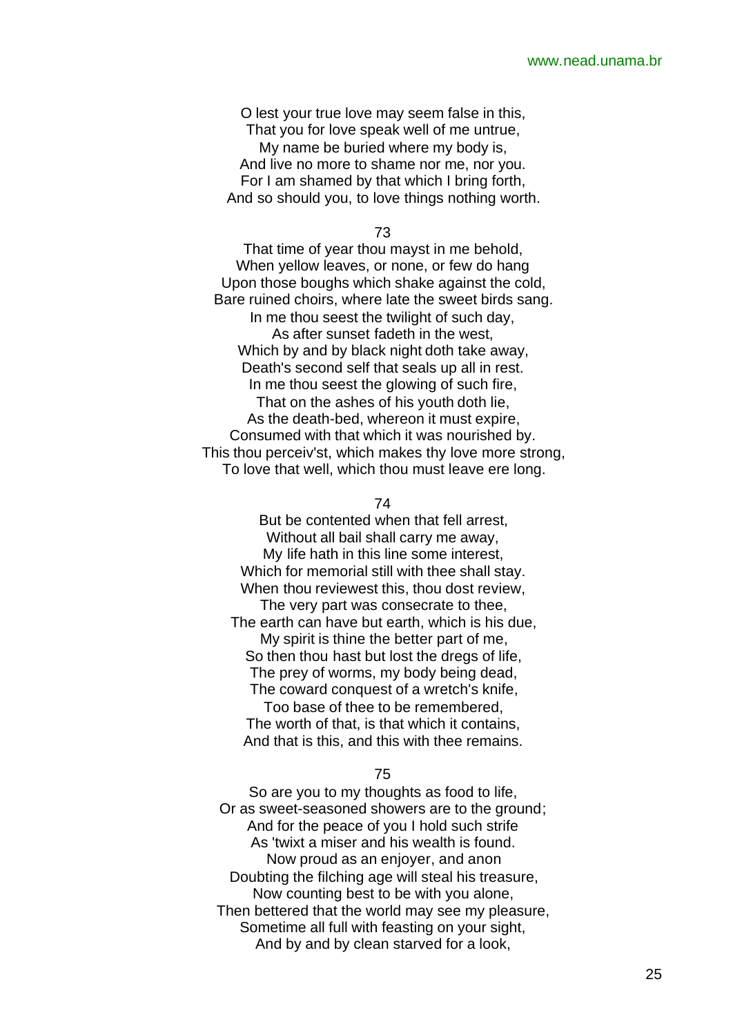O lest your true love may seem false in this,
That you for love speak well of me untrue,
My name be buried where my body is,
And live no more to shame nor me, nor you.
For I am shamed by that which I bring forth,
And so should you, to love things nothing worth.

73

That time of year thou mayst in me behold,
When yellow leaves, or none, or few do hang
Upon those boughs which shake against the cold,
Bare ruined choirs, where late the sweet birds sang.
In me thou seest the twilight of such day,
As after sunset fadeth in the west,
Which by and by black night doth take away,
Death's second self that seals up all in rest.
In me thou seest the glowing of such fire,
That on the ashes of his youth doth lie,
As the death-bed, whereon it must expire,
Consumed with that which it was nourished by.
This thou perceiv'st, which makes thy love more strong,
To love that well, which thou must leave ere long.

74

But be contented when that fell arrest,
Without all bail shall carry me away,
My life hath in this line some interest,
Which for memorial still with thee shall stay.
When thou reviewest this, thou dost review,
The very part was consecrate to thee,
The earth can have but earth, which is his due,
My spirit is thine the better part of me,
So then thou hast but lost the dregs of life,
The prey of worms, my body being dead,
The coward conquest of a wretch's knife,
Too base of thee to be remembered,
The worth of that, is that which it contains,
And that is this, and this with thee remains.

75

So are you to my thoughts as food to life,
Or as sweet-seasoned showers are to the ground;
And for the peace of you I hold such strife
As 'twixt a miser and his wealth is found.
Now proud as an enjoyer, and anon
Doubting the filching age will steal his treasure,
Now counting best to be with you alone,
Then bettered that the world may see my pleasure,
Sometime all full with feasting on your sight,
And by and by clean starved for a look,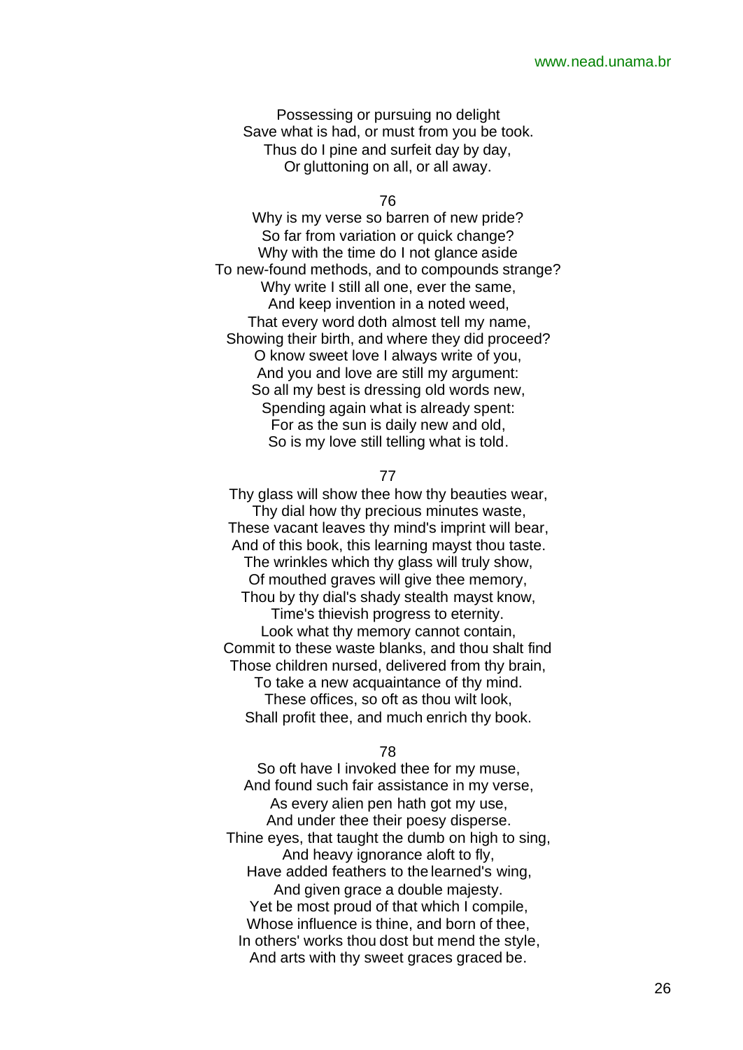Possessing or pursuing no delight
Save what is had, or must from you be took.
Thus do I pine and surfeit day by day,
Or gluttoning on all, or all away.

76

Why is my verse so barren of new pride?
So far from variation or quick change?
Why with the time do I not glance aside
To new-found methods, and to compounds strange?
Why write I still all one, ever the same,
And keep invention in a noted weed,
That every word doth almost tell my name,
Showing their birth, and where they did proceed?
O know sweet love I always write of you,
And you and love are still my argument:
So all my best is dressing old words new,
Spending again what is already spent:
For as the sun is daily new and old,
So is my love still telling what is told.

77

Thy glass will show thee how thy beauties wear,
Thy dial how thy precious minutes waste,
These vacant leaves thy mind's imprint will bear,
And of this book, this learning mayst thou taste.
The wrinkles which thy glass will truly show,
Of mouthed graves will give thee memory,
Thou by thy dial's shady stealth mayst know,
Time's thievish progress to eternity.
Look what thy memory cannot contain,
Commit to these waste blanks, and thou shalt find
Those children nursed, delivered from thy brain,
To take a new acquaintance of thy mind.
These offices, so oft as thou wilt look,
Shall profit thee, and much enrich thy book.

78

So oft have I invoked thee for my muse,
And found such fair assistance in my verse,
As every alien pen hath got my use,
And under thee their poesy disperse.
Thine eyes, that taught the dumb on high to sing,
And heavy ignorance aloft to fly,
Have added feathers to the learned's wing,
And given grace a double majesty.
Yet be most proud of that which I compile,
Whose influence is thine, and born of thee,
In others' works thou dost but mend the style,
And arts with thy sweet graces graced be.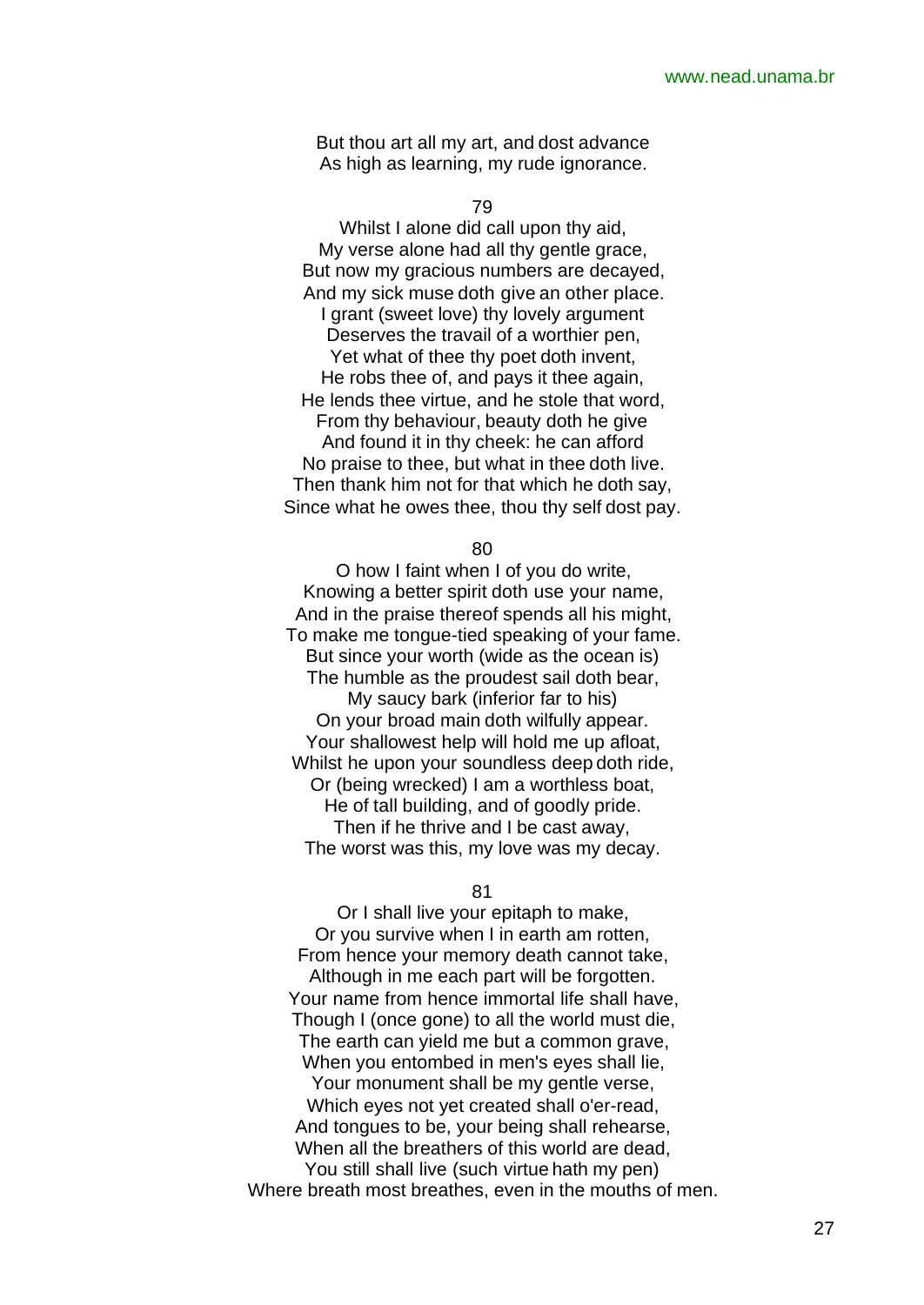But thou art all my art, and dost advance  
As high as learning, my rude ignorance.

79

Whilst I alone did call upon thy aid,  
My verse alone had all thy gentle grace,  
But now my gracious numbers are decayed,  
And my sick muse doth give an other place.  
I grant (sweet love) thy lovely argument  
Deserves the travail of a worthier pen,  
Yet what of thee thy poet doth invent,  
He robs thee of, and pays it thee again,  
He lends thee virtue, and he stole that word,  
From thy behaviour, beauty doth he give  
And found it in thy cheek: he can afford  
No praise to thee, but what in thee doth live.  
Then thank him not for that which he doth say,  
Since what he owes thee, thou thy self dost pay.

80

O how I faint when I of you do write,  
Knowing a better spirit doth use your name,  
And in the praise thereof spends all his might,  
To make me tongue-tied speaking of your fame.  
But since your worth (wide as the ocean is)  
The humble as the proudest sail doth bear,  
My saucy bark (inferior far to his)  
On your broad main doth wilfully appear.  
Your shallowest help will hold me up afloat,  
Whilst he upon your soundless deep doth ride,  
Or (being wrecked) I am a worthless boat,  
He of tall building, and of goodly pride.  
Then if he thrive and I be cast away,  
The worst was this, my love was my decay.

81

Or I shall live your epitaph to make,  
Or you survive when I in earth am rotten,  
From hence your memory death cannot take,  
Although in me each part will be forgotten.  
Your name from hence immortal life shall have,  
Though I (once gone) to all the world must die,  
The earth can yield me but a common grave,  
When you entombed in men's eyes shall lie,  
Your monument shall be my gentle verse,  
Which eyes not yet created shall o'er-read,  
And tongues to be, your being shall rehearse,  
When all the breathers of this world are dead,  
You still shall live (such virtue hath my pen)  
Where breath most breathes, even in the mouths of men.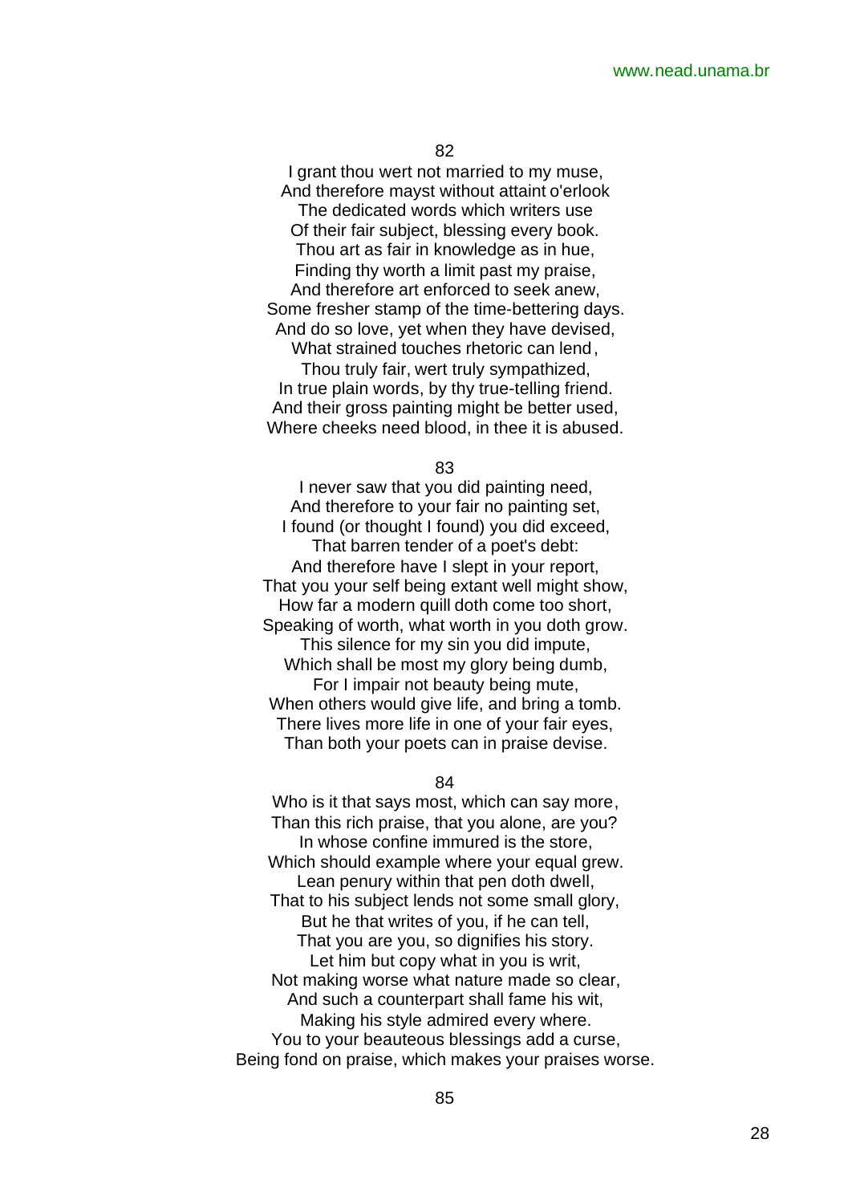82

I grant thou wert not married to my muse,
And therefore mayst without attaint o'erlook
The dedicated words which writers use
Of their fair subject, blessing every book.
Thou art as fair in knowledge as in hue,
Finding thy worth a limit past my praise,
And therefore art enforced to seek anew,
Some fresher stamp of the time-bettering days.
And do so love, yet when they have devised,
What strained touches rhetoric can lend,
Thou truly fair, wert truly sympathized,
In true plain words, by thy true-telling friend.
And their gross painting might be better used,
Where cheeks need blood, in thee it is abused.

83

I never saw that you did painting need,
And therefore to your fair no painting set,
I found (or thought I found) you did exceed,
That barren tender of a poet's debt:
And therefore have I slept in your report,
That you your self being extant well might show,
How far a modern quill doth come too short,
Speaking of worth, what worth in you doth grow.
This silence for my sin you did impute,
Which shall be most my glory being dumb,
For I impair not beauty being mute,
When others would give life, and bring a tomb.
There lives more life in one of your fair eyes,
Than both your poets can in praise devise.

84

Who is it that says most, which can say more,
Than this rich praise, that you alone, are you?
In whose confine immured is the store,
Which should example where your equal grew.
Lean penury within that pen doth dwell,
That to his subject lends not some small glory,
But he that writes of you, if he can tell,
That you are you, so dignifies his story.
Let him but copy what in you is writ,
Not making worse what nature made so clear,
And such a counterpart shall fame his wit,
Making his style admired every where.
You to your beauteous blessings add a curse,
Being fond on praise, which makes your praises worse.

85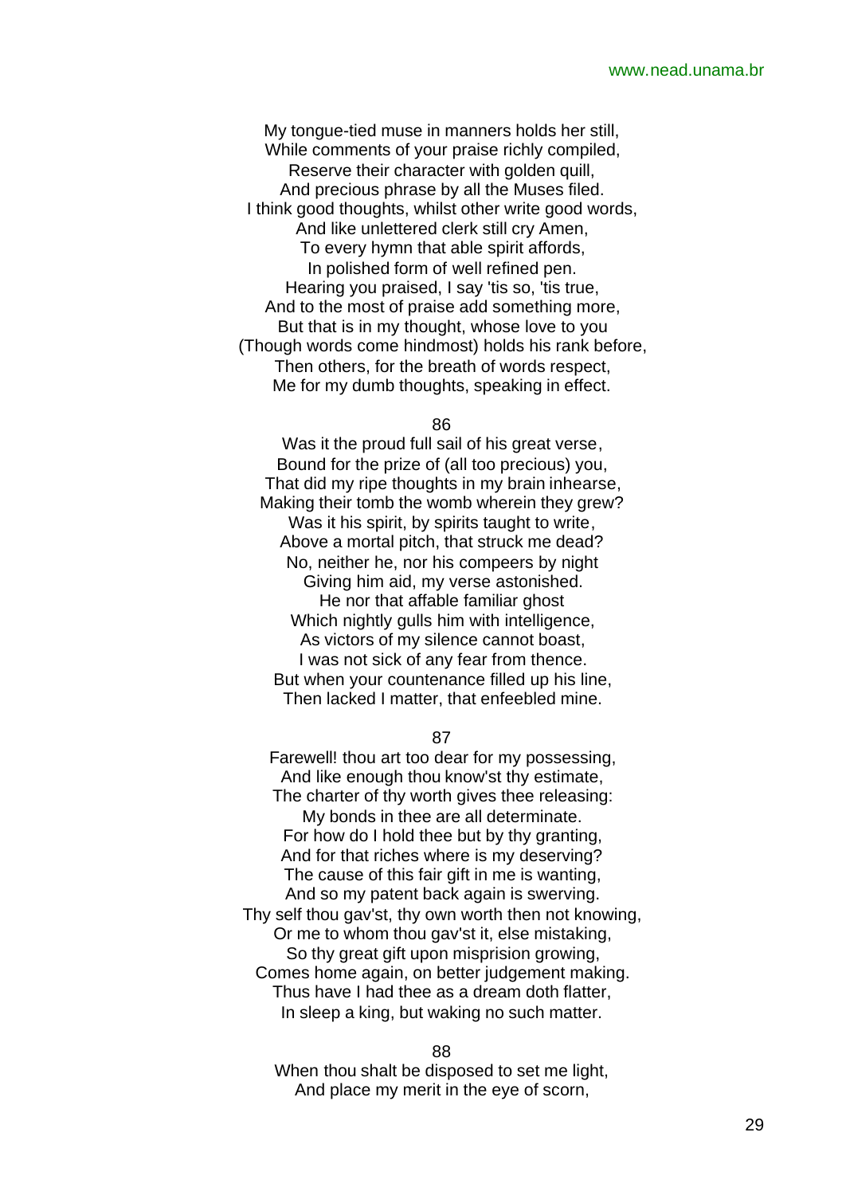My tongue-tied muse in manners holds her still,
While comments of your praise richly compiled,
Reserve their character with golden quill,
And precious phrase by all the Muses filed.
I think good thoughts, whilst other write good words,
And like unlettered clerk still cry Amen,
To every hymn that able spirit affords,
In polished form of well refined pen.
Hearing you praised, I say 'tis so, 'tis true,
And to the most of praise add something more,
But that is in my thought, whose love to you
(Though words come hindmost) holds his rank before,
Then others, for the breath of words respect,
Me for my dumb thoughts, speaking in effect.

86

Was it the proud full sail of his great verse,
Bound for the prize of (all too precious) you,
That did my ripe thoughts in my brain inhearse,
Making their tomb the womb wherein they grew?
Was it his spirit, by spirits taught to write,
Above a mortal pitch, that struck me dead?
No, neither he, nor his compeers by night
Giving him aid, my verse astonished.
He nor that affable familiar ghost
Which nightly gulls him with intelligence,
As victors of my silence cannot boast,
I was not sick of any fear from thence.
But when your countenance filled up his line,
Then lacked I matter, that enfeebled mine.

87

Farewell! thou art too dear for my possessing,
And like enough thou know'st thy estimate,
The charter of thy worth gives thee releasing:
My bonds in thee are all determinate.
For how do I hold thee but by thy granting,
And for that riches where is my deserving?
The cause of this fair gift in me is wanting,
And so my patent back again is swerving.
Thy self thou gav'st, thy own worth then not knowing,
Or me to whom thou gav'st it, else mistaking,
So thy great gift upon misprision growing,
Comes home again, on better judgement making.
Thus have I had thee as a dream doth flatter,
In sleep a king, but waking no such matter.

88

When thou shalt be disposed to set me light,
And place my merit in the eye of scorn,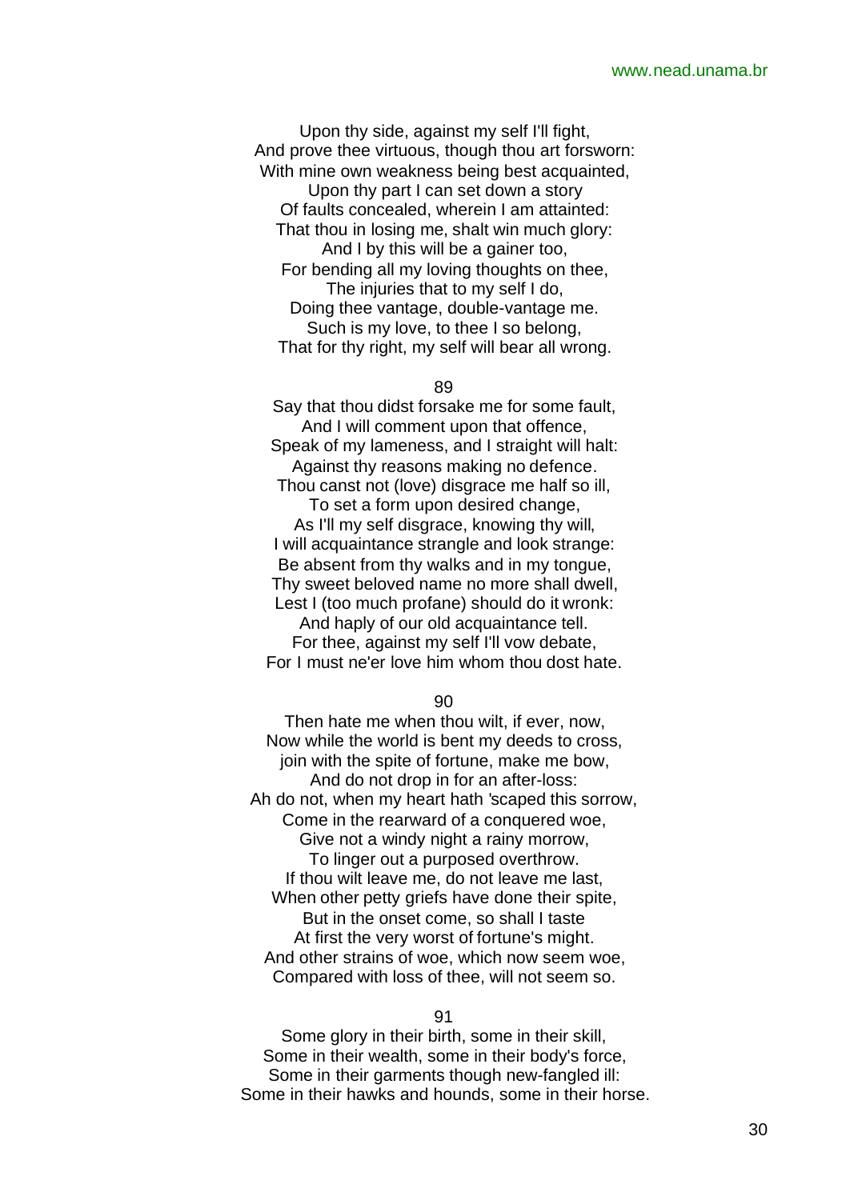Upon thy side, against my self I'll fight,  
And prove thee virtuous, though thou art forsworn:  
With mine own weakness being best acquainted,  
Upon thy part I can set down a story  
Of faults concealed, wherein I am attainted:  
That thou in losing me, shalt win much glory:  
And I by this will be a gainer too,  
For bending all my loving thoughts on thee,  
The injuries that to my self I do,  
Doing thee vantage, double-vantage me.  
Such is my love, to thee I so belong,  
That for thy right, my self will bear all wrong.

89

Say that thou didst forsake me for some fault,  
And I will comment upon that offence,  
Speak of my lameness, and I straight will halt:  
Against thy reasons making no defence.  
Thou canst not (love) disgrace me half so ill,  
To set a form upon desired change,  
As I'll my self disgrace, knowing thy will,  
I will acquaintance strangle and look strange:  
Be absent from thy walks and in my tongue,  
Thy sweet beloved name no more shall dwell,  
Lest I (too much profane) should do it wronk:  
And haply of our old acquaintance tell.  
For thee, against my self I'll vow debate,  
For I must ne'er love him whom thou dost hate.

90

Then hate me when thou wilt, if ever, now,  
Now while the world is bent my deeds to cross,  
join with the spite of fortune, make me bow,  
And do not drop in for an after-loss:  
Ah do not, when my heart hath 'scaped this sorrow,  
Come in the rearward of a conquered woe,  
Give not a windy night a rainy morrow,  
To linger out a purposed overthrow.  
If thou wilt leave me, do not leave me last,  
When other petty griefs have done their spite,  
But in the onset come, so shall I taste  
At first the very worst of fortune's might.  
And other strains of woe, which now seem woe,  
Compared with loss of thee, will not seem so.

91

Some glory in their birth, some in their skill,  
Some in their wealth, some in their body's force,  
Some in their garments though new-fangled ill:  
Some in their hawks and hounds, some in their horse.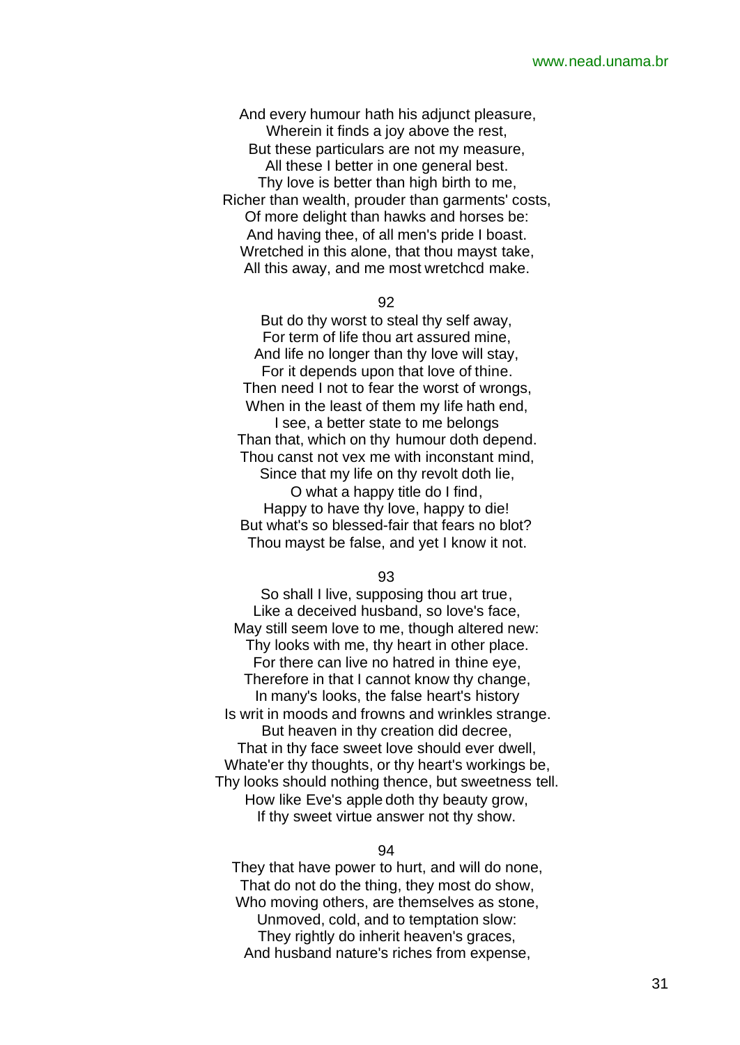And every humour hath his adjunct pleasure,
Wherein it finds a joy above the rest,
But these particulars are not my measure,
All these I better in one general best.
Thy love is better than high birth to me,
Richer than wealth, prouder than garments' costs,
Of more delight than hawks and horses be:
And having thee, of all men's pride I boast.
Wretched in this alone, that thou mayst take,
All this away, and me most wretchcd make.

92

But do thy worst to steal thy self away,
For term of life thou art assured mine,
And life no longer than thy love will stay,
For it depends upon that love of thine.
Then need I not to fear the worst of wrongs,
When in the least of them my life hath end,
I see, a better state to me belongs
Than that, which on thy humour doth depend.
Thou canst not vex me with inconstant mind,
Since that my life on thy revolt doth lie,
O what a happy title do I find,
Happy to have thy love, happy to die!
But what's so blessed-fair that fears no blot?
Thou mayst be false, and yet I know it not.

93

So shall I live, supposing thou art true,
Like a deceived husband, so love's face,
May still seem love to me, though altered new:
Thy looks with me, thy heart in other place.
For there can live no hatred in thine eye,
Therefore in that I cannot know thy change,
In many's looks, the false heart's history
Is writ in moods and frowns and wrinkles strange.
But heaven in thy creation did decree,
That in thy face sweet love should ever dwell,
Whate'er thy thoughts, or thy heart's workings be,
Thy looks should nothing thence, but sweetness tell.
How like Eve's apple doth thy beauty grow,
If thy sweet virtue answer not thy show.

94

They that have power to hurt, and will do none,
That do not do the thing, they most do show,
Who moving others, are themselves as stone,
Unmoved, cold, and to temptation slow:
They rightly do inherit heaven's graces,
And husband nature's riches from expense,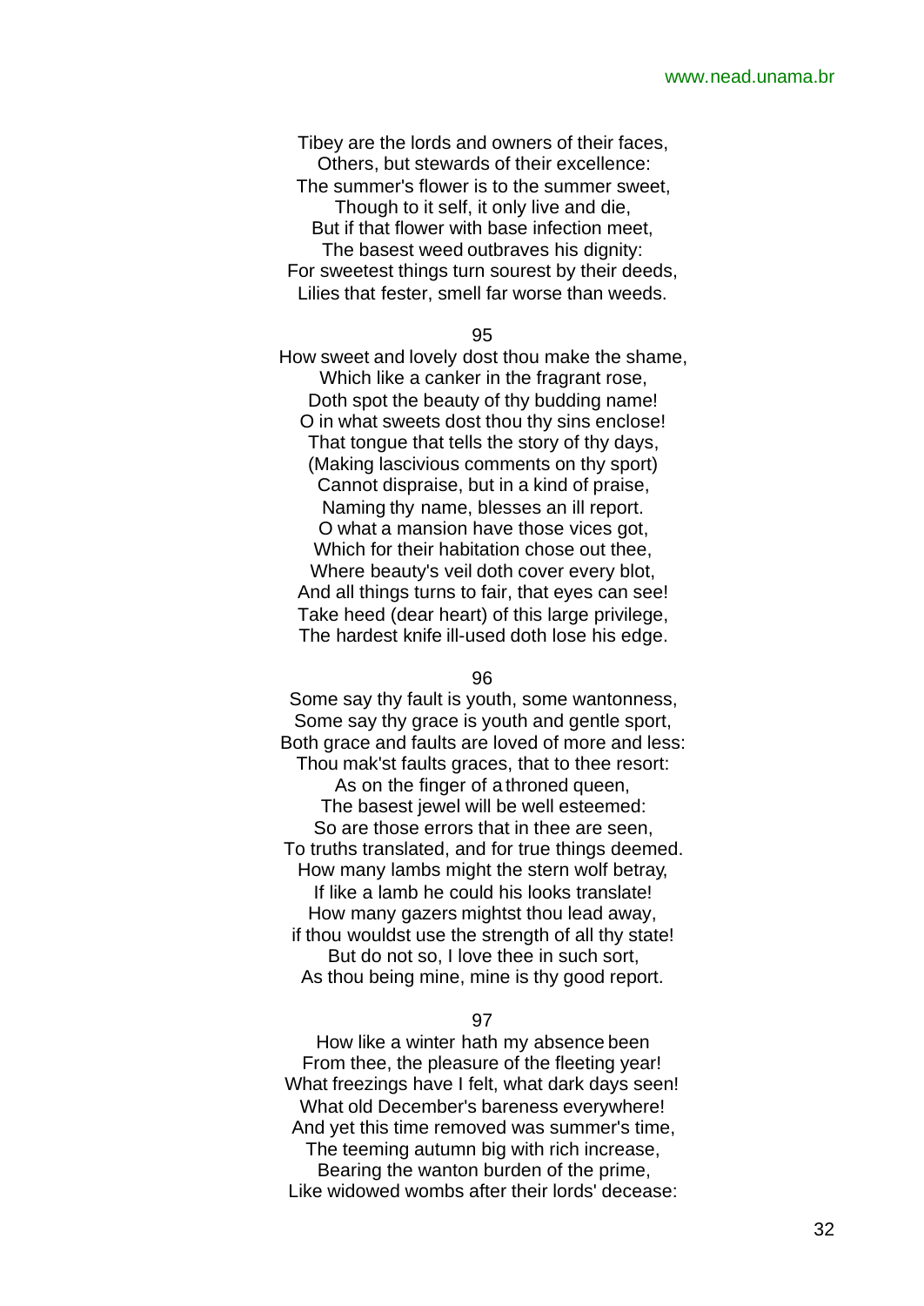Tibey are the lords and owners of their faces,
Others, but stewards of their excellence:
The summer's flower is to the summer sweet,
Though to it self, it only live and die,
But if that flower with base infection meet,
The basest weed outbraves his dignity:
For sweetest things turn sourest by their deeds,
Lilies that fester, smell far worse than weeds.

95

How sweet and lovely dost thou make the shame,
Which like a canker in the fragrant rose,
Doth spot the beauty of thy budding name!
O in what sweets dost thou thy sins enclose!
That tongue that tells the story of thy days,
(Making lascivious comments on thy sport)
Cannot dispraise, but in a kind of praise,
Naming thy name, blesses an ill report.
O what a mansion have those vices got,
Which for their habitation chose out thee,
Where beauty's veil doth cover every blot,
And all things turns to fair, that eyes can see!
Take heed (dear heart) of this large privilege,
The hardest knife ill-used doth lose his edge.

96

Some say thy fault is youth, some wantonness,
Some say thy grace is youth and gentle sport,
Both grace and faults are loved of more and less:
Thou mak'st faults graces, that to thee resort:
As on the finger of a throned queen,
The basest jewel will be well esteemed:
So are those errors that in thee are seen,
To truths translated, and for true things deemed.
How many lambs might the stern wolf betray,
If like a lamb he could his looks translate!
How many gazers mightst thou lead away,
if thou wouldst use the strength of all thy state!
But do not so, I love thee in such sort,
As thou being mine, mine is thy good report.

97

How like a winter hath my absence been
From thee, the pleasure of the fleeting year!
What freezings have I felt, what dark days seen!
What old December's bareness everywhere!
And yet this time removed was summer's time,
The teeming autumn big with rich increase,
Bearing the wanton burden of the prime,
Like widowed wombs after their lords' decease: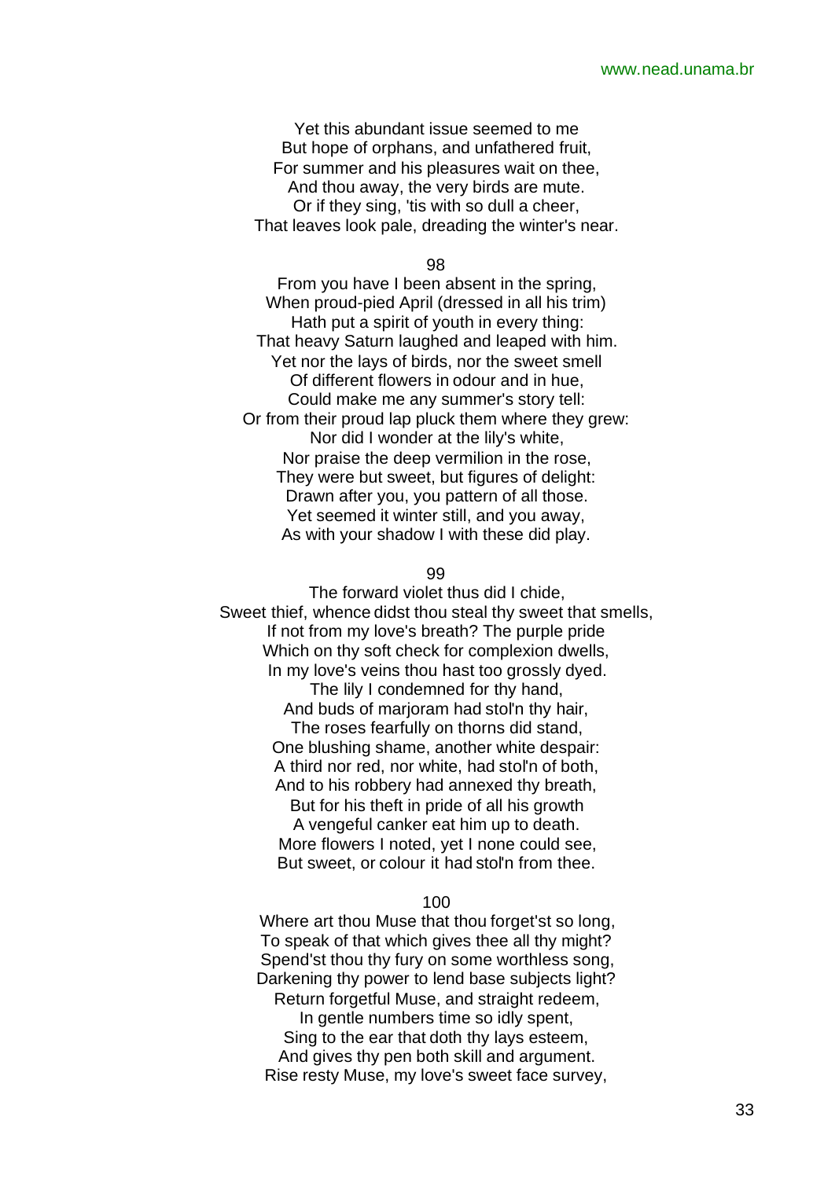Yet this abundant issue seemed to me
But hope of orphans, and unfathered fruit,
For summer and his pleasures wait on thee,
And thou away, the very birds are mute.
Or if they sing, 'tis with so dull a cheer,
That leaves look pale, dreading the winter's near.

98

From you have I been absent in the spring,
When proud-pied April (dressed in all his trim)
Hath put a spirit of youth in every thing:
That heavy Saturn laughed and leaped with him.
Yet nor the lays of birds, nor the sweet smell
Of different flowers in odour and in hue,
Could make me any summer's story tell:
Or from their proud lap pluck them where they grew:
Nor did I wonder at the lily's white,
Nor praise the deep vermilion in the rose,
They were but sweet, but figures of delight:
Drawn after you, you pattern of all those.
Yet seemed it winter still, and you away,
As with your shadow I with these did play.

99

The forward violet thus did I chide,
Sweet thief, whence didst thou steal thy sweet that smells,
If not from my love's breath? The purple pride
Which on thy soft check for complexion dwells,
In my love's veins thou hast too grossly dyed.
The lily I condemned for thy hand,
And buds of marjoram had stol'n thy hair,
The roses fearfully on thorns did stand,
One blushing shame, another white despair:
A third nor red, nor white, had stol'n of both,
And to his robbery had annexed thy breath,
But for his theft in pride of all his growth
A vengeful canker eat him up to death.
More flowers I noted, yet I none could see,
But sweet, or colour it had stol'n from thee.

100

Where art thou Muse that thou forget'st so long,
To speak of that which gives thee all thy might?
Spend'st thou thy fury on some worthless song,
Darkening thy power to lend base subjects light?
Return forgetful Muse, and straight redeem,
In gentle numbers time so idly spent,
Sing to the ear that doth thy lays esteem,
And gives thy pen both skill and argument.
Rise resty Muse, my love's sweet face survey,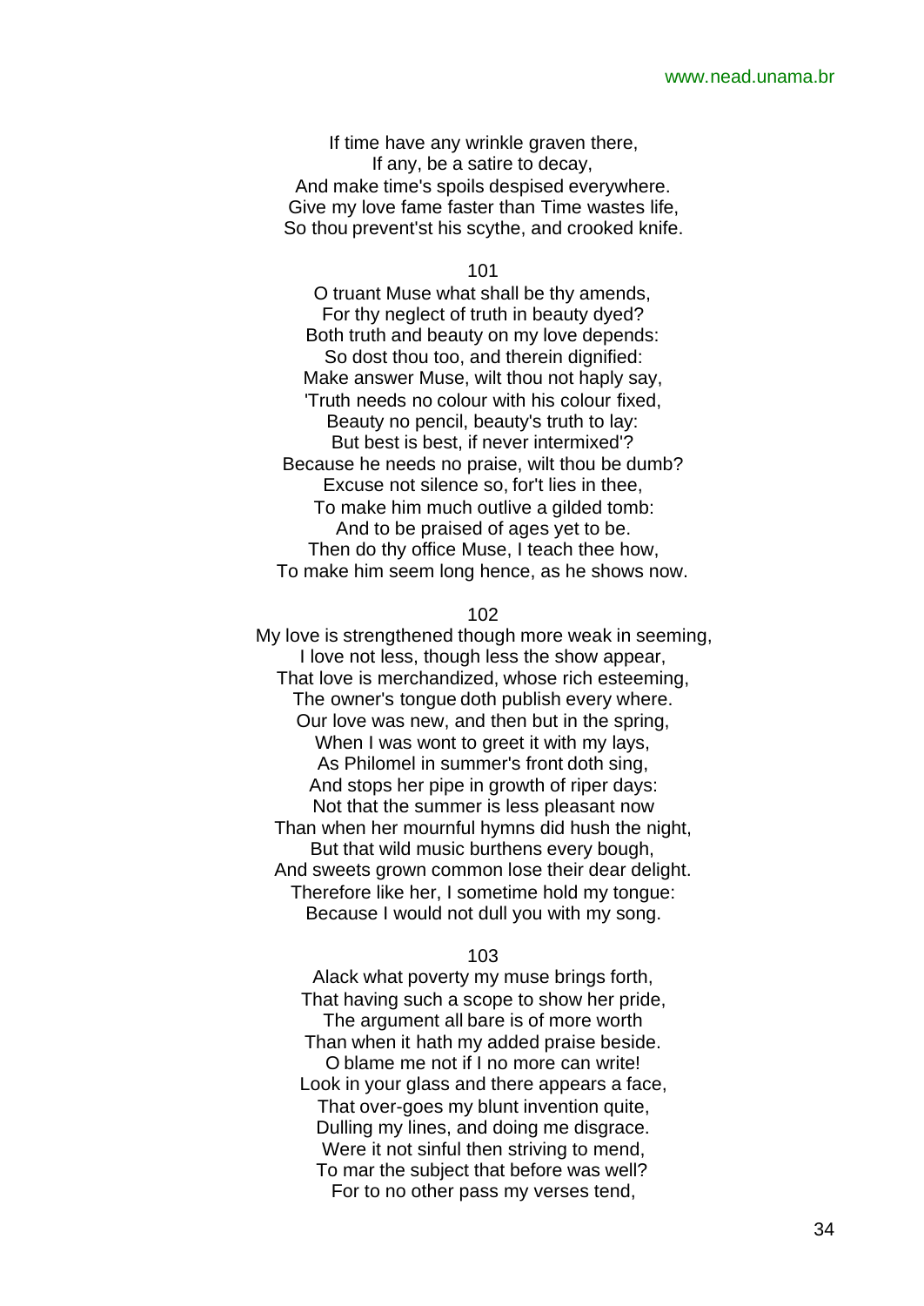If time have any wrinkle graven there,  
If any, be a satire to decay,  
And make time's spoils despised everywhere.  
Give my love fame faster than Time wastes life,  
So thou prevent'st his scythe, and crooked knife.

101

O truant Muse what shall be thy amends,  
For thy neglect of truth in beauty dyed?  
Both truth and beauty on my love depends:  
So dost thou too, and therein dignified:  
Make answer Muse, wilt thou not haply say,  
'Truth needs no colour with his colour fixed,  
Beauty no pencil, beauty's truth to lay:  
But best is best, if never intermixed'?  
Because he needs no praise, wilt thou be dumb?  
Excuse not silence so, for't lies in thee,  
To make him much outlive a gilded tomb:  
And to be praised of ages yet to be.  
Then do thy office Muse, I teach thee how,  
To make him seem long hence, as he shows now.

102

My love is strengthened though more weak in seeming,  
I love not less, though less the show appear,  
That love is merchandized, whose rich esteeming,  
The owner's tongue doth publish every where.  
Our love was new, and then but in the spring,  
When I was wont to greet it with my lays,  
As Philomel in summer's front doth sing,  
And stops her pipe in growth of riper days:  
Not that the summer is less pleasant now  
Than when her mournful hymns did hush the night,  
But that wild music burthens every bough,  
And sweets grown common lose their dear delight.  
Therefore like her, I sometime hold my tongue:  
Because I would not dull you with my song.

103

Alack what poverty my muse brings forth,  
That having such a scope to show her pride,  
The argument all bare is of more worth  
Than when it hath my added praise beside.  
O blame me not if I no more can write!  
Look in your glass and there appears a face,  
That over-goes my blunt invention quite,  
Dulling my lines, and doing me disgrace.  
Were it not sinful then striving to mend,  
To mar the subject that before was well?  
For to no other pass my verses tend,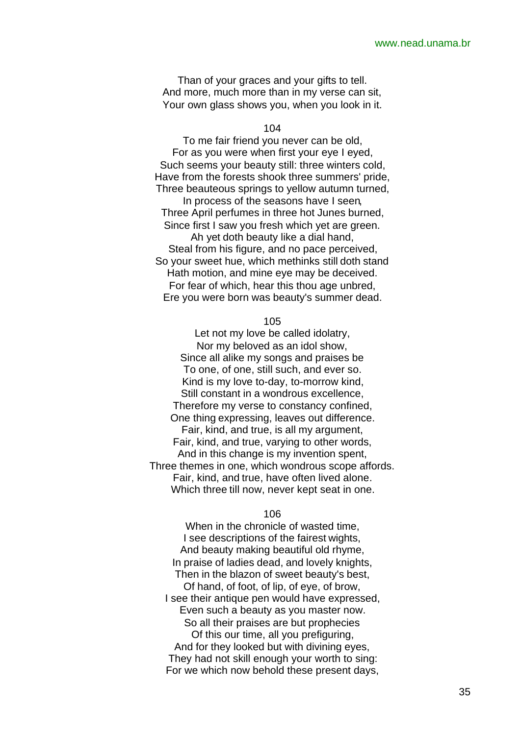Than of your graces and your gifts to tell.
And more, much more than in my verse can sit,
Your own glass shows you, when you look in it.

104

To me fair friend you never can be old,
For as you were when first your eye I eyed,
Such seems your beauty still: three winters cold,
Have from the forests shook three summers' pride,
Three beauteous springs to yellow autumn turned,
In process of the seasons have I seen,
Three April perfumes in three hot Junes burned,
Since first I saw you fresh which yet are green.
Ah yet doth beauty like a dial hand,
Steal from his figure, and no pace perceived,
So your sweet hue, which methinks still doth stand
Hath motion, and mine eye may be deceived.
For fear of which, hear this thou age unbred,
Ere you were born was beauty's summer dead.

105

Let not my love be called idolatry,
Nor my beloved as an idol show,
Since all alike my songs and praises be
To one, of one, still such, and ever so.
Kind is my love to-day, to-morrow kind,
Still constant in a wondrous excellence,
Therefore my verse to constancy confined,
One thing expressing, leaves out difference.
Fair, kind, and true, is all my argument,
Fair, kind, and true, varying to other words,
And in this change is my invention spent,
Three themes in one, which wondrous scope affords.
Fair, kind, and true, have often lived alone.
Which three till now, never kept seat in one.

106

When in the chronicle of wasted time,
I see descriptions of the fairest wights,
And beauty making beautiful old rhyme,
In praise of ladies dead, and lovely knights,
Then in the blazon of sweet beauty's best,
Of hand, of foot, of lip, of eye, of brow,
I see their antique pen would have expressed,
Even such a beauty as you master now.
So all their praises are but prophecies
Of this our time, all you prefiguring,
And for they looked but with divining eyes,
They had not skill enough your worth to sing:
For we which now behold these present days,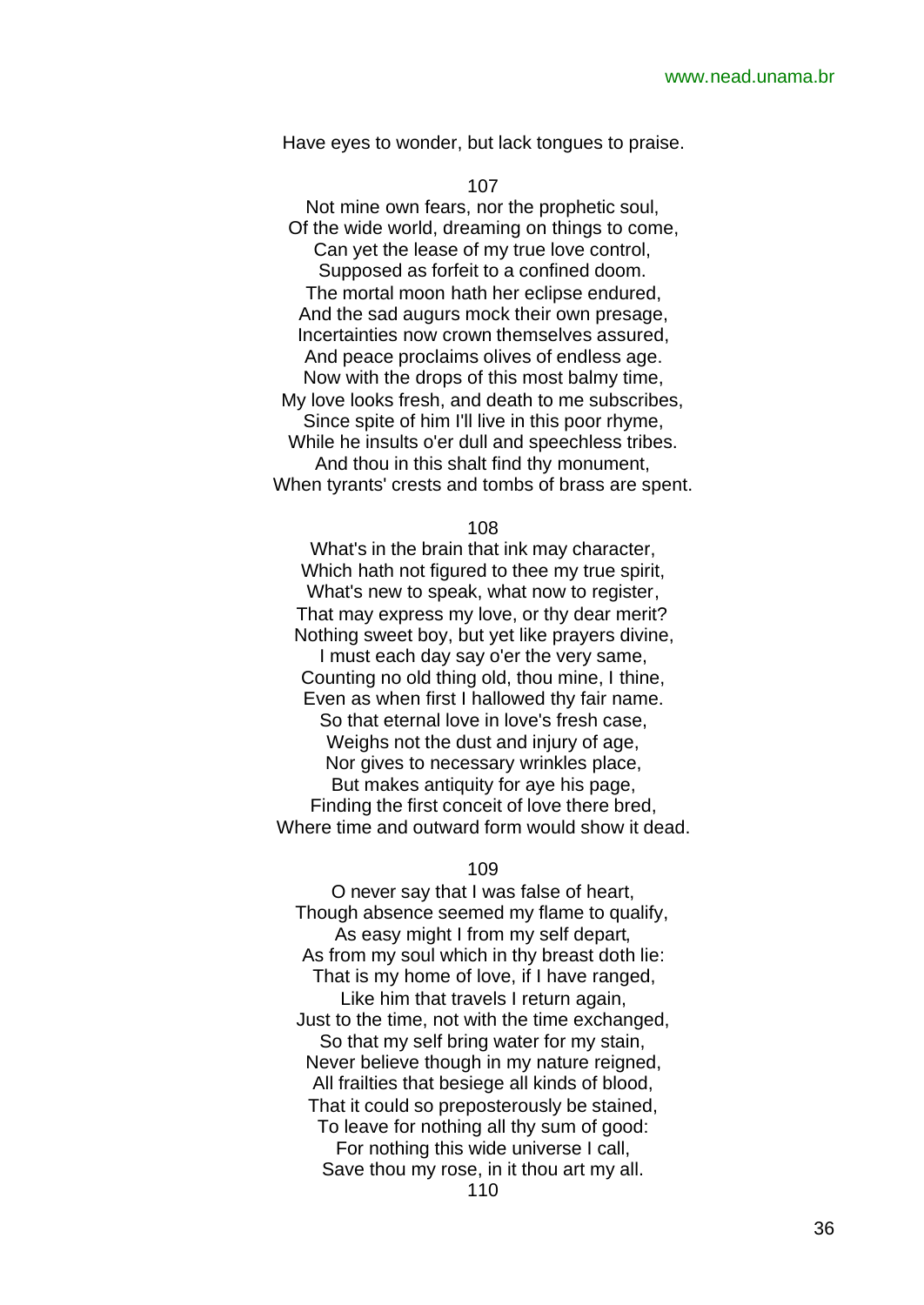Have eyes to wonder, but lack tongues to praise.

107

Not mine own fears, nor the prophetic soul,  
Of the wide world, dreaming on things to come,  
Can yet the lease of my true love control,  
Supposed as forfeit to a confined doom.  
The mortal moon hath her eclipse endured,  
And the sad augurs mock their own presage,  
Incertainties now crown themselves assured,  
And peace proclaims olives of endless age.  
Now with the drops of this most balmy time,  
My love looks fresh, and death to me subscribes,  
Since spite of him I'll live in this poor rhyme,  
While he insults o'er dull and speechless tribes.  
And thou in this shalt find thy monument,  
When tyrants' crests and tombs of brass are spent.

108

What's in the brain that ink may character,  
Which hath not figured to thee my true spirit,  
What's new to speak, what now to register,  
That may express my love, or thy dear merit?  
Nothing sweet boy, but yet like prayers divine,  
I must each day say o'er the very same,  
Counting no old thing old, thou mine, I thine,  
Even as when first I hallowed thy fair name.  
So that eternal love in love's fresh case,  
Weighs not the dust and injury of age,  
Nor gives to necessary wrinkles place,  
But makes antiquity for aye his page,  
Finding the first conceit of love there bred,  
Where time and outward form would show it dead.

109

O never say that I was false of heart,  
Though absence seemed my flame to qualify,  
As easy might I from my self depart,  
As from my soul which in thy breast doth lie:  
That is my home of love, if I have ranged,  
Like him that travels I return again,  
Just to the time, not with the time exchanged,  
So that my self bring water for my stain,  
Never believe though in my nature reigned,  
All frailties that besiege all kinds of blood,  
That it could so preposterously be stained,  
To leave for nothing all thy sum of good:  
For nothing this wide universe I call,  
Save thou my rose, in it thou art my all.

110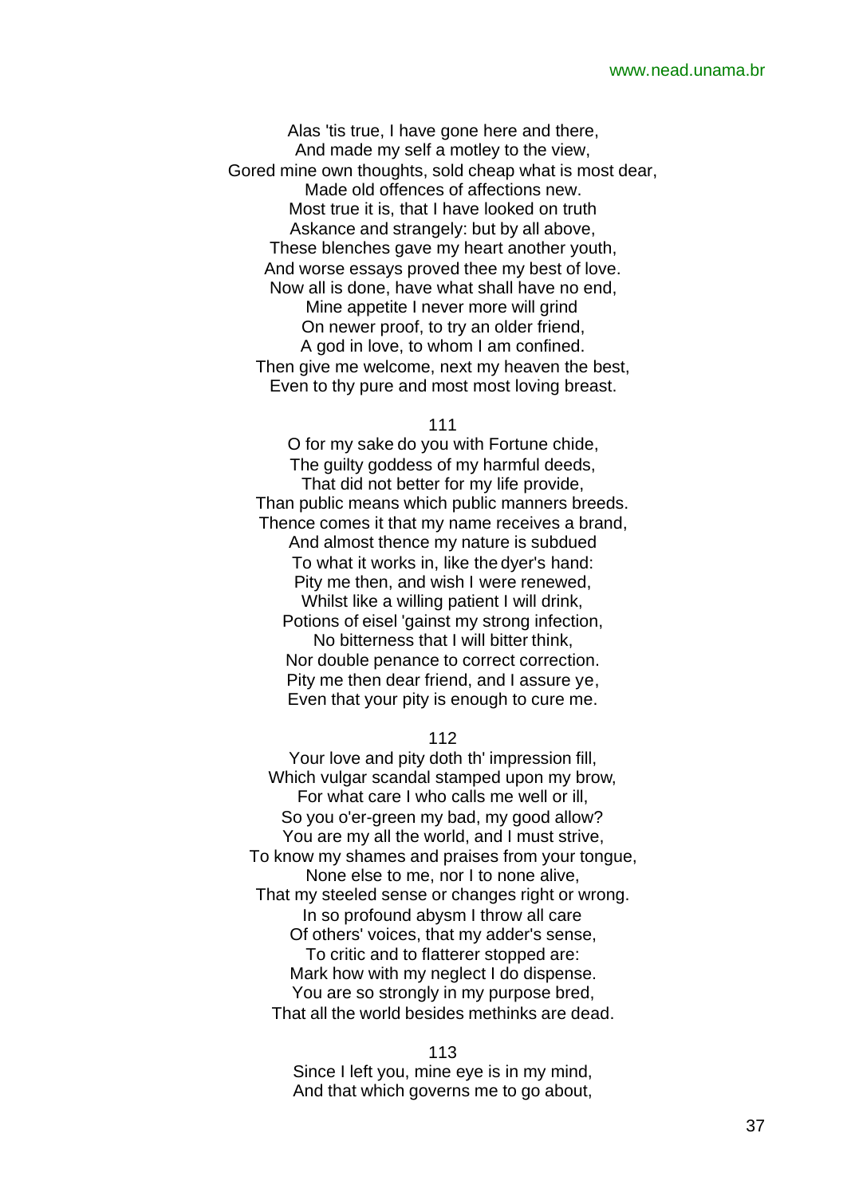Alas 'tis true, I have gone here and there,
And made my self a motley to the view,
Gored mine own thoughts, sold cheap what is most dear,
Made old offences of affections new.
Most true it is, that I have looked on truth
Askance and strangely: but by all above,
These blenches gave my heart another youth,
And worse essays proved thee my best of love.
Now all is done, have what shall have no end,
Mine appetite I never more will grind
On newer proof, to try an older friend,
A god in love, to whom I am confined.
Then give me welcome, next my heaven the best,
Even to thy pure and most most loving breast.

111

O for my sake do you with Fortune chide,
The guilty goddess of my harmful deeds,
That did not better for my life provide,
Than public means which public manners breeds.
Thence comes it that my name receives a brand,
And almost thence my nature is subdued
To what it works in, like the dyer's hand:
Pity me then, and wish I were renewed,
Whilst like a willing patient I will drink,
Potions of eisel 'gainst my strong infection,
No bitterness that I will bitter think,
Nor double penance to correct correction.
Pity me then dear friend, and I assure ye,
Even that your pity is enough to cure me.

112

Your love and pity doth th' impression fill,
Which vulgar scandal stamped upon my brow,
For what care I who calls me well or ill,
So you o'er-green my bad, my good allow?
You are my all the world, and I must strive,
To know my shames and praises from your tongue,
None else to me, nor I to none alive,
That my steeled sense or changes right or wrong.
In so profound abysm I throw all care
Of others' voices, that my adder's sense,
To critic and to flatterer stopped are:
Mark how with my neglect I do dispense.
You are so strongly in my purpose bred,
That all the world besides methinks are dead.

113

Since I left you, mine eye is in my mind,
And that which governs me to go about,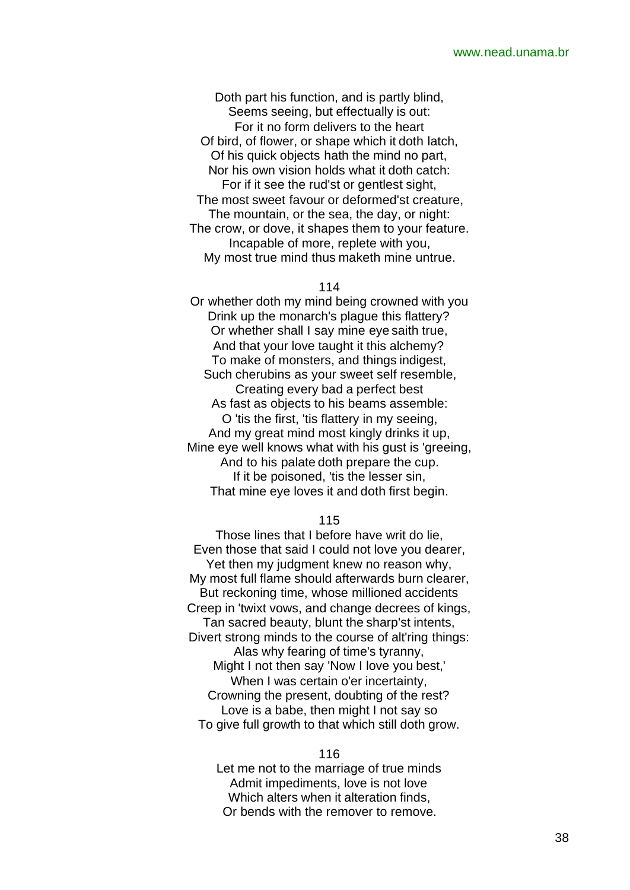Doth part his function, and is partly blind,
Seems seeing, but effectually is out:
For it no form delivers to the heart
Of bird, of flower, or shape which it doth latch,
Of his quick objects hath the mind no part,
Nor his own vision holds what it doth catch:
For if it see the rud'st or gentlest sight,
The most sweet favour or deformed'st creature,
The mountain, or the sea, the day, or night:
The crow, or dove, it shapes them to your feature.
Incapable of more, replete with you,
My most true mind thus maketh mine untrue.

114

Or whether doth my mind being crowned with you
Drink up the monarch's plague this flattery?
Or whether shall I say mine eye saith true,
And that your love taught it this alchemy?
To make of monsters, and things indigest,
Such cherubins as your sweet self resemble,
Creating every bad a perfect best
As fast as objects to his beams assemble:
O 'tis the first, 'tis flattery in my seeing,
And my great mind most kingly drinks it up,
Mine eye well knows what with his gust is 'greeing,
And to his palate doth prepare the cup.
If it be poisoned, 'tis the lesser sin,
That mine eye loves it and doth first begin.

115

Those lines that I before have writ do lie,
Even those that said I could not love you dearer,
Yet then my judgment knew no reason why,
My most full flame should afterwards burn clearer,
But reckoning time, whose millioned accidents
Creep in 'twixt vows, and change decrees of kings,
Tan sacred beauty, blunt the sharp'st intents,
Divert strong minds to the course of alt'ring things:
Alas why fearing of time's tyranny,
Might I not then say 'Now I love you best,'
When I was certain o'er incertainty,
Crowning the present, doubting of the rest?
Love is a babe, then might I not say so
To give full growth to that which still doth grow.

116

Let me not to the marriage of true minds
Admit impediments, love is not love
Which alters when it alteration finds,
Or bends with the remover to remove.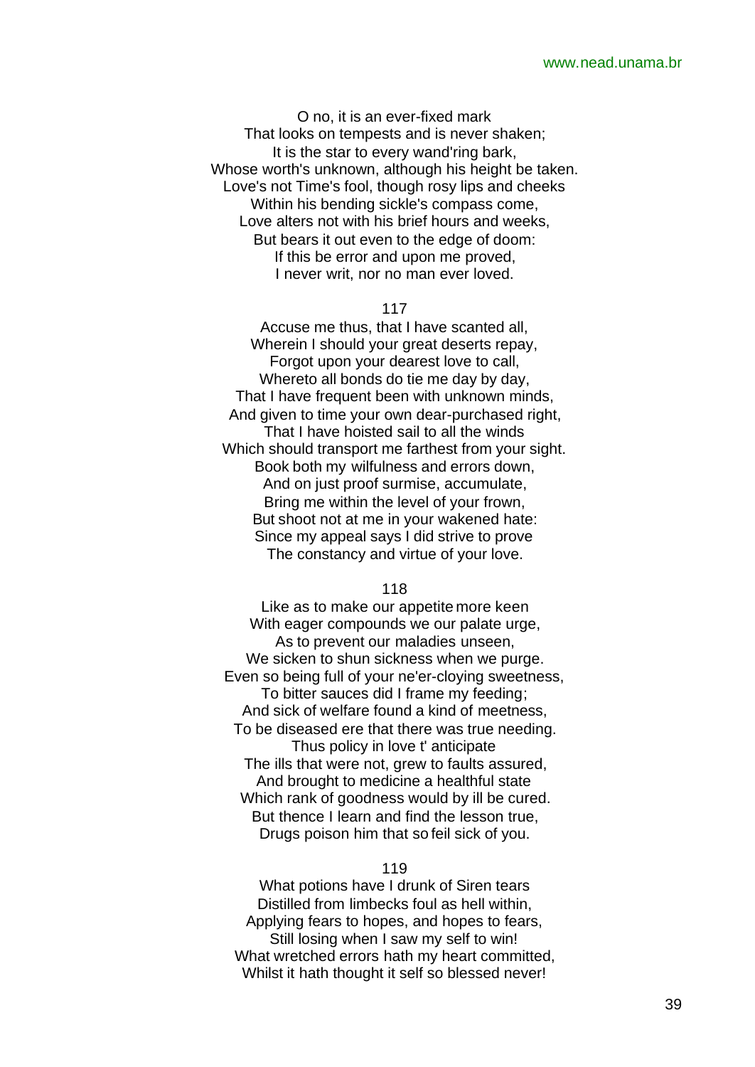O no, it is an ever-fixed mark
That looks on tempests and is never shaken;
It is the star to every wand'ring bark,
Whose worth's unknown, although his height be taken.
Love's not Time's fool, though rosy lips and cheeks
Within his bending sickle's compass come,
Love alters not with his brief hours and weeks,
But bears it out even to the edge of doom:
If this be error and upon me proved,
I never writ, nor no man ever loved.

117

Accuse me thus, that I have scanted all,
Wherein I should your great deserts repay,
Forgot upon your dearest love to call,
Whereto all bonds do tie me day by day,
That I have frequent been with unknown minds,
And given to time your own dear-purchased right,
That I have hoisted sail to all the winds
Which should transport me farthest from your sight.
Book both my wilfulness and errors down,
And on just proof surmise, accumulate,
Bring me within the level of your frown,
But shoot not at me in your wakened hate:
Since my appeal says I did strive to prove
The constancy and virtue of your love.

118

Like as to make our appetite more keen
With eager compounds we our palate urge,
As to prevent our maladies unseen,
We sicken to shun sickness when we purge.
Even so being full of your ne'er-cloying sweetness,
To bitter sauces did I frame my feeding;
And sick of welfare found a kind of meetness,
To be diseased ere that there was true needing.
Thus policy in love t' anticipate
The ills that were not, grew to faults assured,
And brought to medicine a healthful state
Which rank of goodness would by ill be cured.
But thence I learn and find the lesson true,
Drugs poison him that so feil sick of you.

119

What potions have I drunk of Siren tears
Distilled from limbecks foul as hell within,
Applying fears to hopes, and hopes to fears,
Still losing when I saw my self to win!
What wretched errors hath my heart committed,
Whilst it hath thought it self so blessed never!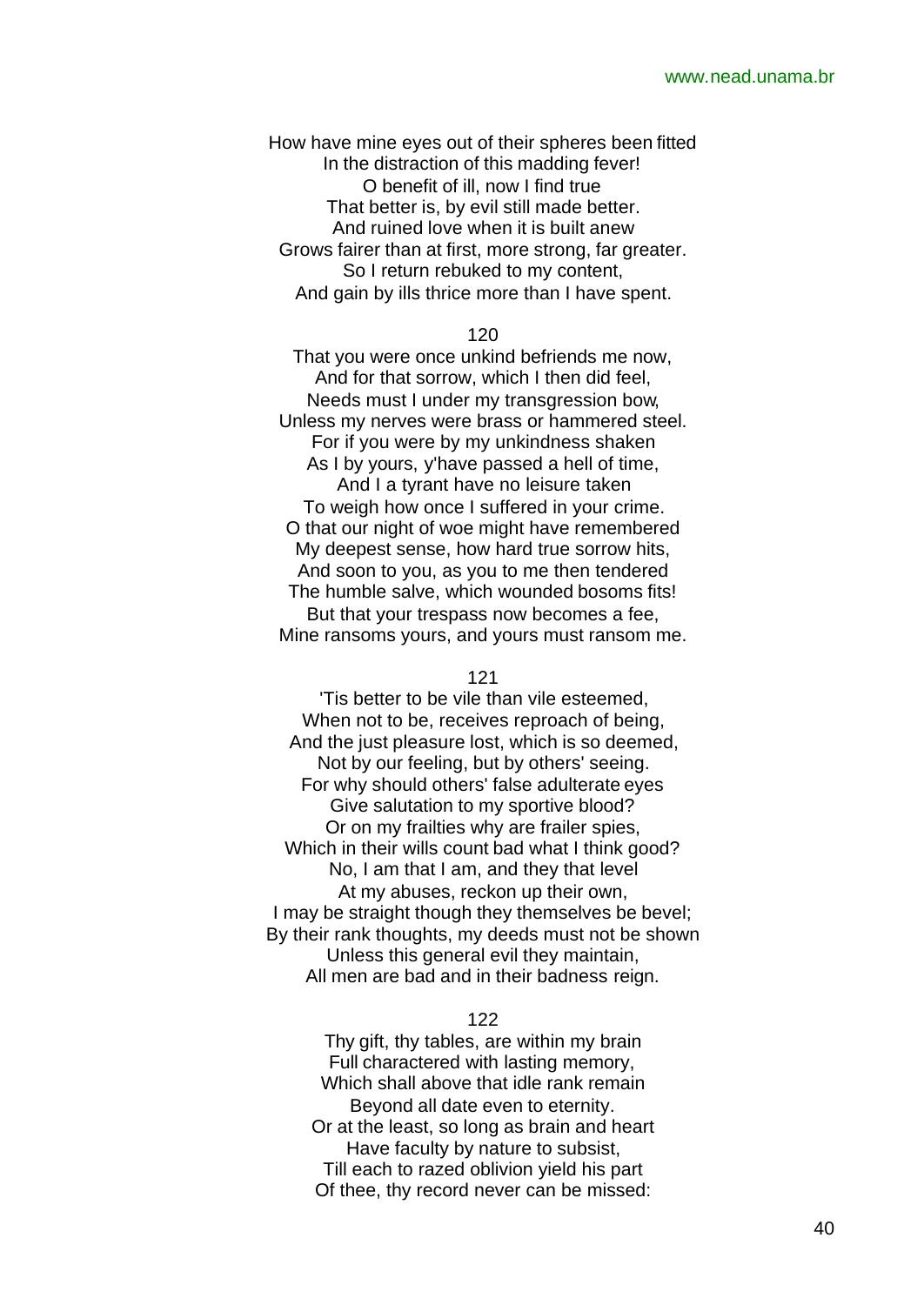How have mine eyes out of their spheres been fitted
In the distraction of this madding fever!
O benefit of ill, now I find true
That better is, by evil still made better.
And ruined love when it is built anew
Grows fairer than at first, more strong, far greater.
So I return rebuked to my content,
And gain by ills thrice more than I have spent.

120

That you were once unkind befriends me now,
And for that sorrow, which I then did feel,
Needs must I under my transgression bow,
Unless my nerves were brass or hammered steel.
For if you were by my unkindness shaken
As I by yours, y'have passed a hell of time,
And I a tyrant have no leisure taken
To weigh how once I suffered in your crime.
O that our night of woe might have remembered
My deepest sense, how hard true sorrow hits,
And soon to you, as you to me then tendered
The humble salve, which wounded bosoms fits!
But that your trespass now becomes a fee,
Mine ransoms yours, and yours must ransom me.

121

'Tis better to be vile than vile esteemed,
When not to be, receives reproach of being,
And the just pleasure lost, which is so deemed,
Not by our feeling, but by others' seeing.
For why should others' false adulterate eyes
Give salutation to my sportive blood?
Or on my frailties why are frailer spies,
Which in their wills count bad what I think good?
No, I am that I am, and they that level
At my abuses, reckon up their own,
I may be straight though they themselves be bevel;
By their rank thoughts, my deeds must not be shown
Unless this general evil they maintain,
All men are bad and in their badness reign.

122

Thy gift, thy tables, are within my brain
Full charactered with lasting memory,
Which shall above that idle rank remain
Beyond all date even to eternity.
Or at the least, so long as brain and heart
Have faculty by nature to subsist,
Till each to razed oblivion yield his part
Of thee, thy record never can be missed: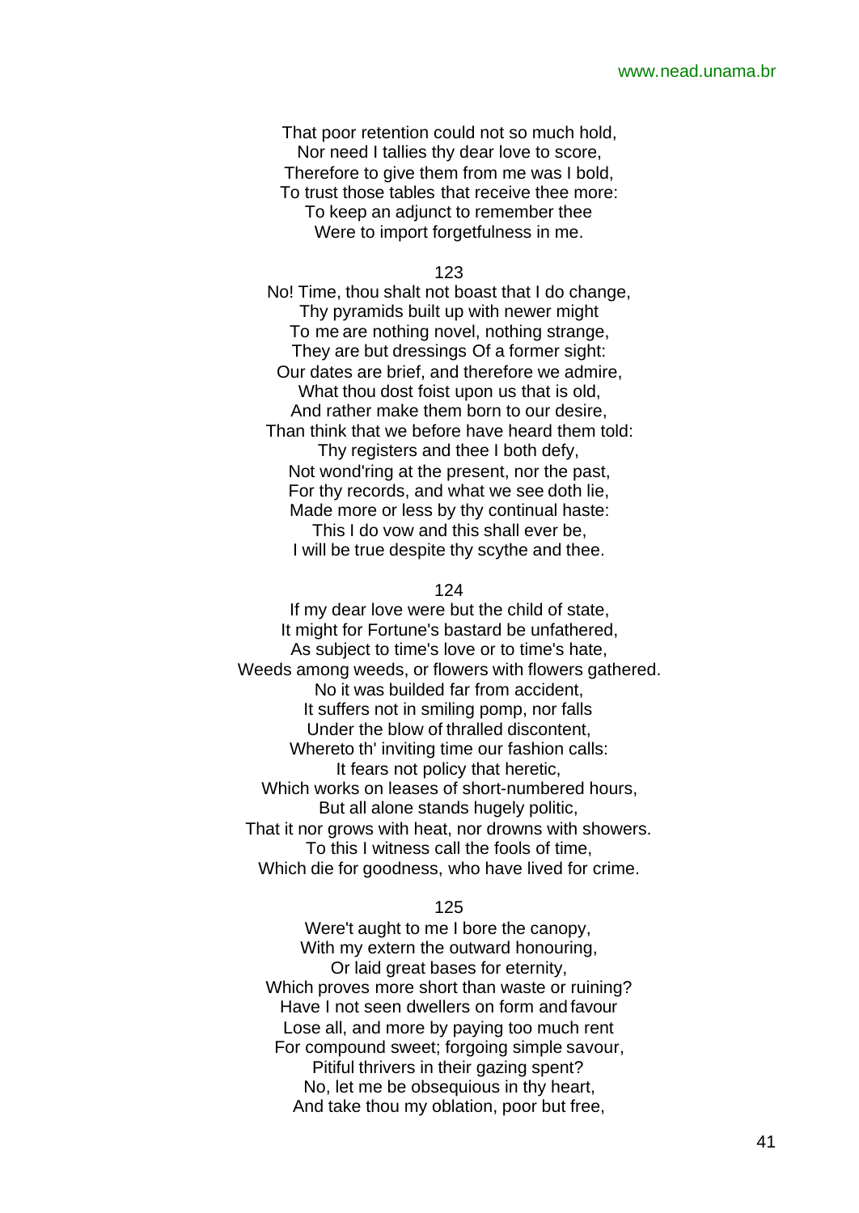That poor retention could not so much hold,
Nor need I tallies thy dear love to score,
Therefore to give them from me was I bold,
To trust those tables that receive thee more:
To keep an adjunct to remember thee
Were to import forgetfulness in me.

123

No! Time, thou shalt not boast that I do change,
Thy pyramids built up with newer might
To me are nothing novel, nothing strange,
They are but dressings Of a former sight:
Our dates are brief, and therefore we admire,
What thou dost foist upon us that is old,
And rather make them born to our desire,
Than think that we before have heard them told:
Thy registers and thee I both defy,
Not wond'ring at the present, nor the past,
For thy records, and what we see doth lie,
Made more or less by thy continual haste:
This I do vow and this shall ever be,
I will be true despite thy scythe and thee.

124

If my dear love were but the child of state,
It might for Fortune's bastard be unfathered,
As subject to time's love or to time's hate,
Weeds among weeds, or flowers with flowers gathered.
No it was builded far from accident,
It suffers not in smiling pomp, nor falls
Under the blow of thralled discontent,
Whereto th' inviting time our fashion calls:
It fears not policy that heretic,
Which works on leases of short-numbered hours,
But all alone stands hugely politic,
That it nor grows with heat, nor drowns with showers.
To this I witness call the fools of time,
Which die for goodness, who have lived for crime.

125

Were't aught to me I bore the canopy,
With my extern the outward honouring,
Or laid great bases for eternity,
Which proves more short than waste or ruining?
Have I not seen dwellers on form and favour
Lose all, and more by paying too much rent
For compound sweet; forgoing simple savour,
Pitiful thrivers in their gazing spent?
No, let me be obsequious in thy heart,
And take thou my oblation, poor but free,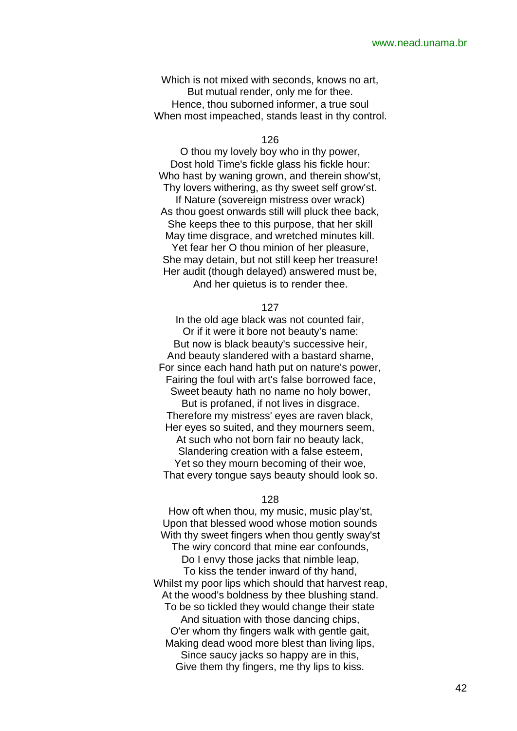Which is not mixed with seconds, knows no art,  
But mutual render, only me for thee.  
Hence, thou suborned informer, a true soul  
When most impeached, stands least in thy control.

126

O thou my lovely boy who in thy power,  
Dost hold Time's fickle glass his fickle hour:  
Who hast by waning grown, and therein show'st,  
Thy lovers withering, as thy sweet self grow'st.  
If Nature (sovereign mistress over wrack)  
As thou goest onwards still will pluck thee back,  
She keeps thee to this purpose, that her skill  
May time disgrace, and wretched minutes kill.  
Yet fear her O thou minion of her pleasure,  
She may detain, but not still keep her treasure!  
Her audit (though delayed) answered must be,  
And her quietus is to render thee.

127

In the old age black was not counted fair,  
Or if it were it bore not beauty's name:  
But now is black beauty's successive heir,  
And beauty slandered with a bastard shame,  
For since each hand hath put on nature's power,  
Fairing the foul with art's false borrowed face,  
Sweet beauty hath no name no holy bower,  
But is profaned, if not lives in disgrace.  
Therefore my mistress' eyes are raven black,  
Her eyes so suited, and they mourners seem,  
At such who not born fair no beauty lack,  
Slandering creation with a false esteem,  
Yet so they mourn becoming of their woe,  
That every tongue says beauty should look so.

128

How oft when thou, my music, music play'st,  
Upon that blessed wood whose motion sounds  
With thy sweet fingers when thou gently sway'st  
The wiry concord that mine ear confounds,  
Do I envy those jacks that nimble leap,  
To kiss the tender inward of thy hand,  
Whilst my poor lips which should that harvest reap,  
At the wood's boldness by thee blushing stand.  
To be so tickled they would change their state  
And situation with those dancing chips,  
O'er whom thy fingers walk with gentle gait,  
Making dead wood more blest than living lips,  
Since saucy jacks so happy are in this,  
Give them thy fingers, me thy lips to kiss.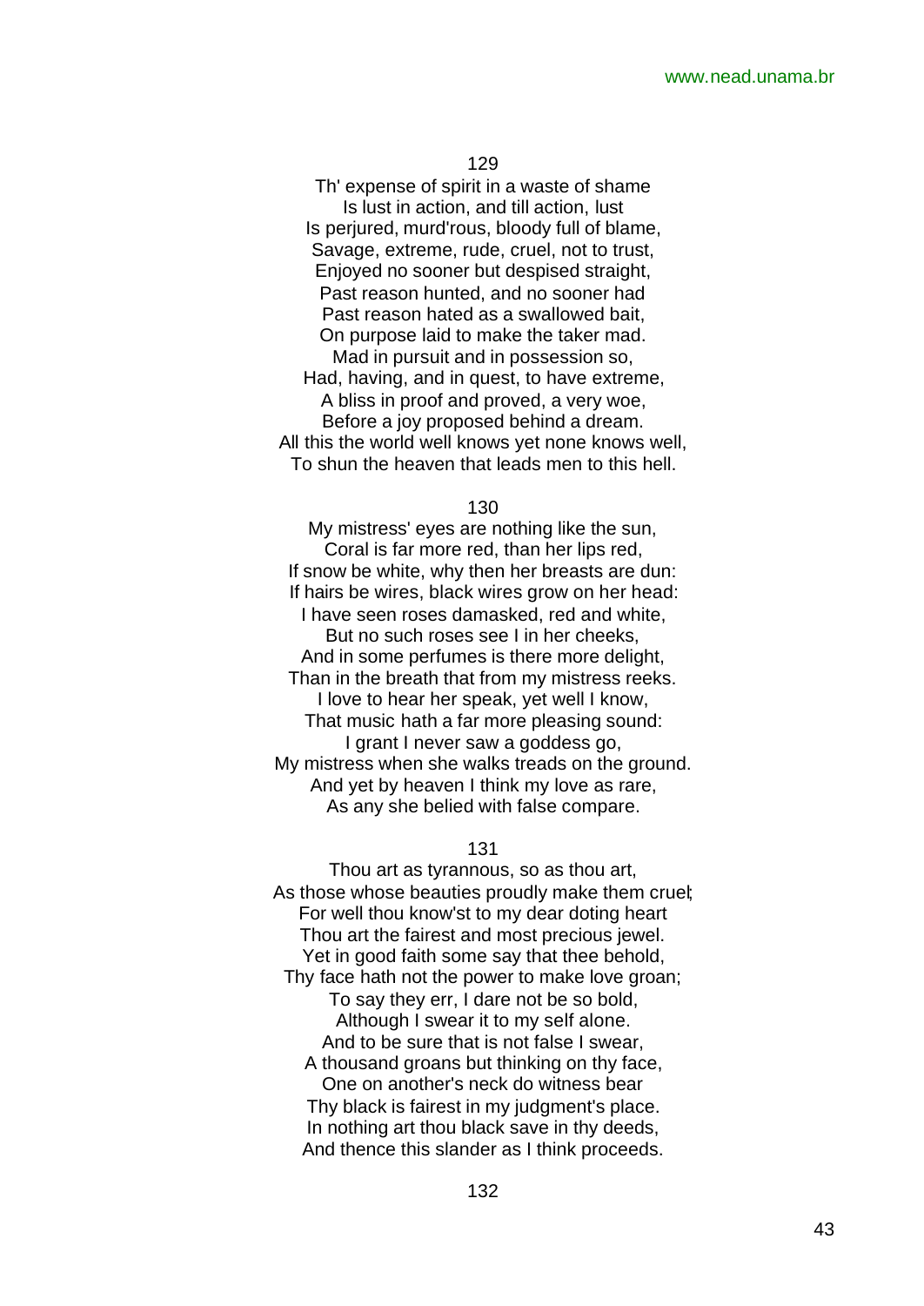129

Th' expense of spirit in a waste of shame
Is lust in action, and till action, lust
Is perjured, murd'rous, bloody full of blame,
Savage, extreme, rude, cruel, not to trust,
Enjoyed no sooner but despised straight,
Past reason hunted, and no sooner had
Past reason hated as a swallowed bait,
On purpose laid to make the taker mad.
Mad in pursuit and in possession so,
Had, having, and in quest, to have extreme,
A bliss in proof and proved, a very woe,
Before a joy proposed behind a dream.
All this the world well knows yet none knows well,
To shun the heaven that leads men to this hell.

130

My mistress' eyes are nothing like the sun,
Coral is far more red, than her lips red,
If snow be white, why then her breasts are dun:
If hairs be wires, black wires grow on her head:
I have seen roses damasked, red and white,
But no such roses see I in her cheeks,
And in some perfumes is there more delight,
Than in the breath that from my mistress reeks.
I love to hear her speak, yet well I know,
That music hath a far more pleasing sound:
I grant I never saw a goddess go,
My mistress when she walks treads on the ground.
And yet by heaven I think my love as rare,
As any she belied with false compare.

131

Thou art as tyrannous, so as thou art,
As those whose beauties proudly make them cruel;
For well thou know'st to my dear doting heart
Thou art the fairest and most precious jewel.
Yet in good faith some say that thee behold,
Thy face hath not the power to make love groan;
To say they err, I dare not be so bold,
Although I swear it to my self alone.
And to be sure that is not false I swear,
A thousand groans but thinking on thy face,
One on another's neck do witness bear
Thy black is fairest in my judgment's place.
In nothing art thou black save in thy deeds,
And thence this slander as I think proceeds.

132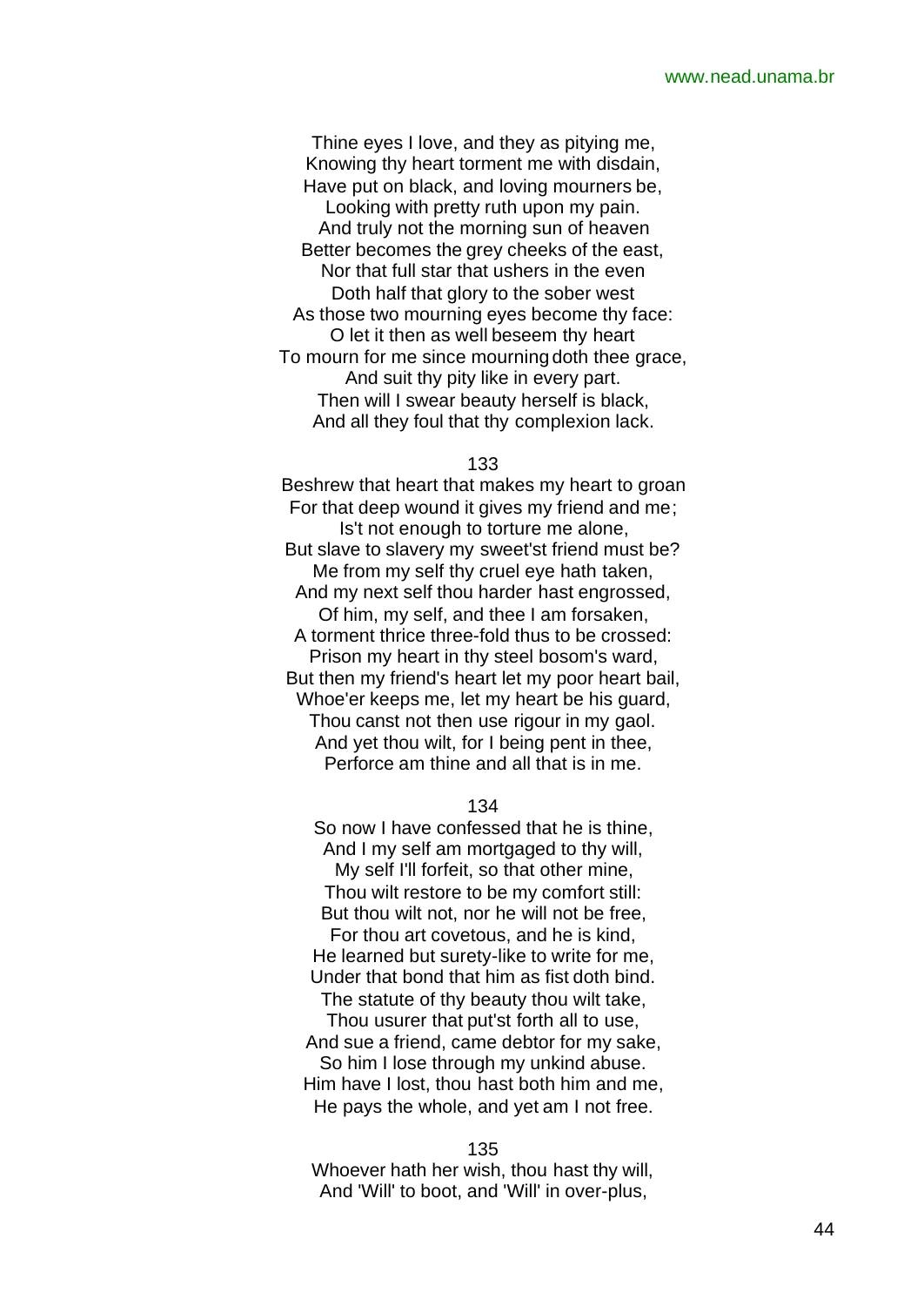Thine eyes I love, and they as pitying me,
Knowing thy heart torment me with disdain,
Have put on black, and loving mourners be,
Looking with pretty ruth upon my pain.
And truly not the morning sun of heaven
Better becomes the grey cheeks of the east,
Nor that full star that ushers in the even
Doth half that glory to the sober west
As those two mourning eyes become thy face:
O let it then as well beseem thy heart
To mourn for me since mourning doth thee grace,
And suit thy pity like in every part.
Then will I swear beauty herself is black,
And all they foul that thy complexion lack.

133

Beshrew that heart that makes my heart to groan
For that deep wound it gives my friend and me;
Is't not enough to torture me alone,
But slave to slavery my sweet'st friend must be?
Me from my self thy cruel eye hath taken,
And my next self thou harder hast engrossed,
Of him, my self, and thee I am forsaken,
A torment thrice three-fold thus to be crossed:
Prison my heart in thy steel bosom's ward,
But then my friend's heart let my poor heart bail,
Whoe'er keeps me, let my heart be his guard,
Thou canst not then use rigour in my gaol.
And yet thou wilt, for I being pent in thee,
Perforce am thine and all that is in me.

134

So now I have confessed that he is thine,
And I my self am mortgaged to thy will,
My self I'll forfeit, so that other mine,
Thou wilt restore to be my comfort still:
But thou wilt not, nor he will not be free,
For thou art covetous, and he is kind,
He learned but surety-like to write for me,
Under that bond that him as fist doth bind.
The statute of thy beauty thou wilt take,
Thou usurer that put'st forth all to use,
And sue a friend, came debtor for my sake,
So him I lose through my unkind abuse.
Him have I lost, thou hast both him and me,
He pays the whole, and yet am I not free.

135

Whoever hath her wish, thou hast thy will,
And 'Will' to boot, and 'Will' in over-plus,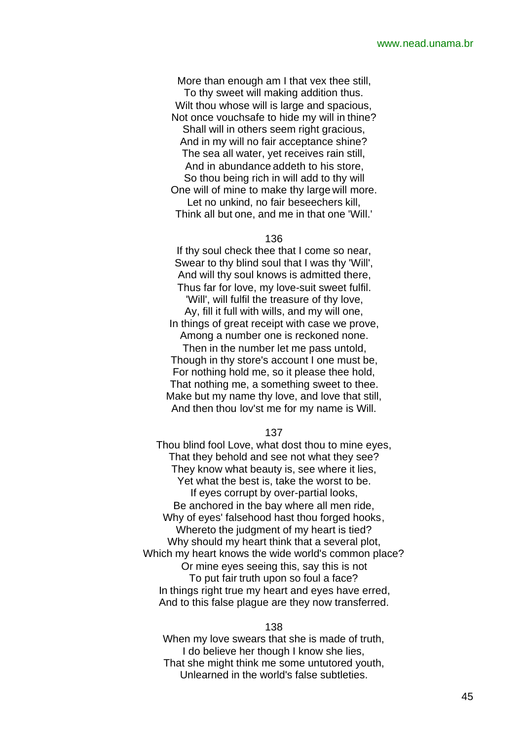More than enough am I that vex thee still,
To thy sweet will making addition thus.
Wilt thou whose will is large and spacious,
Not once vouchsafe to hide my will in thine?
Shall will in others seem right gracious,
And in my will no fair acceptance shine?
The sea all water, yet receives rain still,
And in abundance addeth to his store,
So thou being rich in will add to thy will
One will of mine to make thy large will more.
Let no unkind, no fair beseechers kill,
Think all but one, and me in that one 'Will.'

136

If thy soul check thee that I come so near,
Swear to thy blind soul that I was thy 'Will',
And will thy soul knows is admitted there,
Thus far for love, my love-suit sweet fulfil.
'Will', will fulfil the treasure of thy love,
Ay, fill it full with wills, and my will one,
In things of great receipt with case we prove,
Among a number one is reckoned none.
Then in the number let me pass untold,
Though in thy store's account I one must be,
For nothing hold me, so it please thee hold,
That nothing me, a something sweet to thee.
Make but my name thy love, and love that still,
And then thou lov'st me for my name is Will.

137

Thou blind fool Love, what dost thou to mine eyes,
That they behold and see not what they see?
They know what beauty is, see where it lies,
Yet what the best is, take the worst to be.
If eyes corrupt by over-partial looks,
Be anchored in the bay where all men ride,
Why of eyes' falsehood hast thou forged hooks,
Whereto the judgment of my heart is tied?
Why should my heart think that a several plot,
Which my heart knows the wide world's common place?
Or mine eyes seeing this, say this is not
To put fair truth upon so foul a face?
In things right true my heart and eyes have erred,
And to this false plague are they now transferred.

138

When my love swears that she is made of truth,
I do believe her though I know she lies,
That she might think me some untutored youth,
Unlearned in the world's false subtleties.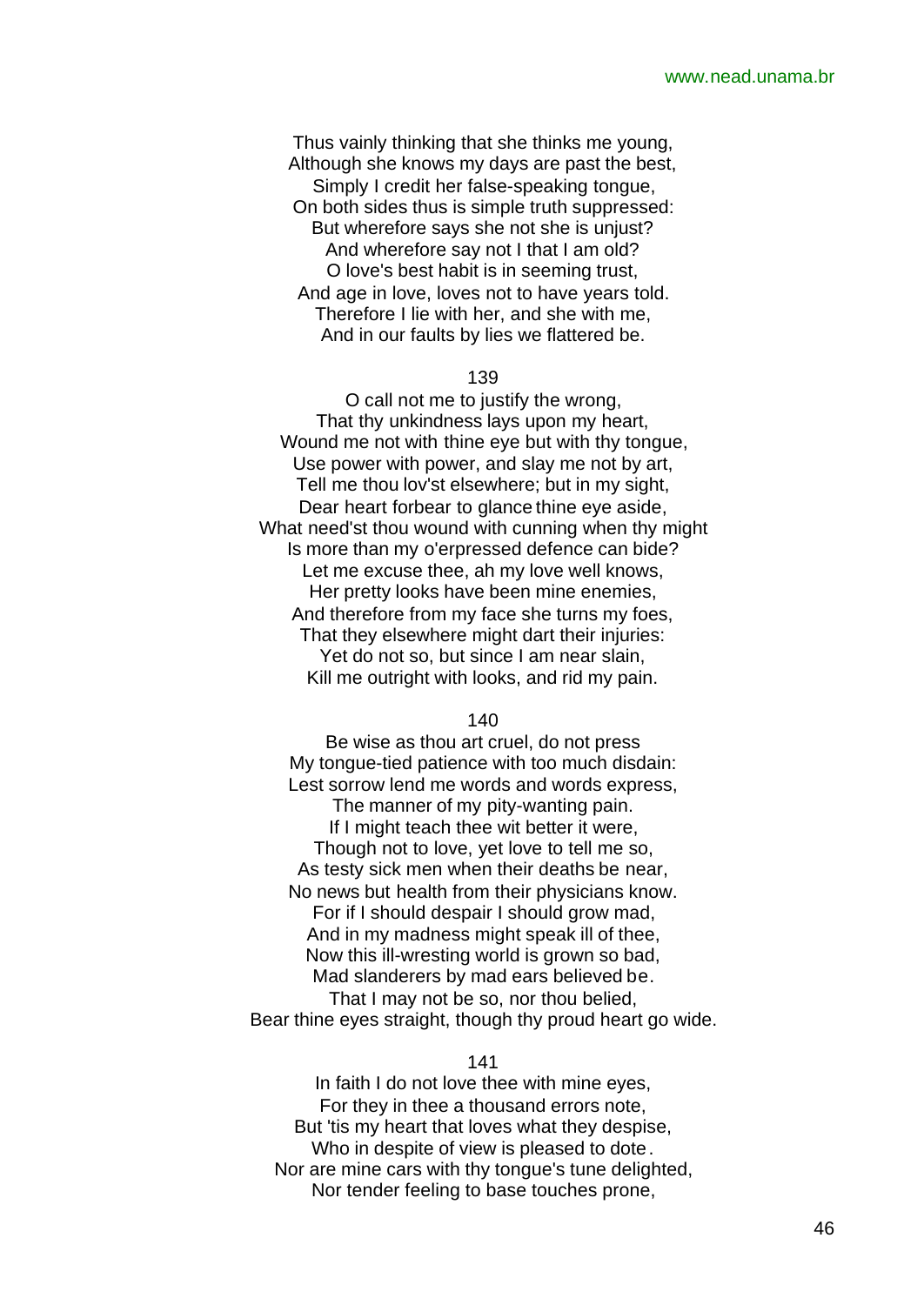Thus vainly thinking that she thinks me young,
Although she knows my days are past the best,
Simply I credit her false-speaking tongue,
On both sides thus is simple truth suppressed:
But wherefore says she not she is unjust?
And wherefore say not I that I am old?
O love's best habit is in seeming trust,
And age in love, loves not to have years told.
Therefore I lie with her, and she with me,
And in our faults by lies we flattered be.

139

O call not me to justify the wrong,
That thy unkindness lays upon my heart,
Wound me not with thine eye but with thy tongue,
Use power with power, and slay me not by art,
Tell me thou lov'st elsewhere; but in my sight,
Dear heart forbear to glance thine eye aside,
What need'st thou wound with cunning when thy might
Is more than my o'erpressed defence can bide?
Let me excuse thee, ah my love well knows,
Her pretty looks have been mine enemies,
And therefore from my face she turns my foes,
That they elsewhere might dart their injuries:
Yet do not so, but since I am near slain,
Kill me outright with looks, and rid my pain.

140

Be wise as thou art cruel, do not press
My tongue-tied patience with too much disdain:
Lest sorrow lend me words and words express,
The manner of my pity-wanting pain.
If I might teach thee wit better it were,
Though not to love, yet love to tell me so,
As testy sick men when their deaths be near,
No news but health from their physicians know.
For if I should despair I should grow mad,
And in my madness might speak ill of thee,
Now this ill-wresting world is grown so bad,
Mad slanderers by mad ears believed be.
That I may not be so, nor thou belied,
Bear thine eyes straight, though thy proud heart go wide.

141

In faith I do not love thee with mine eyes,
For they in thee a thousand errors note,
But 'tis my heart that loves what they despise,
Who in despite of view is pleased to dote.
Nor are mine cars with thy tongue's tune delighted,
Nor tender feeling to base touches prone,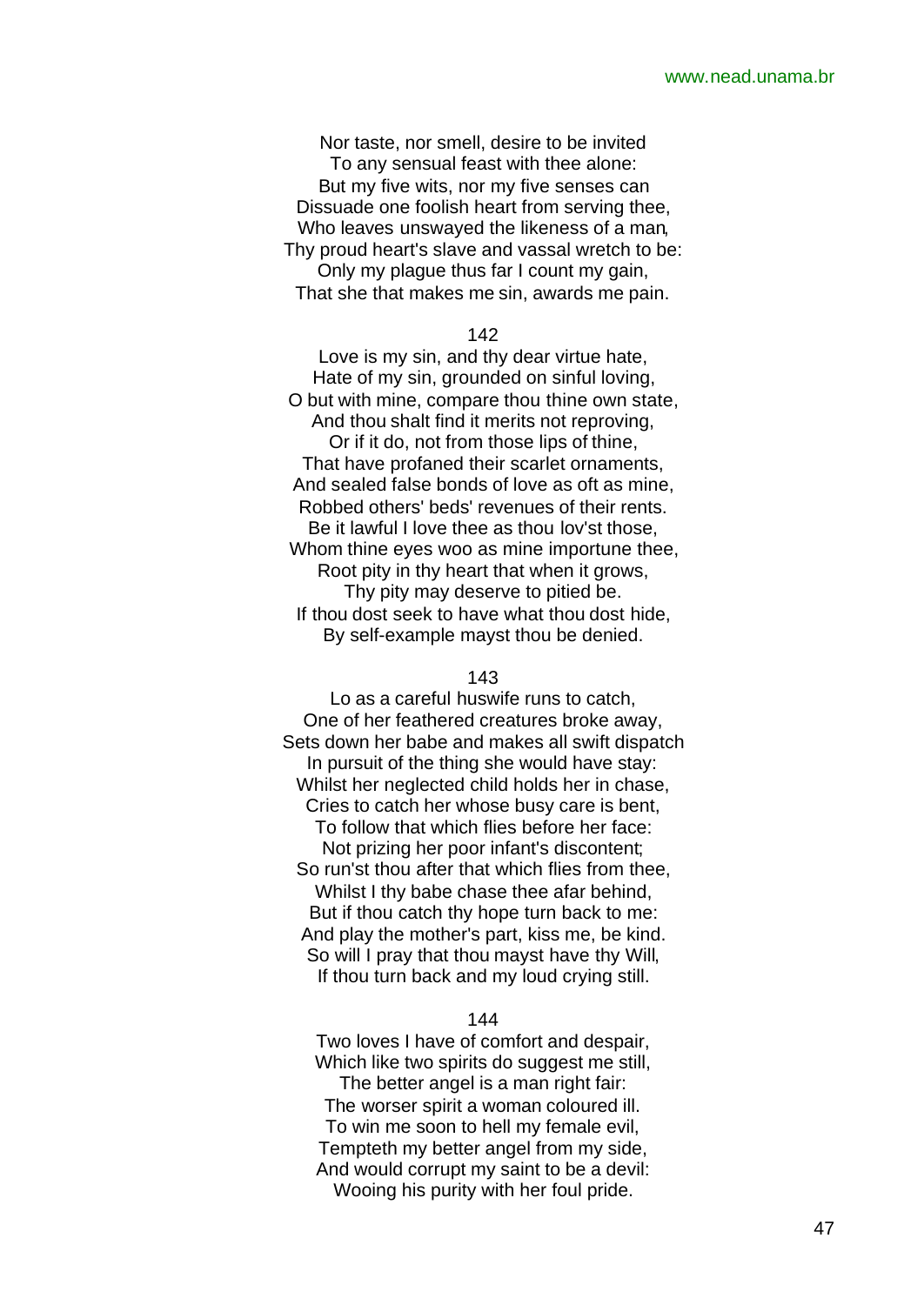Nor taste, nor smell, desire to be invited  
To any sensual feast with thee alone:  
But my five wits, nor my five senses can  
Dissuade one foolish heart from serving thee,  
Who leaves unswayed the likeness of a man,  
Thy proud heart's slave and vassal wretch to be:  
Only my plague thus far I count my gain,  
That she that makes me sin, awards me pain.

142

Love is my sin, and thy dear virtue hate,  
Hate of my sin, grounded on sinful loving,  
O but with mine, compare thou thine own state,  
And thou shalt find it merits not reproving,  
Or if it do, not from those lips of thine,  
That have profaned their scarlet ornaments,  
And sealed false bonds of love as oft as mine,  
Robbed others' beds' revenues of their rents.  
Be it lawful I love thee as thou lov'st those,  
Whom thine eyes woo as mine importune thee,  
Root pity in thy heart that when it grows,  
Thy pity may deserve to pitied be.  
If thou dost seek to have what thou dost hide,  
By self-example mayst thou be denied.

143

Lo as a careful huswife runs to catch,  
One of her feathered creatures broke away,  
Sets down her babe and makes all swift dispatch  
In pursuit of the thing she would have stay:  
Whilst her neglected child holds her in chase,  
Cries to catch her whose busy care is bent,  
To follow that which flies before her face:  
Not prizing her poor infant's discontent;  
So run'st thou after that which flies from thee,  
Whilst I thy babe chase thee afar behind,  
But if thou catch thy hope turn back to me:  
And play the mother's part, kiss me, be kind.  
So will I pray that thou mayst have thy Will,  
If thou turn back and my loud crying still.

144

Two loves I have of comfort and despair,  
Which like two spirits do suggest me still,  
The better angel is a man right fair:  
The worser spirit a woman coloured ill.  
To win me soon to hell my female evil,  
Tempteth my better angel from my side,  
And would corrupt my saint to be a devil:  
Wooing his purity with her foul pride.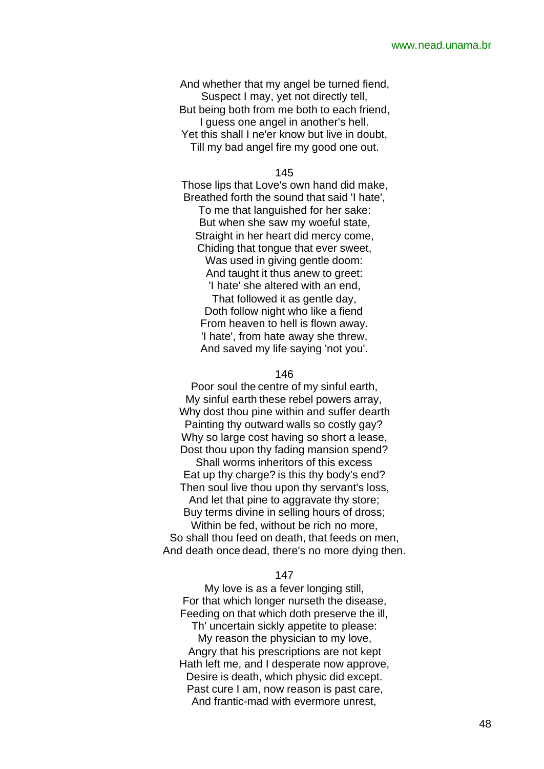And whether that my angel be turned fiend,  
Suspect I may, yet not directly tell,  
But being both from me both to each friend,  
I guess one angel in another's hell.  
Yet this shall I ne'er know but live in doubt,  
Till my bad angel fire my good one out.

145

Those lips that Love's own hand did make,  
Breathed forth the sound that said 'I hate',  
To me that languished for her sake:  
But when she saw my woeful state,  
Straight in her heart did mercy come,  
Chiding that tongue that ever sweet,  
Was used in giving gentle doom:  
And taught it thus anew to greet:  
'I hate' she altered with an end,  
That followed it as gentle day,  
Doth follow night who like a fiend  
From heaven to hell is flown away.  
'I hate', from hate away she threw,  
And saved my life saying 'not you'.

146

Poor soul the centre of my sinful earth,  
My sinful earth these rebel powers array,  
Why dost thou pine within and suffer dearth  
Painting thy outward walls so costly gay?  
Why so large cost having so short a lease,  
Dost thou upon thy fading mansion spend?  
Shall worms inheritors of this excess  
Eat up thy charge? is this thy body's end?  
Then soul live thou upon thy servant's loss,  
And let that pine to aggravate thy store;  
Buy terms divine in selling hours of dross;  
Within be fed, without be rich no more,  
So shall thou feed on death, that feeds on men,  
And death once dead, there's no more dying then.

147

My love is as a fever longing still,  
For that which longer nurseth the disease,  
Feeding on that which doth preserve the ill,  
Th' uncertain sickly appetite to please:  
My reason the physician to my love,  
Angry that his prescriptions are not kept  
Hath left me, and I desperate now approve,  
Desire is death, which physic did except.  
Past cure I am, now reason is past care,  
And frantic-mad with evermore unrest,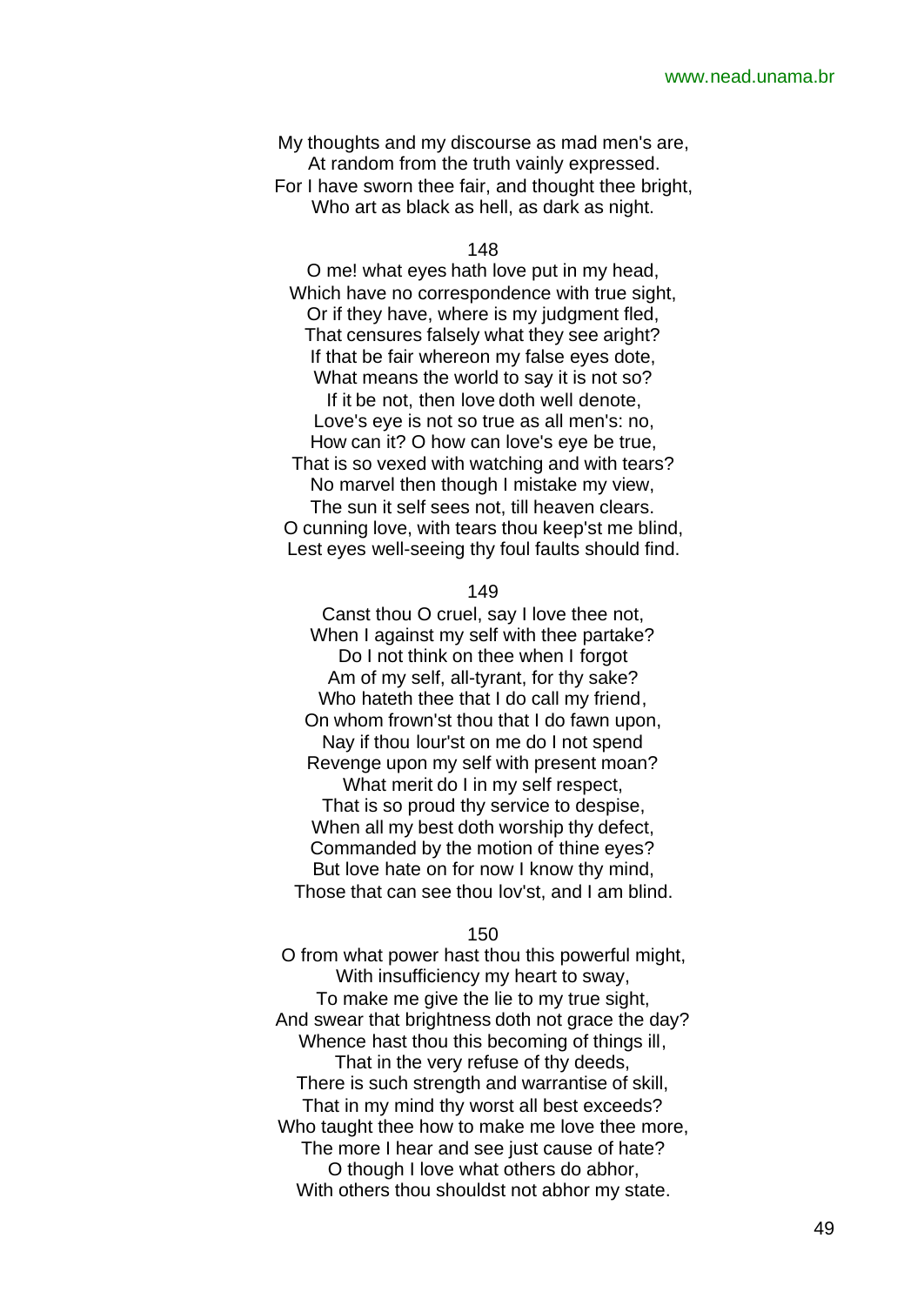My thoughts and my discourse as mad men's are,
At random from the truth vainly expressed.
For I have sworn thee fair, and thought thee bright,
Who art as black as hell, as dark as night.

148

O me! what eyes hath love put in my head,
Which have no correspondence with true sight,
Or if they have, where is my judgment fled,
That censures falsely what they see aright?
If that be fair whereon my false eyes dote,
What means the world to say it is not so?
If it be not, then love doth well denote,
Love's eye is not so true as all men's: no,
How can it? O how can love's eye be true,
That is so vexed with watching and with tears?
No marvel then though I mistake my view,
The sun it self sees not, till heaven clears.
O cunning love, with tears thou keep'st me blind,
Lest eyes well-seeing thy foul faults should find.

149

Canst thou O cruel, say I love thee not,
When I against my self with thee partake?
Do I not think on thee when I forgot
Am of my self, all-tyrant, for thy sake?
Who hateth thee that I do call my friend,
On whom frown'st thou that I do fawn upon,
Nay if thou lour'st on me do I not spend
Revenge upon my self with present moan?
What merit do I in my self respect,
That is so proud thy service to despise,
When all my best doth worship thy defect,
Commanded by the motion of thine eyes?
But love hate on for now I know thy mind,
Those that can see thou lov'st, and I am blind.

150

O from what power hast thou this powerful might,
With insufficiency my heart to sway,
To make me give the lie to my true sight,
And swear that brightness doth not grace the day?
Whence hast thou this becoming of things ill,
That in the very refuse of thy deeds,
There is such strength and warrantise of skill,
That in my mind thy worst all best exceeds?
Who taught thee how to make me love thee more,
The more I hear and see just cause of hate?
O though I love what others do abhor,
With others thou shouldst not abhor my state.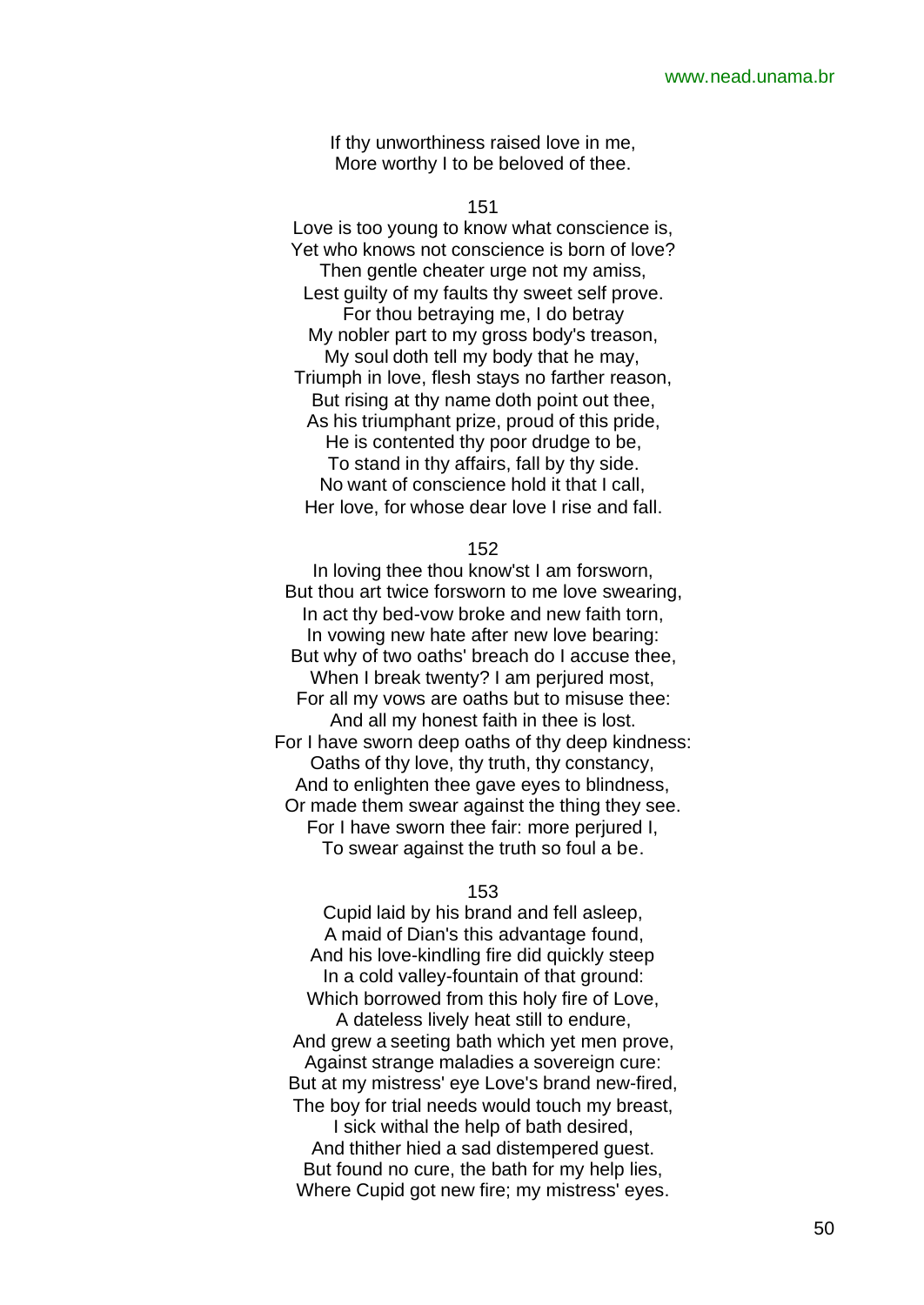If thy unworthiness raised love in me,
More worthy I to be beloved of thee.

151

Love is too young to know what conscience is,
Yet who knows not conscience is born of love?
Then gentle cheater urge not my amiss,
Lest guilty of my faults thy sweet self prove.
For thou betraying me, I do betray
My nobler part to my gross body's treason,
My soul doth tell my body that he may,
Triumph in love, flesh stays no farther reason,
But rising at thy name doth point out thee,
As his triumphant prize, proud of this pride,
He is contented thy poor drudge to be,
To stand in thy affairs, fall by thy side.
No want of conscience hold it that I call,
Her love, for whose dear love I rise and fall.

152

In loving thee thou know'st I am forsworn,
But thou art twice forsworn to me love swearing,
In act thy bed-vow broke and new faith torn,
In vowing new hate after new love bearing:
But why of two oaths' breach do I accuse thee,
When I break twenty? I am perjured most,
For all my vows are oaths but to misuse thee:
And all my honest faith in thee is lost.
For I have sworn deep oaths of thy deep kindness:
Oaths of thy love, thy truth, thy constancy,
And to enlighten thee gave eyes to blindness,
Or made them swear against the thing they see.
For I have sworn thee fair: more perjured I,
To swear against the truth so foul a be.

153

Cupid laid by his brand and fell asleep,
A maid of Dian's this advantage found,
And his love-kindling fire did quickly steep
In a cold valley-fountain of that ground:
Which borrowed from this holy fire of Love,
A dateless lively heat still to endure,
And grew a seeting bath which yet men prove,
Against strange maladies a sovereign cure:
But at my mistress' eye Love's brand new-fired,
The boy for trial needs would touch my breast,
I sick withal the help of bath desired,
And thither hied a sad distempered guest.
But found no cure, the bath for my help lies,
Where Cupid got new fire; my mistress' eyes.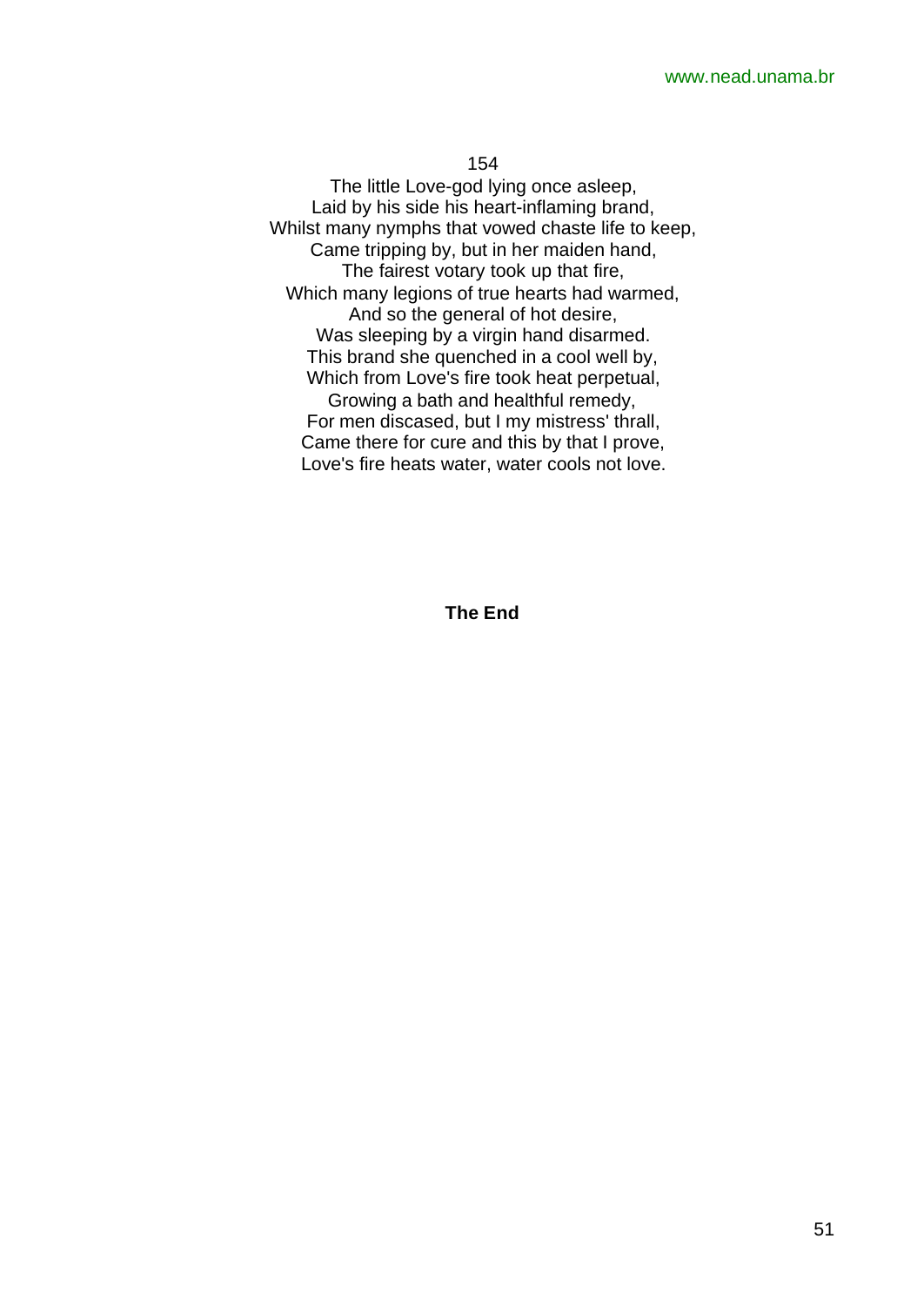154

The little Love-god lying once asleep,
Laid by his side his heart-inflaming brand,
Whilst many nymphs that vowed chaste life to keep,
Came tripping by, but in her maiden hand,
The fairest votary took up that fire,
Which many legions of true hearts had warmed,
And so the general of hot desire,
Was sleeping by a virgin hand disarmed.
This brand she quenched in a cool well by,
Which from Love's fire took heat perpetual,
Growing a bath and healthful remedy,
For men discased, but I my mistress' thrall,
Came there for cure and this by that I prove,
Love's fire heats water, water cools not love.

**The End**